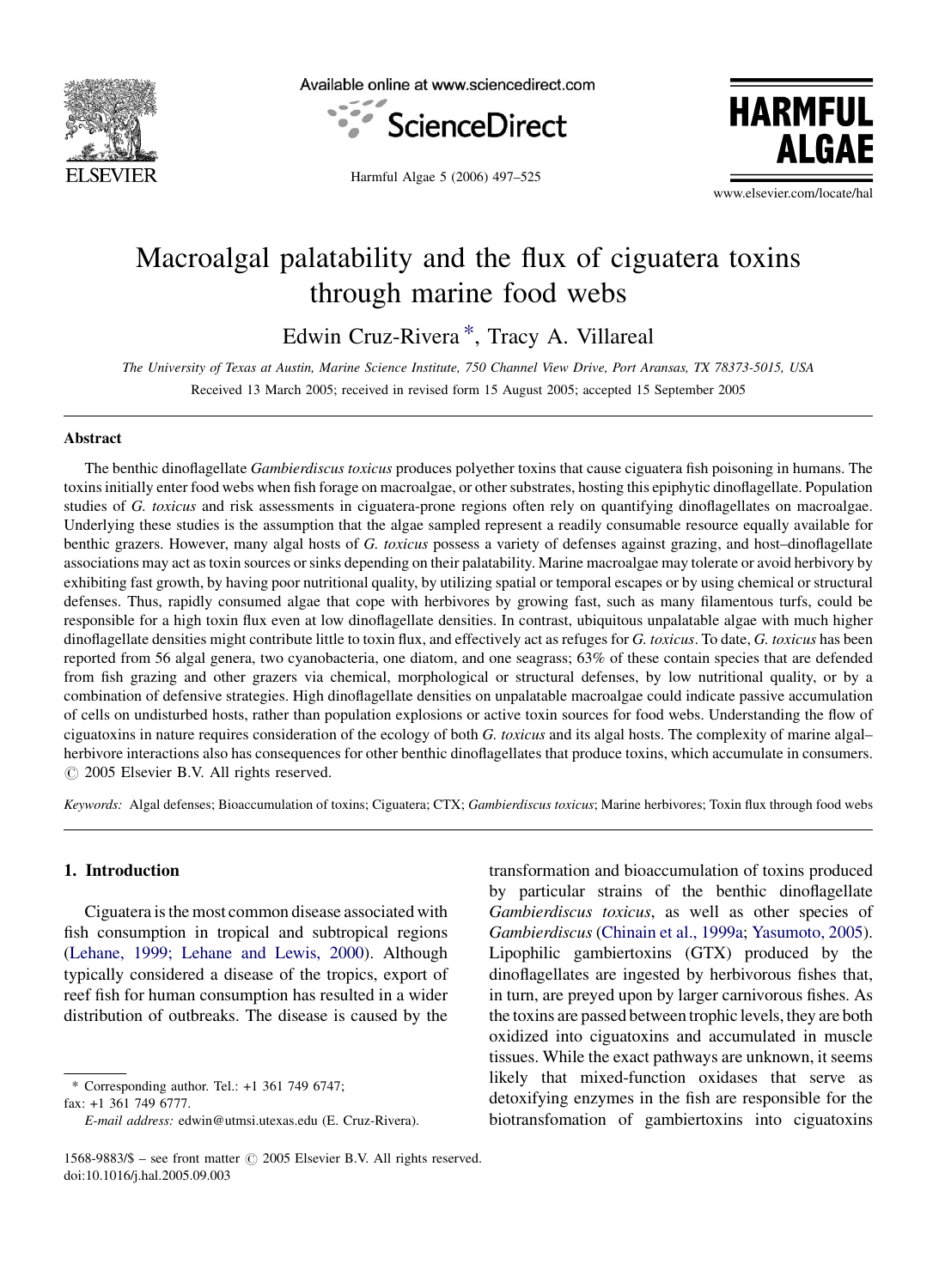# Macroalgal palatability and the flux of ciguatera toxins through marine food webs

Edwin Cruz-Rivera *, Tracy A. Villareal

*The University of Texas at Austin, Marine Science Institute, 750 Channel View Drive, Port Aransas, TX 78373-5015, USA*

Received 13 March 2005; received in revised form 15 August 2005; accepted 15 September 2005

## Abstract

The benthic dinoflagellate *Gambierdiscus toxicus* produces polyether toxins that cause ciguatera fish poisoning in humans. The toxins initially enter food webs when fish forage on macroalgae, or other substrates, hosting this epiphytic dinoflagellate. Population studies of *G. toxicus* and risk assessments in ciguatera-prone regions often rely on quantifying dinoflagellates on macroalgae. Underlying these studies is the assumption that the algae sampled represent a readily consumable resource equally available for benthic grazers. However, many algal hosts of *G. toxicus* possess a variety of defenses against grazing, and host–dinoflagellate associations may act as toxin sources or sinks depending on their palatability. Marine macroalgae may tolerate or avoid herbivory by exhibiting fast growth, by having poor nutritional quality, by utilizing spatial or temporal escapes or by using chemical or structural defenses. Thus, rapidly consumed algae that cope with herbivores by growing fast, such as many filamentous turfs, could be responsible for a high toxin flux even at low dinoflagellate densities. In contrast, ubiquitous unpalatable algae with much higher dinoflagellate densities might contribute little to toxin flux, and effectively act as refuges for *G. toxicus*. To date, *G. toxicus* has been reported from 56 algal genera, two cyanobacteria, one diatom, and one seagrass; 63% of these contain species that are defended from fish grazing and other grazers via chemical, morphological or structural defenses, by low nutritional quality, or by a combination of defensive strategies. High dinoflagellate densities on unpalatable macroalgae could indicate passive accumulation of cells on undisturbed hosts, rather than population explosions or active toxin sources for food webs. Understanding the flow of ciguatoxins in nature requires consideration of the ecology of both *G. toxicus* and its algal hosts. The complexity of marine algal–herbivore interactions also has consequences for other benthic dinoflagellates that produce toxins, which accumulate in consumers.
© 2005 Elsevier B.V. All rights reserved.

*Keywords:* Algal defenses; Bioaccumulation of toxins; Ciguatera; CTX; *Gambierdiscus toxicus*; Marine herbivores; Toxin flux through food webs

## 1. Introduction

Ciguatera is the most common disease associated with fish consumption in tropical and subtropical regions (Lehane, 1999; Lehane and Lewis, 2000). Although typically considered a disease of the tropics, export of reef fish for human consumption has resulted in a wider distribution of outbreaks. The disease is caused by the transformation and bioaccumulation of toxins produced by particular strains of the benthic dinoflagellate *Gambierdiscus toxicus*, as well as other species of *Gambierdiscus* (Chinain et al., 1999a; Yasumoto, 2005). Lipophilic gambiertoxins (GTX) produced by the dinoflagellates are ingested by herbivorous fishes that, in turn, are preyed upon by larger carnivorous fishes. As the toxins are passed between trophic levels, they are both oxidized into ciguatoxins and accumulated in muscle tissues. While the exact pathways are unknown, it seems likely that mixed-function oxidases that serve as detoxifying enzymes in the fish are responsible for the biotransfomation of gambiertoxins into ciguatoxins

\* Corresponding author. Tel.: +1 361 749 6747; fax: +1 361 749 6777.
*E-mail address:* edwin@utmsi.utexas.edu (E. Cruz-Rivera).

1568-9883/$ – see front matter © 2005 Elsevier B.V. All rights reserved.
doi:10.1016/j.hal.2005.09.003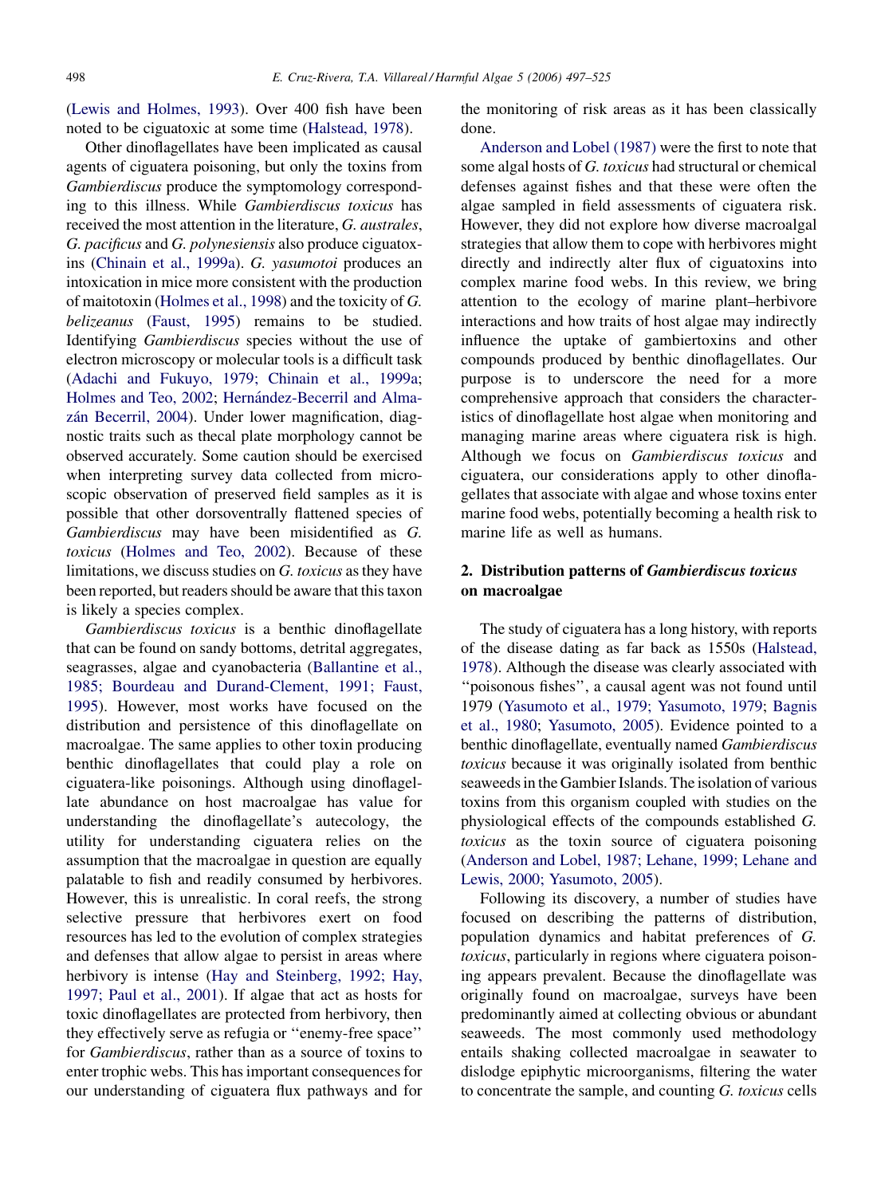(Lewis and Holmes, 1993). Over 400 fish have been noted to be ciguatoxic at some time (Halstead, 1978).

Other dinoflagellates have been implicated as causal agents of ciguatera poisoning, but only the toxins from *Gambierdiscus* produce the symptomology corresponding to this illness. While *Gambierdiscus toxicus* has received the most attention in the literature, *G. australes*, *G. pacificus* and *G. polynesiensis* also produce ciguatoxins (Chinain et al., 1999a). *G. yasumotoi* produces an intoxication in mice more consistent with the production of maitotoxin (Holmes et al., 1998) and the toxicity of *G. belizeanus* (Faust, 1995) remains to be studied. Identifying *Gambierdiscus* species without the use of electron microscopy or molecular tools is a difficult task (Adachi and Fukuyo, 1979; Chinain et al., 1999a; Holmes and Teo, 2002; Hernández-Becerril and Almazán Becerril, 2004). Under lower magnification, diagnostic traits such as thecal plate morphology cannot be observed accurately. Some caution should be exercised when interpreting survey data collected from microscopic observation of preserved field samples as it is possible that other dorsoventrally flattened species of *Gambierdiscus* may have been misidentified as *G. toxicus* (Holmes and Teo, 2002). Because of these limitations, we discuss studies on *G. toxicus* as they have been reported, but readers should be aware that this taxon is likely a species complex.

*Gambierdiscus toxicus* is a benthic dinoflagellate that can be found on sandy bottoms, detrital aggregates, seagrasses, algae and cyanobacteria (Ballantine et al., 1985; Bourdeau and Durand-Clement, 1991; Faust, 1995). However, most works have focused on the distribution and persistence of this dinoflagellate on macroalgae. The same applies to other toxin producing benthic dinoflagellates that could play a role on ciguatera-like poisonings. Although using dinoflagellate abundance on host macroalgae has value for understanding the dinoflagellate's autecology, the utility for understanding ciguatera relies on the assumption that the macroalgae in question are equally palatable to fish and readily consumed by herbivores. However, this is unrealistic. In coral reefs, the strong selective pressure that herbivores exert on food resources has led to the evolution of complex strategies and defenses that allow algae to persist in areas where herbivory is intense (Hay and Steinberg, 1992; Hay, 1997; Paul et al., 2001). If algae that act as hosts for toxic dinoflagellates are protected from herbivory, then they effectively serve as refugia or ''enemy-free space'' for *Gambierdiscus*, rather than as a source of toxins to enter trophic webs. This has important consequences for our understanding of ciguatera flux pathways and for the monitoring of risk areas as it has been classically done.

Anderson and Lobel (1987) were the first to note that some algal hosts of *G. toxicus* had structural or chemical defenses against fishes and that these were often the algae sampled in field assessments of ciguatera risk. However, they did not explore how diverse macroalgal strategies that allow them to cope with herbivores might directly and indirectly alter flux of ciguatoxins into complex marine food webs. In this review, we bring attention to the ecology of marine plant–herbivore interactions and how traits of host algae may indirectly influence the uptake of gambiertoxins and other compounds produced by benthic dinoflagellates. Our purpose is to underscore the need for a more comprehensive approach that considers the characteristics of dinoflagellate host algae when monitoring and managing marine areas where ciguatera risk is high. Although we focus on *Gambierdiscus toxicus* and ciguatera, our considerations apply to other dinoflagellates that associate with algae and whose toxins enter marine food webs, potentially becoming a health risk to marine life as well as humans.

## 2. Distribution patterns of *Gambierdiscus toxicus* on macroalgae

The study of ciguatera has a long history, with reports of the disease dating as far back as 1550s (Halstead, 1978). Although the disease was clearly associated with ''poisonous fishes'', a causal agent was not found until 1979 (Yasumoto et al., 1979; Yasumoto, 1979; Bagnis et al., 1980; Yasumoto, 2005). Evidence pointed to a benthic dinoflagellate, eventually named *Gambierdiscus toxicus* because it was originally isolated from benthic seaweeds in the Gambier Islands. The isolation of various toxins from this organism coupled with studies on the physiological effects of the compounds established *G. toxicus* as the toxin source of ciguatera poisoning (Anderson and Lobel, 1987; Lehane, 1999; Lehane and Lewis, 2000; Yasumoto, 2005).

Following its discovery, a number of studies have focused on describing the patterns of distribution, population dynamics and habitat preferences of *G. toxicus*, particularly in regions where ciguatera poisoning appears prevalent. Because the dinoflagellate was originally found on macroalgae, surveys have been predominantly aimed at collecting obvious or abundant seaweeds. The most commonly used methodology entails shaking collected macroalgae in seawater to dislodge epiphytic microorganisms, filtering the water to concentrate the sample, and counting *G. toxicus* cells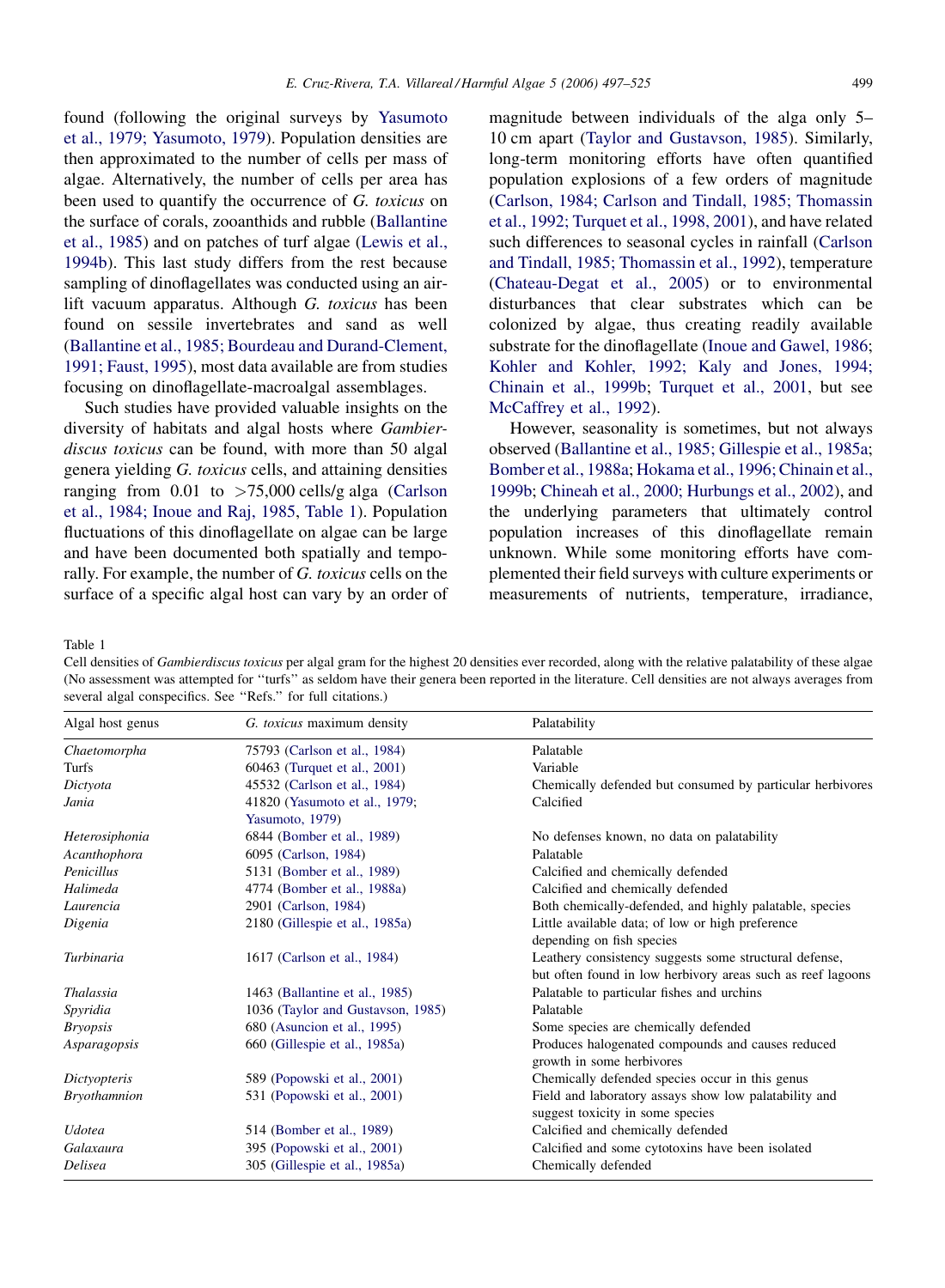found (following the original surveys by Yasumoto et al., 1979; Yasumoto, 1979). Population densities are then approximated to the number of cells per mass of algae. Alternatively, the number of cells per area has been used to quantify the occurrence of *G. toxicus* on the surface of corals, zooanthids and rubble (Ballantine et al., 1985) and on patches of turf algae (Lewis et al., 1994b). This last study differs from the rest because sampling of dinoflagellates was conducted using an air-lift vacuum apparatus. Although *G. toxicus* has been found on sessile invertebrates and sand as well (Ballantine et al., 1985; Bourdeau and Durand-Clement, 1991; Faust, 1995), most data available are from studies focusing on dinoflagellate-macroalgal assemblages.

Such studies have provided valuable insights on the diversity of habitats and algal hosts where *Gambierdiscus toxicus* can be found, with more than 50 algal genera yielding *G. toxicus* cells, and attaining densities ranging from 0.01 to >75,000 cells/g alga (Carlson et al., 1984; Inoue and Raj, 1985, Table 1). Population fluctuations of this dinoflagellate on algae can be large and have been documented both spatially and temporally. For example, the number of *G. toxicus* cells on the surface of a specific algal host can vary by an order of magnitude between individuals of the alga only 5–10 cm apart (Taylor and Gustavson, 1985). Similarly, long-term monitoring efforts have often quantified population explosions of a few orders of magnitude (Carlson, 1984; Carlson and Tindall, 1985; Thomassin et al., 1992; Turquet et al., 1998, 2001), and have related such differences to seasonal cycles in rainfall (Carlson and Tindall, 1985; Thomassin et al., 1992), temperature (Chateau-Degat et al., 2005) or to environmental disturbances that clear substrates which can be colonized by algae, thus creating readily available substrate for the dinoflagellate (Inoue and Gawel, 1986; Kohler and Kohler, 1992; Kaly and Jones, 1994; Chinain et al., 1999b; Turquet et al., 2001, but see McCaffrey et al., 1992).

However, seasonality is sometimes, but not always observed (Ballantine et al., 1985; Gillespie et al., 1985a; Bomber et al., 1988a; Hokama et al., 1996; Chinain et al., 1999b; Chineah et al., 2000; Hurbungs et al., 2002), and the underlying parameters that ultimately control population increases of this dinoflagellate remain unknown. While some monitoring efforts have complemented their field surveys with culture experiments or measurements of nutrients, temperature, irradiance,

Table 1
Cell densities of *Gambierdiscus toxicus* per algal gram for the highest 20 densities ever recorded, along with the relative palatability of these algae (No assessment was attempted for "turfs" as seldom have their genera been reported in the literature. Cell densities are not always averages from several algal conspecifics. See "Refs." for full citations.)

| Algal host genus | *G. toxicus* maximum density | Palatability |
|---|---|---|
| *Chaetomorpha* | 75793 (Carlson et al., 1984) | Palatable |
| Turfs | 60463 (Turquet et al., 2001) | Variable |
| *Dictyota* | 45532 (Carlson et al., 1984) | Chemically defended but consumed by particular herbivores |
| *Jania* | 41820 (Yasumoto et al., 1979; Yasumoto, 1979) | Calcified |
| *Heterosiphonia* | 6844 (Bomber et al., 1989) | No defenses known, no data on palatability |
| *Acanthophora* | 6095 (Carlson, 1984) | Palatable |
| *Penicillus* | 5131 (Bomber et al., 1989) | Calcified and chemically defended |
| *Halimeda* | 4774 (Bomber et al., 1988a) | Calcified and chemically defended |
| *Laurencia* | 2901 (Carlson, 1984) | Both chemically-defended, and highly palatable, species |
| *Digenia* | 2180 (Gillespie et al., 1985a) | Little available data; of low or high preference depending on fish species |
| *Turbinaria* | 1617 (Carlson et al., 1984) | Leathery consistency suggests some structural defense, but often found in low herbivory areas such as reef lagoons |
| *Thalassia* | 1463 (Ballantine et al., 1985) | Palatable to particular fishes and urchins |
| *Spyridia* | 1036 (Taylor and Gustavson, 1985) | Palatable |
| *Bryopsis* | 680 (Asuncion et al., 1995) | Some species are chemically defended |
| *Asparagopsis* | 660 (Gillespie et al., 1985a) | Produces halogenated compounds and causes reduced growth in some herbivores |
| *Dictyopteris* | 589 (Popowski et al., 2001) | Chemically defended species occur in this genus |
| *Bryothamnion* | 531 (Popowski et al., 2001) | Field and laboratory assays show low palatability and suggest toxicity in some species |
| *Udotea* | 514 (Bomber et al., 1989) | Calcified and chemically defended |
| *Galaxaura* | 395 (Popowski et al., 2001) | Calcified and some cytotoxins have been isolated |
| *Delisea* | 305 (Gillespie et al., 1985a) | Chemically defended |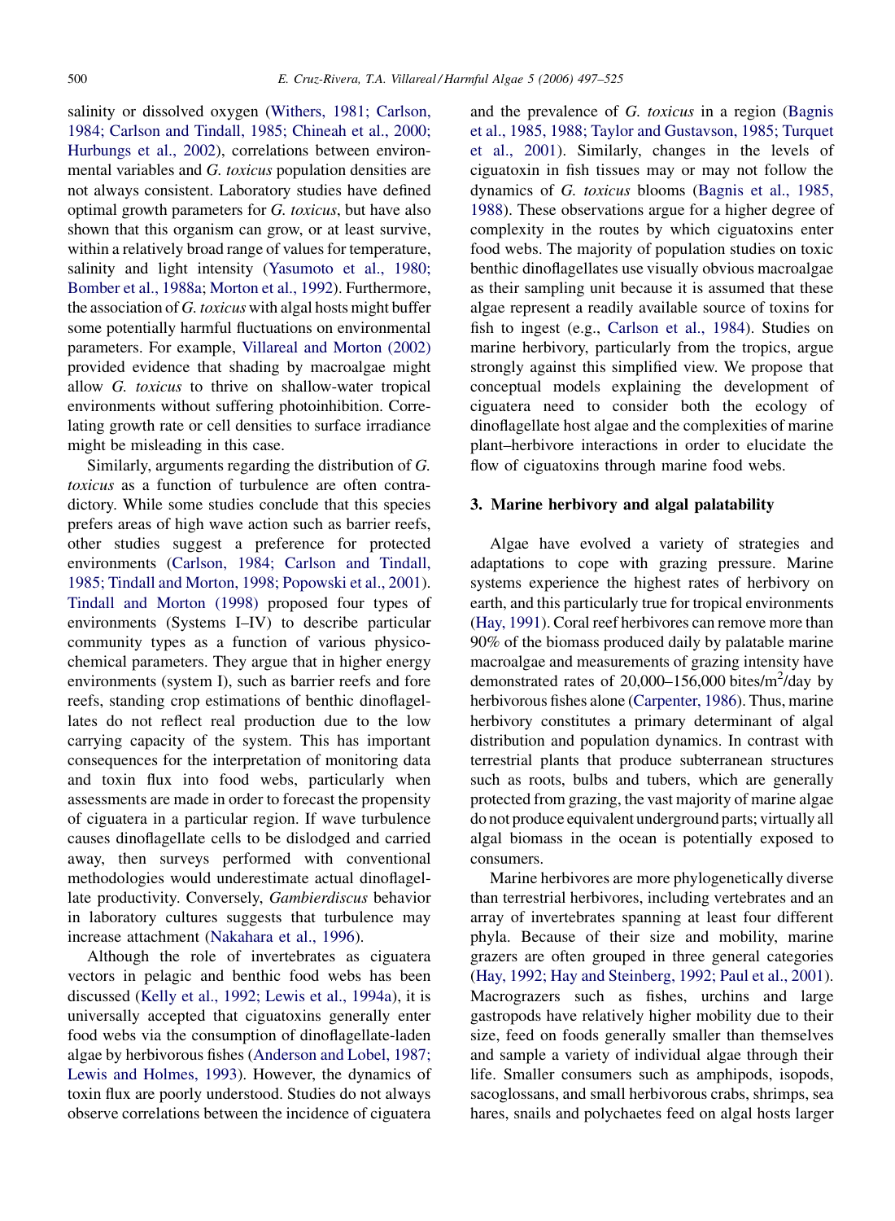salinity or dissolved oxygen (Withers, 1981; Carlson, 1984; Carlson and Tindall, 1985; Chineah et al., 2000; Hurbungs et al., 2002), correlations between environmental variables and *G. toxicus* population densities are not always consistent. Laboratory studies have defined optimal growth parameters for *G. toxicus*, but have also shown that this organism can grow, or at least survive, within a relatively broad range of values for temperature, salinity and light intensity (Yasumoto et al., 1980; Bomber et al., 1988a; Morton et al., 1992). Furthermore, the association of *G. toxicus* with algal hosts might buffer some potentially harmful fluctuations on environmental parameters. For example, Villareal and Morton (2002) provided evidence that shading by macroalgae might allow *G. toxicus* to thrive on shallow-water tropical environments without suffering photoinhibition. Correlating growth rate or cell densities to surface irradiance might be misleading in this case.

Similarly, arguments regarding the distribution of *G. toxicus* as a function of turbulence are often contradictory. While some studies conclude that this species prefers areas of high wave action such as barrier reefs, other studies suggest a preference for protected environments (Carlson, 1984; Carlson and Tindall, 1985; Tindall and Morton, 1998; Popowski et al., 2001). Tindall and Morton (1998) proposed four types of environments (Systems I–IV) to describe particular community types as a function of various physicochemical parameters. They argue that in higher energy environments (system I), such as barrier reefs and fore reefs, standing crop estimations of benthic dinoflagellates do not reflect real production due to the low carrying capacity of the system. This has important consequences for the interpretation of monitoring data and toxin flux into food webs, particularly when assessments are made in order to forecast the propensity of ciguatera in a particular region. If wave turbulence causes dinoflagellate cells to be dislodged and carried away, then surveys performed with conventional methodologies would underestimate actual dinoflagellate productivity. Conversely, *Gambierdiscus* behavior in laboratory cultures suggests that turbulence may increase attachment (Nakahara et al., 1996).

Although the role of invertebrates as ciguatera vectors in pelagic and benthic food webs has been discussed (Kelly et al., 1992; Lewis et al., 1994a), it is universally accepted that ciguatoxins generally enter food webs via the consumption of dinoflagellate-laden algae by herbivorous fishes (Anderson and Lobel, 1987; Lewis and Holmes, 1993). However, the dynamics of toxin flux are poorly understood. Studies do not always observe correlations between the incidence of ciguatera and the prevalence of *G. toxicus* in a region (Bagnis et al., 1985, 1988; Taylor and Gustavson, 1985; Turquet et al., 2001). Similarly, changes in the levels of ciguatoxin in fish tissues may or may not follow the dynamics of *G. toxicus* blooms (Bagnis et al., 1985, 1988). These observations argue for a higher degree of complexity in the routes by which ciguatoxins enter food webs. The majority of population studies on toxic benthic dinoflagellates use visually obvious macroalgae as their sampling unit because it is assumed that these algae represent a readily available source of toxins for fish to ingest (e.g., Carlson et al., 1984). Studies on marine herbivory, particularly from the tropics, argue strongly against this simplified view. We propose that conceptual models explaining the development of ciguatera need to consider both the ecology of dinoflagellate host algae and the complexities of marine plant–herbivore interactions in order to elucidate the flow of ciguatoxins through marine food webs.

## 3. Marine herbivory and algal palatability

Algae have evolved a variety of strategies and adaptations to cope with grazing pressure. Marine systems experience the highest rates of herbivory on earth, and this particularly true for tropical environments (Hay, 1991). Coral reef herbivores can remove more than 90% of the biomass produced daily by palatable marine macroalgae and measurements of grazing intensity have demonstrated rates of 20,000–156,000 bites/m$^2$/day by herbivorous fishes alone (Carpenter, 1986). Thus, marine herbivory constitutes a primary determinant of algal distribution and population dynamics. In contrast with terrestrial plants that produce subterranean structures such as roots, bulbs and tubers, which are generally protected from grazing, the vast majority of marine algae do not produce equivalent underground parts; virtually all algal biomass in the ocean is potentially exposed to consumers.

Marine herbivores are more phylogenetically diverse than terrestrial herbivores, including vertebrates and an array of invertebrates spanning at least four different phyla. Because of their size and mobility, marine grazers are often grouped in three general categories (Hay, 1992; Hay and Steinberg, 1992; Paul et al., 2001). Macrograzers such as fishes, urchins and large gastropods have relatively higher mobility due to their size, feed on foods generally smaller than themselves and sample a variety of individual algae through their life. Smaller consumers such as amphipods, isopods, sacoglossans, and small herbivorous crabs, shrimps, sea hares, snails and polychaetes feed on algal hosts larger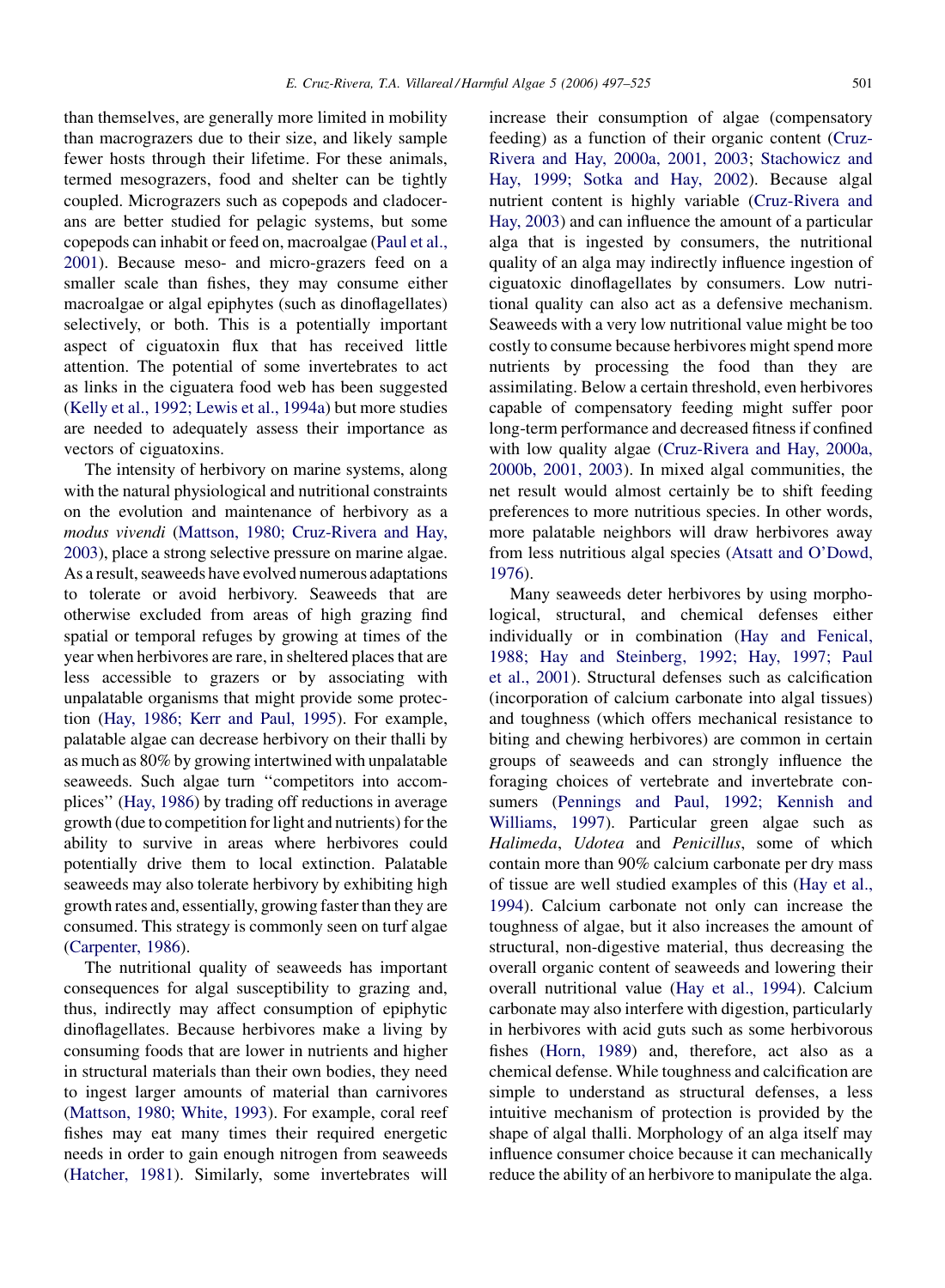than themselves, are generally more limited in mobility than macrograzers due to their size, and likely sample fewer hosts through their lifetime. For these animals, termed mesograzers, food and shelter can be tightly coupled. Micrograzers such as copepods and cladocerans are better studied for pelagic systems, but some copepods can inhabit or feed on, macroalgae (Paul et al., 2001). Because meso- and micro-grazers feed on a smaller scale than fishes, they may consume either macroalgae or algal epiphytes (such as dinoflagellates) selectively, or both. This is a potentially important aspect of ciguatoxin flux that has received little attention. The potential of some invertebrates to act as links in the ciguatera food web has been suggested (Kelly et al., 1992; Lewis et al., 1994a) but more studies are needed to adequately assess their importance as vectors of ciguatoxins.

The intensity of herbivory on marine systems, along with the natural physiological and nutritional constraints on the evolution and maintenance of herbivory as a *modus vivendi* (Mattson, 1980; Cruz-Rivera and Hay, 2003), place a strong selective pressure on marine algae. As a result, seaweeds have evolved numerous adaptations to tolerate or avoid herbivory. Seaweeds that are otherwise excluded from areas of high grazing find spatial or temporal refuges by growing at times of the year when herbivores are rare, in sheltered places that are less accessible to grazers or by associating with unpalatable organisms that might provide some protection (Hay, 1986; Kerr and Paul, 1995). For example, palatable algae can decrease herbivory on their thalli by as much as 80% by growing intertwined with unpalatable seaweeds. Such algae turn ''competitors into accomplices'' (Hay, 1986) by trading off reductions in average growth (due to competition for light and nutrients) for the ability to survive in areas where herbivores could potentially drive them to local extinction. Palatable seaweeds may also tolerate herbivory by exhibiting high growth rates and, essentially, growing faster than they are consumed. This strategy is commonly seen on turf algae (Carpenter, 1986).

The nutritional quality of seaweeds has important consequences for algal susceptibility to grazing and, thus, indirectly may affect consumption of epiphytic dinoflagellates. Because herbivores make a living by consuming foods that are lower in nutrients and higher in structural materials than their own bodies, they need to ingest larger amounts of material than carnivores (Mattson, 1980; White, 1993). For example, coral reef fishes may eat many times their required energetic needs in order to gain enough nitrogen from seaweeds (Hatcher, 1981). Similarly, some invertebrates will increase their consumption of algae (compensatory feeding) as a function of their organic content (Cruz-Rivera and Hay, 2000a, 2001, 2003; Stachowicz and Hay, 1999; Sotka and Hay, 2002). Because algal nutrient content is highly variable (Cruz-Rivera and Hay, 2003) and can influence the amount of a particular alga that is ingested by consumers, the nutritional quality of an alga may indirectly influence ingestion of ciguatoxic dinoflagellates by consumers. Low nutritional quality can also act as a defensive mechanism. Seaweeds with a very low nutritional value might be too costly to consume because herbivores might spend more nutrients by processing the food than they are assimilating. Below a certain threshold, even herbivores capable of compensatory feeding might suffer poor long-term performance and decreased fitness if confined with low quality algae (Cruz-Rivera and Hay, 2000a, 2000b, 2001, 2003). In mixed algal communities, the net result would almost certainly be to shift feeding preferences to more nutritious species. In other words, more palatable neighbors will draw herbivores away from less nutritious algal species (Atsatt and O'Dowd, 1976).

Many seaweeds deter herbivores by using morphological, structural, and chemical defenses either individually or in combination (Hay and Fenical, 1988; Hay and Steinberg, 1992; Hay, 1997; Paul et al., 2001). Structural defenses such as calcification (incorporation of calcium carbonate into algal tissues) and toughness (which offers mechanical resistance to biting and chewing herbivores) are common in certain groups of seaweeds and can strongly influence the foraging choices of vertebrate and invertebrate consumers (Pennings and Paul, 1992; Kennish and Williams, 1997). Particular green algae such as *Halimeda*, *Udotea* and *Penicillus*, some of which contain more than 90% calcium carbonate per dry mass of tissue are well studied examples of this (Hay et al., 1994). Calcium carbonate not only can increase the toughness of algae, but it also increases the amount of structural, non-digestive material, thus decreasing the overall organic content of seaweeds and lowering their overall nutritional value (Hay et al., 1994). Calcium carbonate may also interfere with digestion, particularly in herbivores with acid guts such as some herbivorous fishes (Horn, 1989) and, therefore, act also as a chemical defense. While toughness and calcification are simple to understand as structural defenses, a less intuitive mechanism of protection is provided by the shape of algal thalli. Morphology of an alga itself may influence consumer choice because it can mechanically reduce the ability of an herbivore to manipulate the alga.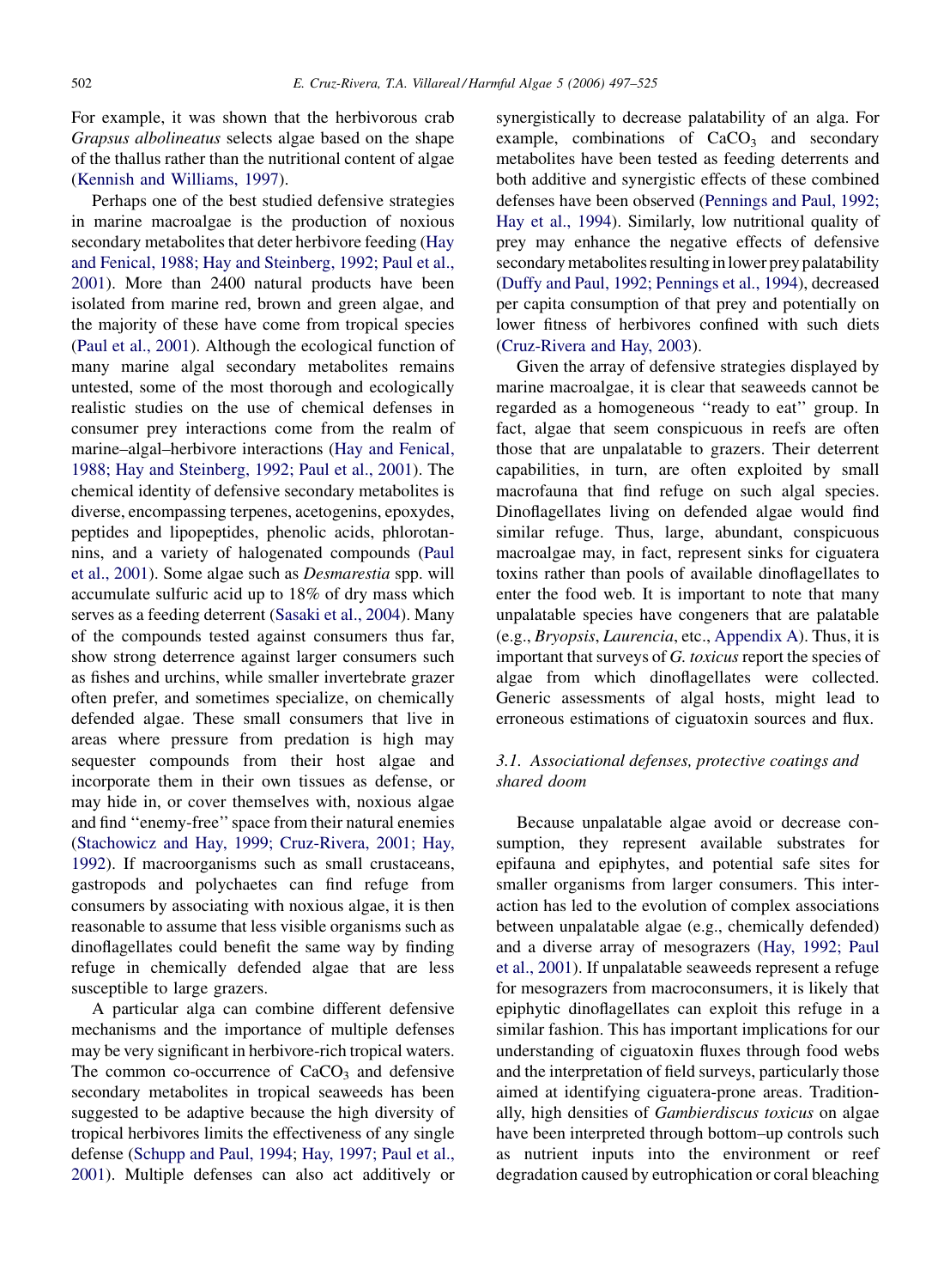For example, it was shown that the herbivorous crab *Grapsus albolineatus* selects algae based on the shape of the thallus rather than the nutritional content of algae (Kennish and Williams, 1997).

Perhaps one of the best studied defensive strategies in marine macroalgae is the production of noxious secondary metabolites that deter herbivore feeding (Hay and Fenical, 1988; Hay and Steinberg, 1992; Paul et al., 2001). More than 2400 natural products have been isolated from marine red, brown and green algae, and the majority of these have come from tropical species (Paul et al., 2001). Although the ecological function of many marine algal secondary metabolites remains untested, some of the most thorough and ecologically realistic studies on the use of chemical defenses in consumer prey interactions come from the realm of marine–algal–herbivore interactions (Hay and Fenical, 1988; Hay and Steinberg, 1992; Paul et al., 2001). The chemical identity of defensive secondary metabolites is diverse, encompassing terpenes, acetogenins, epoxydes, peptides and lipopeptides, phenolic acids, phlorotannins, and a variety of halogenated compounds (Paul et al., 2001). Some algae such as *Desmarestia* spp. will accumulate sulfuric acid up to 18% of dry mass which serves as a feeding deterrent (Sasaki et al., 2004). Many of the compounds tested against consumers thus far, show strong deterrence against larger consumers such as fishes and urchins, while smaller invertebrate grazer often prefer, and sometimes specialize, on chemically defended algae. These small consumers that live in areas where pressure from predation is high may sequester compounds from their host algae and incorporate them in their own tissues as defense, or may hide in, or cover themselves with, noxious algae and find ''enemy-free'' space from their natural enemies (Stachowicz and Hay, 1999; Cruz-Rivera, 2001; Hay, 1992). If macroorganisms such as small crustaceans, gastropods and polychaetes can find refuge from consumers by associating with noxious algae, it is then reasonable to assume that less visible organisms such as dinoflagellates could benefit the same way by finding refuge in chemically defended algae that are less susceptible to large grazers.

A particular alga can combine different defensive mechanisms and the importance of multiple defenses may be very significant in herbivore-rich tropical waters. The common co-occurrence of $CaCO_3$ and defensive secondary metabolites in tropical seaweeds has been suggested to be adaptive because the high diversity of tropical herbivores limits the effectiveness of any single defense (Schupp and Paul, 1994; Hay, 1997; Paul et al., 2001). Multiple defenses can also act additively or synergistically to decrease palatability of an alga. For example, combinations of $CaCO_3$ and secondary metabolites have been tested as feeding deterrents and both additive and synergistic effects of these combined defenses have been observed (Pennings and Paul, 1992; Hay et al., 1994). Similarly, low nutritional quality of prey may enhance the negative effects of defensive secondary metabolites resulting in lower prey palatability (Duffy and Paul, 1992; Pennings et al., 1994), decreased per capita consumption of that prey and potentially on lower fitness of herbivores confined with such diets (Cruz-Rivera and Hay, 2003).

Given the array of defensive strategies displayed by marine macroalgae, it is clear that seaweeds cannot be regarded as a homogeneous ''ready to eat'' group. In fact, algae that seem conspicuous in reefs are often those that are unpalatable to grazers. Their deterrent capabilities, in turn, are often exploited by small macrofauna that find refuge on such algal species. Dinoflagellates living on defended algae would find similar refuge. Thus, large, abundant, conspicuous macroalgae may, in fact, represent sinks for ciguatera toxins rather than pools of available dinoflagellates to enter the food web. It is important to note that many unpalatable species have congeners that are palatable (e.g., *Bryopsis*, *Laurencia*, etc., Appendix A). Thus, it is important that surveys of *G. toxicus* report the species of algae from which dinoflagellates were collected. Generic assessments of algal hosts, might lead to erroneous estimations of ciguatoxin sources and flux.

### 3.1. Associational defenses, protective coatings and shared doom

Because unpalatable algae avoid or decrease consumption, they represent available substrates for epifauna and epiphytes, and potential safe sites for smaller organisms from larger consumers. This interaction has led to the evolution of complex associations between unpalatable algae (e.g., chemically defended) and a diverse array of mesograzers (Hay, 1992; Paul et al., 2001). If unpalatable seaweeds represent a refuge for mesograzers from macroconsumers, it is likely that epiphytic dinoflagellates can exploit this refuge in a similar fashion. This has important implications for our understanding of ciguatoxin fluxes through food webs and the interpretation of field surveys, particularly those aimed at identifying ciguatera-prone areas. Traditionally, high densities of *Gambierdiscus toxicus* on algae have been interpreted through bottom–up controls such as nutrient inputs into the environment or reef degradation caused by eutrophication or coral bleaching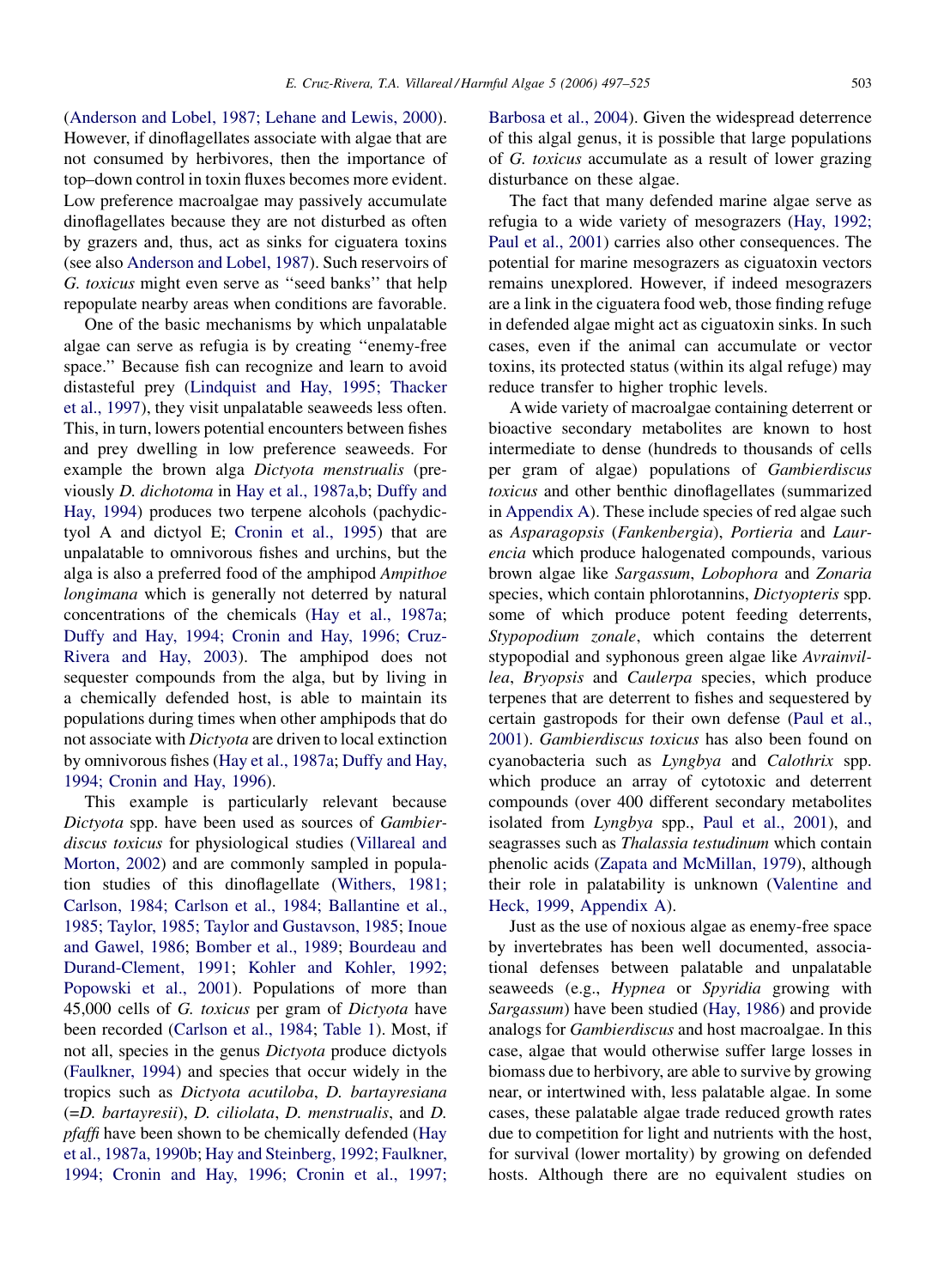(Anderson and Lobel, 1987; Lehane and Lewis, 2000). However, if dinoflagellates associate with algae that are not consumed by herbivores, then the importance of top–down control in toxin fluxes becomes more evident. Low preference macroalgae may passively accumulate dinoflagellates because they are not disturbed as often by grazers and, thus, act as sinks for ciguatera toxins (see also Anderson and Lobel, 1987). Such reservoirs of *G. toxicus* might even serve as ''seed banks'' that help repopulate nearby areas when conditions are favorable.

One of the basic mechanisms by which unpalatable algae can serve as refugia is by creating ''enemy-free space.'' Because fish can recognize and learn to avoid distasteful prey (Lindquist and Hay, 1995; Thacker et al., 1997), they visit unpalatable seaweeds less often. This, in turn, lowers potential encounters between fishes and prey dwelling in low preference seaweeds. For example the brown alga *Dictyota menstrualis* (previously *D. dichotoma* in Hay et al., 1987a,b; Duffy and Hay, 1994) produces two terpene alcohols (pachydictyol A and dictyol E; Cronin et al., 1995) that are unpalatable to omnivorous fishes and urchins, but the alga is also a preferred food of the amphipod *Ampithoe longimana* which is generally not deterred by natural concentrations of the chemicals (Hay et al., 1987a; Duffy and Hay, 1994; Cronin and Hay, 1996; Cruz-Rivera and Hay, 2003). The amphipod does not sequester compounds from the alga, but by living in a chemically defended host, is able to maintain its populations during times when other amphipods that do not associate with *Dictyota* are driven to local extinction by omnivorous fishes (Hay et al., 1987a; Duffy and Hay, 1994; Cronin and Hay, 1996).

This example is particularly relevant because *Dictyota* spp. have been used as sources of *Gambierdiscus toxicus* for physiological studies (Villareal and Morton, 2002) and are commonly sampled in population studies of this dinoflagellate (Withers, 1981; Carlson, 1984; Carlson et al., 1984; Ballantine et al., 1985; Taylor, 1985; Taylor and Gustavson, 1985; Inoue and Gawel, 1986; Bomber et al., 1989; Bourdeau and Durand-Clement, 1991; Kohler and Kohler, 1992; Popowski et al., 2001). Populations of more than 45,000 cells of *G. toxicus* per gram of *Dictyota* have been recorded (Carlson et al., 1984; Table 1). Most, if not all, species in the genus *Dictyota* produce dictyols (Faulkner, 1994) and species that occur widely in the tropics such as *Dictyota acutiloba*, *D. bartayresiana* (=*D. bartayresii*), *D. ciliolata*, *D. menstrualis*, and *D. pfaffi* have been shown to be chemically defended (Hay et al., 1987a, 1990b; Hay and Steinberg, 1992; Faulkner, 1994; Cronin and Hay, 1996; Cronin et al., 1997; Barbosa et al., 2004). Given the widespread deterrence of this algal genus, it is possible that large populations of *G. toxicus* accumulate as a result of lower grazing disturbance on these algae.

The fact that many defended marine algae serve as refugia to a wide variety of mesograzers (Hay, 1992; Paul et al., 2001) carries also other consequences. The potential for marine mesograzers as ciguatoxin vectors remains unexplored. However, if indeed mesograzers are a link in the ciguatera food web, those finding refuge in defended algae might act as ciguatoxin sinks. In such cases, even if the animal can accumulate or vector toxins, its protected status (within its algal refuge) may reduce transfer to higher trophic levels.

A wide variety of macroalgae containing deterrent or bioactive secondary metabolites are known to host intermediate to dense (hundreds to thousands of cells per gram of algae) populations of *Gambierdiscus toxicus* and other benthic dinoflagellates (summarized in Appendix A). These include species of red algae such as *Asparagopsis* (*Fankenbergia*), *Portieria* and *Laurencia* which produce halogenated compounds, various brown algae like *Sargassum*, *Lobophora* and *Zonaria* species, which contain phlorotannins, *Dictyopteris* spp. some of which produce potent feeding deterrents, *Stypopodium zonale*, which contains the deterrent stypopodial and syphonous green algae like *Avrainvillea*, *Bryopsis* and *Caulerpa* species, which produce terpenes that are deterrent to fishes and sequestered by certain gastropods for their own defense (Paul et al., 2001). *Gambierdiscus toxicus* has also been found on cyanobacteria such as *Lyngbya* and *Calothrix* spp. which produce an array of cytotoxic and deterrent compounds (over 400 different secondary metabolites isolated from *Lyngbya* spp., Paul et al., 2001), and seagrasses such as *Thalassia testudinum* which contain phenolic acids (Zapata and McMillan, 1979), although their role in palatability is unknown (Valentine and Heck, 1999, Appendix A).

Just as the use of noxious algae as enemy-free space by invertebrates has been well documented, associational defenses between palatable and unpalatable seaweeds (e.g., *Hypnea* or *Spyridia* growing with *Sargassum*) have been studied (Hay, 1986) and provide analogs for *Gambierdiscus* and host macroalgae. In this case, algae that would otherwise suffer large losses in biomass due to herbivory, are able to survive by growing near, or intertwined with, less palatable algae. In some cases, these palatable algae trade reduced growth rates due to competition for light and nutrients with the host, for survival (lower mortality) by growing on defended hosts. Although there are no equivalent studies on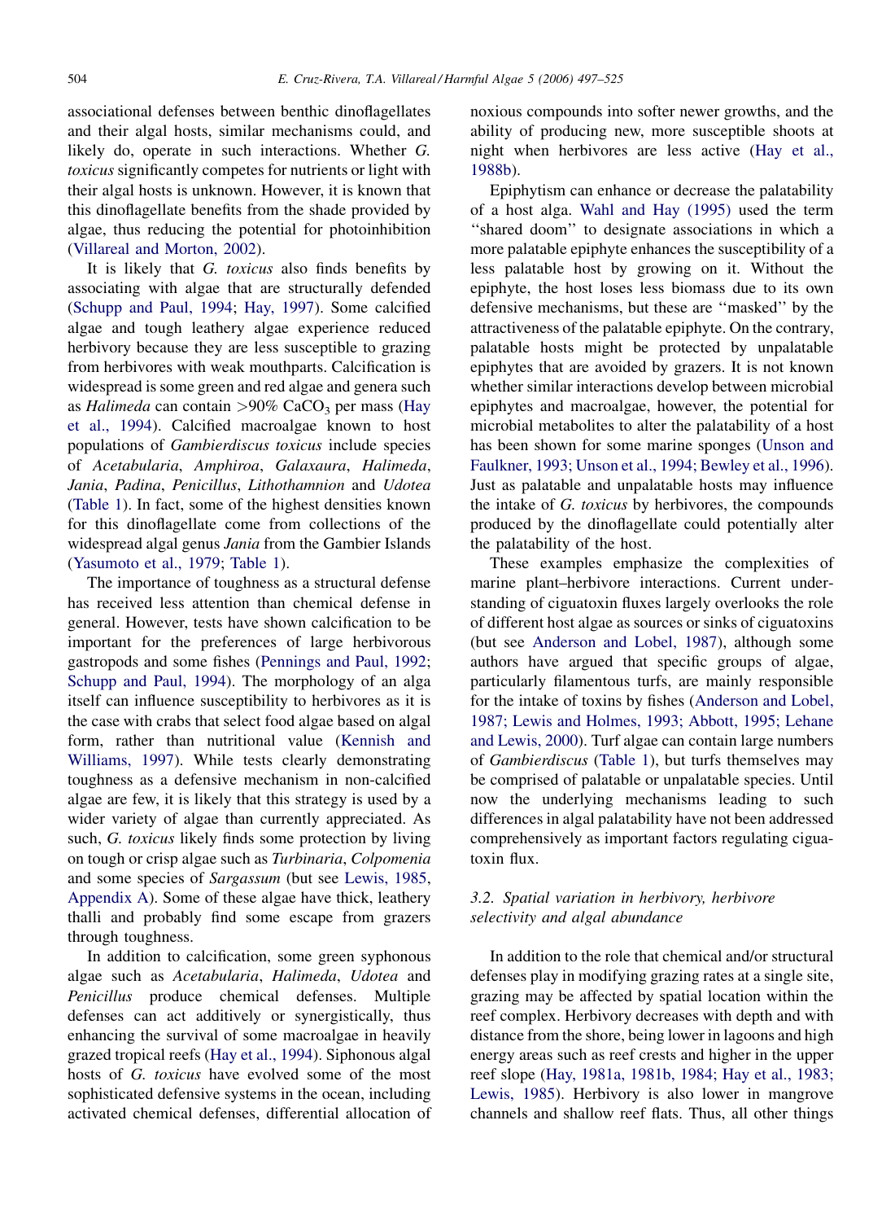associational defenses between benthic dinoflagellates and their algal hosts, similar mechanisms could, and likely do, operate in such interactions. Whether *G. toxicus* significantly competes for nutrients or light with their algal hosts is unknown. However, it is known that this dinoflagellate benefits from the shade provided by algae, thus reducing the potential for photoinhibition (Villareal and Morton, 2002).

It is likely that *G. toxicus* also finds benefits by associating with algae that are structurally defended (Schupp and Paul, 1994; Hay, 1997). Some calcified algae and tough leathery algae experience reduced herbivory because they are less susceptible to grazing from herbivores with weak mouthparts. Calcification is widespread is some green and red algae and genera such as *Halimeda* can contain >90% $CaCO_3$ per mass (Hay et al., 1994). Calcified macroalgae known to host populations of *Gambierdiscus toxicus* include species of *Acetabularia*, *Amphiroa*, *Galaxaura*, *Halimeda*, *Jania*, *Padina*, *Penicillus*, *Lithothamnion* and *Udotea* (Table 1). In fact, some of the highest densities known for this dinoflagellate come from collections of the widespread algal genus *Jania* from the Gambier Islands (Yasumoto et al., 1979; Table 1).

The importance of toughness as a structural defense has received less attention than chemical defense in general. However, tests have shown calcification to be important for the preferences of large herbivorous gastropods and some fishes (Pennings and Paul, 1992; Schupp and Paul, 1994). The morphology of an alga itself can influence susceptibility to herbivores as it is the case with crabs that select food algae based on algal form, rather than nutritional value (Kennish and Williams, 1997). While tests clearly demonstrating toughness as a defensive mechanism in non-calcified algae are few, it is likely that this strategy is used by a wider variety of algae than currently appreciated. As such, *G. toxicus* likely finds some protection by living on tough or crisp algae such as *Turbinaria*, *Colpomenia* and some species of *Sargassum* (but see Lewis, 1985, Appendix A). Some of these algae have thick, leathery thalli and probably find some escape from grazers through toughness.

In addition to calcification, some green syphonous algae such as *Acetabularia*, *Halimeda*, *Udotea* and *Penicillus* produce chemical defenses. Multiple defenses can act additively or synergistically, thus enhancing the survival of some macroalgae in heavily grazed tropical reefs (Hay et al., 1994). Siphonous algal hosts of *G. toxicus* have evolved some of the most sophisticated defensive systems in the ocean, including activated chemical defenses, differential allocation of noxious compounds into softer newer growths, and the ability of producing new, more susceptible shoots at night when herbivores are less active (Hay et al., 1988b).

Epiphytism can enhance or decrease the palatability of a host alga. Wahl and Hay (1995) used the term ''shared doom'' to designate associations in which a more palatable epiphyte enhances the susceptibility of a less palatable host by growing on it. Without the epiphyte, the host loses less biomass due to its own defensive mechanisms, but these are ''masked'' by the attractiveness of the palatable epiphyte. On the contrary, palatable hosts might be protected by unpalatable epiphytes that are avoided by grazers. It is not known whether similar interactions develop between microbial epiphytes and macroalgae, however, the potential for microbial metabolites to alter the palatability of a host has been shown for some marine sponges (Unson and Faulkner, 1993; Unson et al., 1994; Bewley et al., 1996). Just as palatable and unpalatable hosts may influence the intake of *G. toxicus* by herbivores, the compounds produced by the dinoflagellate could potentially alter the palatability of the host.

These examples emphasize the complexities of marine plant–herbivore interactions. Current understanding of ciguatoxin fluxes largely overlooks the role of different host algae as sources or sinks of ciguatoxins (but see Anderson and Lobel, 1987), although some authors have argued that specific groups of algae, particularly filamentous turfs, are mainly responsible for the intake of toxins by fishes (Anderson and Lobel, 1987; Lewis and Holmes, 1993; Abbott, 1995; Lehane and Lewis, 2000). Turf algae can contain large numbers of *Gambierdiscus* (Table 1), but turfs themselves may be comprised of palatable or unpalatable species. Until now the underlying mechanisms leading to such differences in algal palatability have not been addressed comprehensively as important factors regulating ciguatoxin flux.

### 3.2. Spatial variation in herbivory, herbivore selectivity and algal abundance

In addition to the role that chemical and/or structural defenses play in modifying grazing rates at a single site, grazing may be affected by spatial location within the reef complex. Herbivory decreases with depth and with distance from the shore, being lower in lagoons and high energy areas such as reef crests and higher in the upper reef slope (Hay, 1981a, 1981b, 1984; Hay et al., 1983; Lewis, 1985). Herbivory is also lower in mangrove channels and shallow reef flats. Thus, all other things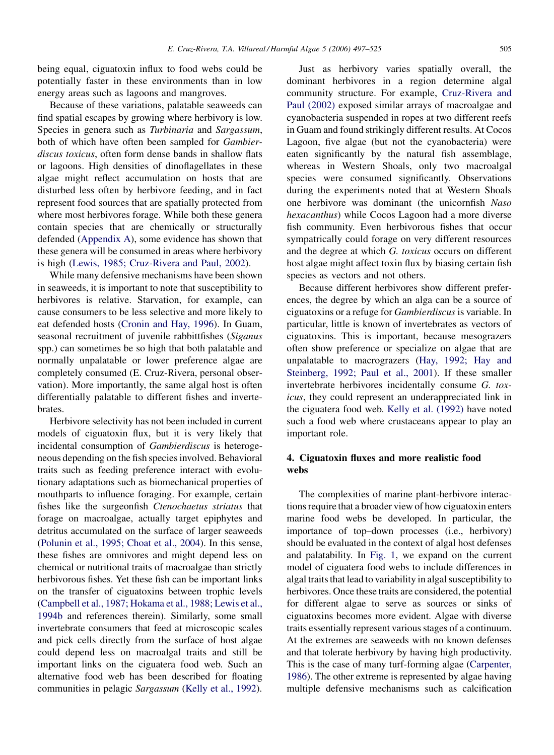being equal, ciguatoxin influx to food webs could be potentially faster in these environments than in low energy areas such as lagoons and mangroves.

Because of these variations, palatable seaweeds can find spatial escapes by growing where herbivory is low. Species in genera such as *Turbinaria* and *Sargassum*, both of which have often been sampled for *Gambierdiscus toxicus*, often form dense bands in shallow flats or lagoons. High densities of dinoflagellates in these algae might reflect accumulation on hosts that are disturbed less often by herbivore feeding, and in fact represent food sources that are spatially protected from where most herbivores forage. While both these genera contain species that are chemically or structurally defended (Appendix A), some evidence has shown that these genera will be consumed in areas where herbivory is high (Lewis, 1985; Cruz-Rivera and Paul, 2002).

While many defensive mechanisms have been shown in seaweeds, it is important to note that susceptibility to herbivores is relative. Starvation, for example, can cause consumers to be less selective and more likely to eat defended hosts (Cronin and Hay, 1996). In Guam, seasonal recruitment of juvenile rabbittfishes (*Siganus* spp.) can sometimes be so high that both palatable and normally unpalatable or lower preference algae are completely consumed (E. Cruz-Rivera, personal observation). More importantly, the same algal host is often differentially palatable to different fishes and invertebrates.

Herbivore selectivity has not been included in current models of ciguatoxin flux, but it is very likely that incidental consumption of *Gambierdiscus* is heterogeneous depending on the fish species involved. Behavioral traits such as feeding preference interact with evolutionary adaptations such as biomechanical properties of mouthparts to influence foraging. For example, certain fishes like the surgeonfish *Ctenochaetus striatus* that forage on macroalgae, actually target epiphytes and detritus accumulated on the surface of larger seaweeds (Polunin et al., 1995; Choat et al., 2004). In this sense, these fishes are omnivores and might depend less on chemical or nutritional traits of macroalgae than strictly herbivorous fishes. Yet these fish can be important links on the transfer of ciguatoxins between trophic levels (Campbell et al., 1987; Hokama et al., 1988; Lewis et al., 1994b and references therein). Similarly, some small invertebrate consumers that feed at microscopic scales and pick cells directly from the surface of host algae could depend less on macroalgal traits and still be important links on the ciguatera food web. Such an alternative food web has been described for floating communities in pelagic *Sargassum* (Kelly et al., 1992).

Just as herbivory varies spatially overall, the dominant herbivores in a region determine algal community structure. For example, Cruz-Rivera and Paul (2002) exposed similar arrays of macroalgae and cyanobacteria suspended in ropes at two different reefs in Guam and found strikingly different results. At Cocos Lagoon, five algae (but not the cyanobacteria) were eaten significantly by the natural fish assemblage, whereas in Western Shoals, only two macroalgal species were consumed significantly. Observations during the experiments noted that at Western Shoals one herbivore was dominant (the unicornfish *Naso hexacanthus*) while Cocos Lagoon had a more diverse fish community. Even herbivorous fishes that occur sympatrically could forage on very different resources and the degree at which *G. toxicus* occurs on different host algae might affect toxin flux by biasing certain fish species as vectors and not others.

Because different herbivores show different preferences, the degree by which an alga can be a source of ciguatoxins or a refuge for *Gambierdiscus* is variable. In particular, little is known of invertebrates as vectors of ciguatoxins. This is important, because mesograzers often show preference or specialize on algae that are unpalatable to macrograzers (Hay, 1992; Hay and Steinberg, 1992; Paul et al., 2001). If these smaller invertebrate herbivores incidentally consume *G. toxicus*, they could represent an underappreciated link in the ciguatera food web. Kelly et al. (1992) have noted such a food web where crustaceans appear to play an important role.

## 4. Ciguatoxin fluxes and more realistic food webs

The complexities of marine plant-herbivore interactions require that a broader view of how ciguatoxin enters marine food webs be developed. In particular, the importance of top–down processes (i.e., herbivory) should be evaluated in the context of algal host defenses and palatability. In Fig. 1, we expand on the current model of ciguatera food webs to include differences in algal traits that lead to variability in algal susceptibility to herbivores. Once these traits are considered, the potential for different algae to serve as sources or sinks of ciguatoxins becomes more evident. Algae with diverse traits essentially represent various stages of a continuum. At the extremes are seaweeds with no known defenses and that tolerate herbivory by having high productivity. This is the case of many turf-forming algae (Carpenter, 1986). The other extreme is represented by algae having multiple defensive mechanisms such as calcification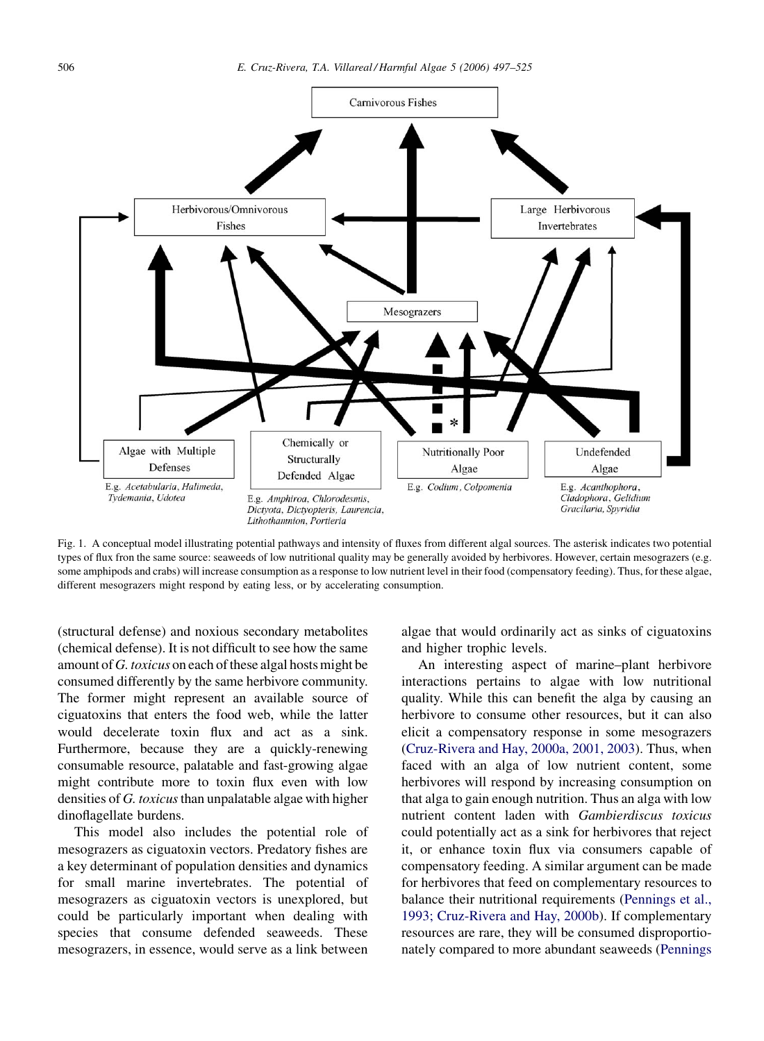Fig. 1. A conceptual model illustrating potential pathways and intensity of fluxes from different algal sources. The asterisk indicates two potential types of flux fron the same source: seaweeds of low nutritional quality may be generally avoided by herbivores. However, certain mesograzers (e.g. some amphipods and crabs) will increase consumption as a response to low nutrient level in their food (compensatory feeding). Thus, for these algae, different mesograzers might respond by eating less, or by accelerating consumption.

(structural defense) and noxious secondary metabolites (chemical defense). It is not difficult to see how the same amount of *G. toxicus* on each of these algal hosts might be consumed differently by the same herbivore community. The former might represent an available source of ciguatoxins that enters the food web, while the latter would decelerate toxin flux and act as a sink. Furthermore, because they are a quickly-renewing consumable resource, palatable and fast-growing algae might contribute more to toxin flux even with low densities of *G. toxicus* than unpalatable algae with higher dinoflagellate burdens.

This model also includes the potential role of mesograzers as ciguatoxin vectors. Predatory fishes are a key determinant of population densities and dynamics for small marine invertebrates. The potential of mesograzers as ciguatoxin vectors is unexplored, but could be particularly important when dealing with species that consume defended seaweeds. These mesograzers, in essence, would serve as a link between algae that would ordinarily act as sinks of ciguatoxins and higher trophic levels.

An interesting aspect of marine–plant herbivore interactions pertains to algae with low nutritional quality. While this can benefit the alga by causing an herbivore to consume other resources, but it can also elicit a compensatory response in some mesograzers (Cruz-Rivera and Hay, 2000a, 2001, 2003). Thus, when faced with an alga of low nutrient content, some herbivores will respond by increasing consumption on that alga to gain enough nutrition. Thus an alga with low nutrient content laden with *Gambierdiscus toxicus* could potentially act as a sink for herbivores that reject it, or enhance toxin flux via consumers capable of compensatory feeding. A similar argument can be made for herbivores that feed on complementary resources to balance their nutritional requirements (Pennings et al., 1993; Cruz-Rivera and Hay, 2000b). If complementary resources are rare, they will be consumed disproportionately compared to more abundant seaweeds (Pennings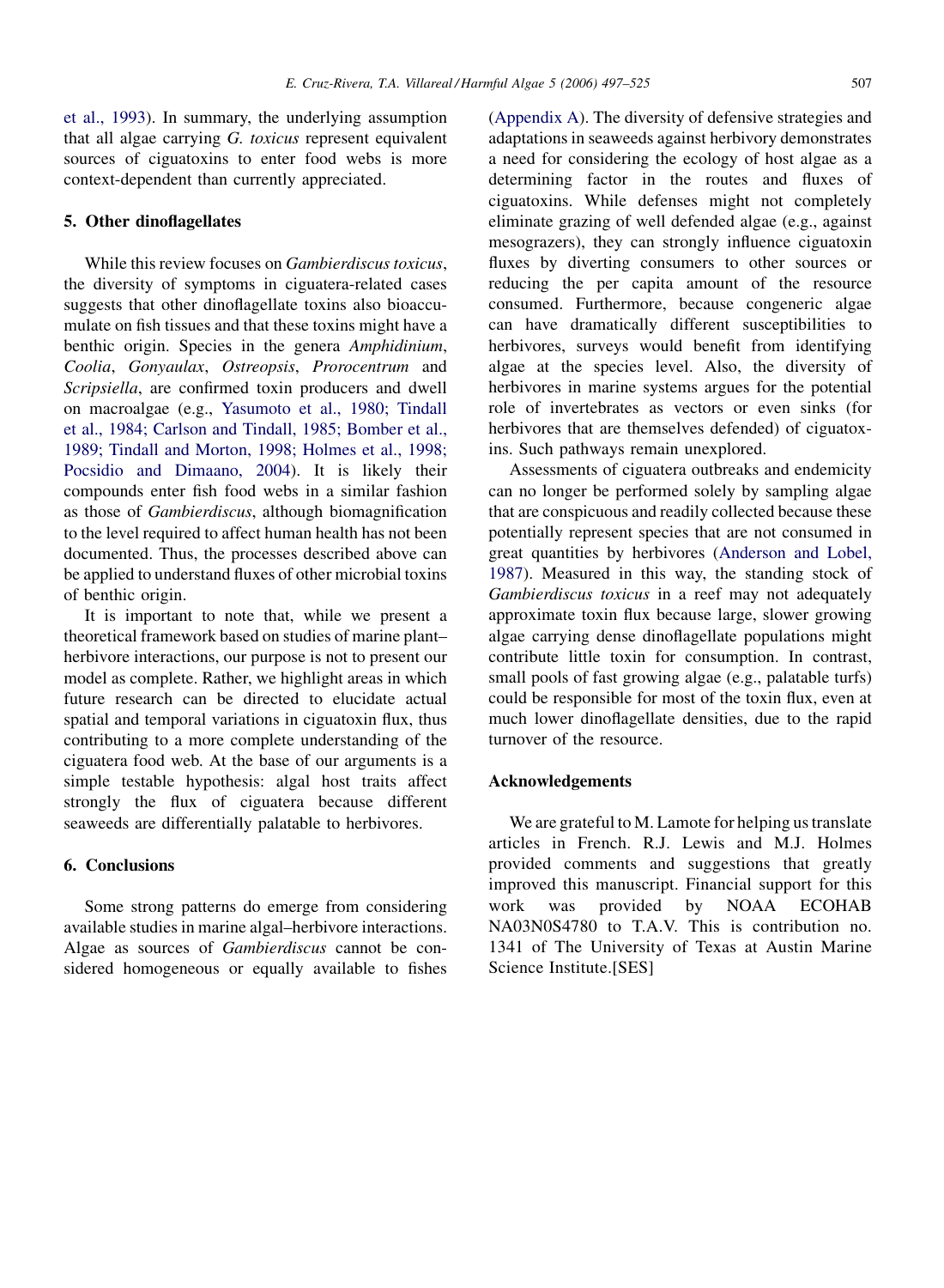et al., 1993). In summary, the underlying assumption that all algae carrying *G. toxicus* represent equivalent sources of ciguatoxins to enter food webs is more context-dependent than currently appreciated.

## 5. Other dinoflagellates

While this review focuses on *Gambierdiscus toxicus*, the diversity of symptoms in ciguatera-related cases suggests that other dinoflagellate toxins also bioaccumulate on fish tissues and that these toxins might have a benthic origin. Species in the genera *Amphidinium*, *Coolia*, *Gonyaulax*, *Ostreopsis*, *Prorocentrum* and *Scripsiella*, are confirmed toxin producers and dwell on macroalgae (e.g., Yasumoto et al., 1980; Tindall et al., 1984; Carlson and Tindall, 1985; Bomber et al., 1989; Tindall and Morton, 1998; Holmes et al., 1998; Pocsidio and Dimaano, 2004). It is likely their compounds enter fish food webs in a similar fashion as those of *Gambierdiscus*, although biomagnification to the level required to affect human health has not been documented. Thus, the processes described above can be applied to understand fluxes of other microbial toxins of benthic origin.

It is important to note that, while we present a theoretical framework based on studies of marine plant–herbivore interactions, our purpose is not to present our model as complete. Rather, we highlight areas in which future research can be directed to elucidate actual spatial and temporal variations in ciguatoxin flux, thus contributing to a more complete understanding of the ciguatera food web. At the base of our arguments is a simple testable hypothesis: algal host traits affect strongly the flux of ciguatera because different seaweeds are differentially palatable to herbivores.

## 6. Conclusions

Some strong patterns do emerge from considering available studies in marine algal–herbivore interactions. Algae as sources of *Gambierdiscus* cannot be considered homogeneous or equally available to fishes (Appendix A). The diversity of defensive strategies and adaptations in seaweeds against herbivory demonstrates a need for considering the ecology of host algae as a determining factor in the routes and fluxes of ciguatoxins. While defenses might not completely eliminate grazing of well defended algae (e.g., against mesograzers), they can strongly influence ciguatoxin fluxes by diverting consumers to other sources or reducing the per capita amount of the resource consumed. Furthermore, because congeneric algae can have dramatically different susceptibilities to herbivores, surveys would benefit from identifying algae at the species level. Also, the diversity of herbivores in marine systems argues for the potential role of invertebrates as vectors or even sinks (for herbivores that are themselves defended) of ciguatoxins. Such pathways remain unexplored.

Assessments of ciguatera outbreaks and endemicity can no longer be performed solely by sampling algae that are conspicuous and readily collected because these potentially represent species that are not consumed in great quantities by herbivores (Anderson and Lobel, 1987). Measured in this way, the standing stock of *Gambierdiscus toxicus* in a reef may not adequately approximate toxin flux because large, slower growing algae carrying dense dinoflagellate populations might contribute little toxin for consumption. In contrast, small pools of fast growing algae (e.g., palatable turfs) could be responsible for most of the toxin flux, even at much lower dinoflagellate densities, due to the rapid turnover of the resource.

## Acknowledgements

We are grateful to M. Lamote for helping us translate articles in French. R.J. Lewis and M.J. Holmes provided comments and suggestions that greatly improved this manuscript. Financial support for this work was provided by NOAA ECOHAB NA03N0S4780 to T.A.V. This is contribution no. 1341 of The University of Texas at Austin Marine Science Institute.[SES]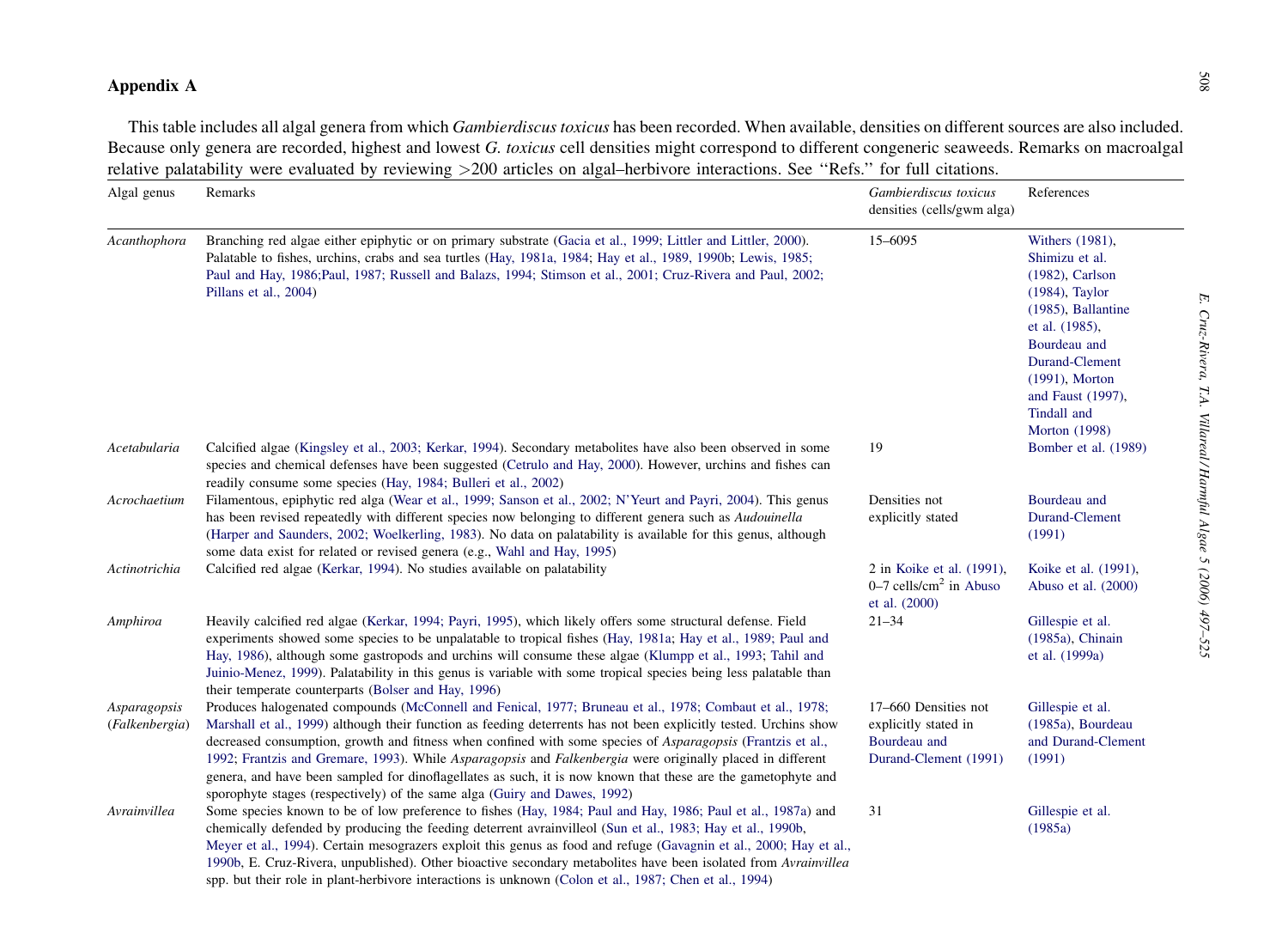## Appendix A

This table includes all algal genera from which *Gambierdiscus toxicus* has been recorded. When available, densities on different sources are also included. Because only genera are recorded, highest and lowest *G. toxicus* cell densities might correspond to different congeneric seaweeds. Remarks on macroalgal relative palatability were evaluated by reviewing >200 articles on algal–herbivore interactions. See "Refs." for full citations.

| Algal genus | Remarks | *Gambierdiscus toxicus* densities (cells/gwm alga) | References |
|---|---|---|---|
| *Acanthophora* | Branching red algae either epiphytic or on primary substrate (Gacia et al., 1999; Littler and Littler, 2000). Palatable to fishes, urchins, crabs and sea turtles (Hay, 1981a, 1984; Hay et al., 1989, 1990b; Lewis, 1985; Paul and Hay, 1986;Paul, 1987; Russell and Balazs, 1994; Stimson et al., 2001; Cruz-Rivera and Paul, 2002; Pillans et al., 2004) | 15–6095 | Withers (1981), Shimizu et al. (1982), Carlson (1984), Taylor (1985), Ballantine et al. (1985), Bourdeau and Durand-Clement (1991), Morton and Faust (1997), Tindall and Morton (1998) |
| *Acetabularia* | Calcified algae (Kingsley et al., 2003; Kerkar, 1994). Secondary metabolites have also been observed in some species and chemical defenses have been suggested (Cetrulo and Hay, 2000). However, urchins and fishes can readily consume some species (Hay, 1984; Bulleri et al., 2002) | 19 | Bomber et al. (1989) |
| *Acrochaetium* | Filamentous, epiphytic red alga (Wear et al., 1999; Sanson et al., 2002; N'Yeurt and Payri, 2004). This genus has been revised repeatedly with different species now belonging to different genera such as *Audouinella* (Harper and Saunders, 2002; Woelkerling, 1983). No data on palatability is available for this genus, although some data exist for related or revised genera (e.g., Wahl and Hay, 1995) | Densities not explicitly stated | Bourdeau and Durand-Clement (1991) |
| *Actinotrichia* | Calcified red algae (Kerkar, 1994). No studies available on palatability | 2 in Koike et al. (1991), 0–7 cells/cm$^2$ in Abuso et al. (2000) | Koike et al. (1991), Abuso et al. (2000) |
| *Amphiroa* | Heavily calcified red algae (Kerkar, 1994; Payri, 1995), which likely offers some structural defense. Field experiments showed some species to be unpalatable to tropical fishes (Hay, 1981a; Hay et al., 1989; Paul and Hay, 1986), although some gastropods and urchins will consume these algae (Klumpp et al., 1993; Tahil and Juinio-Menez, 1999). Palatability in this genus is variable with some tropical species being less palatable than their temperate counterparts (Bolser and Hay, 1996) | 21–34 | Gillespie et al. (1985a), Chinain et al. (1999a) |
| *Asparagopsis* (*Falkenbergia*) | Produces halogenated compounds (McConnell and Fenical, 1977; Bruneau et al., 1978; Combaut et al., 1978; Marshall et al., 1999) although their function as feeding deterrents has not been explicitly tested. Urchins show decreased consumption, growth and fitness when confined with some species of *Asparagopsis* (Frantzis et al., 1992; Frantzis and Gremare, 1993). While *Asparagopsis* and *Falkenbergia* were originally placed in different genera, and have been sampled for dinoflagellates as such, it is now known that these are the gametophyte and sporophyte stages (respectively) of the same alga (Guiry and Dawes, 1992) | 17–660 Densities not explicitly stated in Bourdeau and Durand-Clement (1991) | Gillespie et al. (1985a), Bourdeau and Durand-Clement (1991) |
| *Avrainvillea* | Some species known to be of low preference to fishes (Hay, 1984; Paul and Hay, 1986; Paul et al., 1987a) and chemically defended by producing the feeding deterrent avrainvilleol (Sun et al., 1983; Hay et al., 1990b, Meyer et al., 1994). Certain mesograzers exploit this genus as food and refuge (Gavagnin et al., 2000; Hay et al., 1990b, E. Cruz-Rivera, unpublished). Other bioactive secondary metabolites have been isolated from *Avrainvillea* spp. but their role in plant-herbivore interactions is unknown (Colon et al., 1987; Chen et al., 1994) | 31 | Gillespie et al. (1985a) |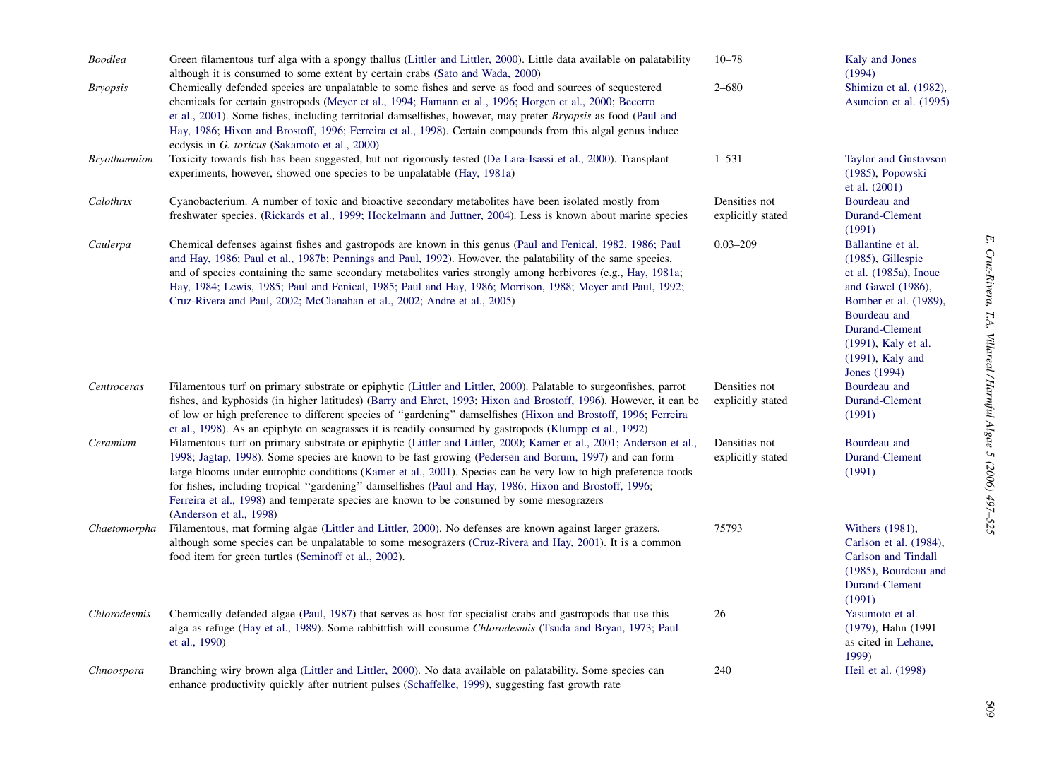| | | | |
|---|---|---|---|
| *Boodlea* | Green filamentous turf alga with a spongy thallus (Littler and Littler, 2000). Little data available on palatability although it is consumed to some extent by certain crabs (Sato and Wada, 2000) | 10–78 | Kaly and Jones (1994) |
| *Bryopsis* | Chemically defended species are unpalatable to some fishes and serve as food and sources of sequestered chemicals for certain gastropods (Meyer et al., 1994; Hamann et al., 1996; Horgen et al., 2000; Becerro et al., 2001). Some fishes, including territorial damselfishes, however, may prefer *Bryopsis* as food (Paul and Hay, 1986; Hixon and Brostoff, 1996; Ferreira et al., 1998). Certain compounds from this algal genus induce ecdysis in *G. toxicus* (Sakamoto et al., 2000) | 2–680 | Shimizu et al. (1982), Asuncion et al. (1995) |
| *Bryothamnion* | Toxicity towards fish has been suggested, but not rigorously tested (De Lara-Isassi et al., 2000). Transplant experiments, however, showed one species to be unpalatable (Hay, 1981a) | 1–531 | Taylor and Gustavson (1985), Popowski et al. (2001) |
| *Calothrix* | Cyanobacterium. A number of toxic and bioactive secondary metabolites have been isolated mostly from freshwater species. (Rickards et al., 1999; Hockelmann and Juttner, 2004). Less is known about marine species | Densities not explicitly stated | Bourdeau and Durand-Clement (1991) |
| *Caulerpa* | Chemical defenses against fishes and gastropods are known in this genus (Paul and Fenical, 1982, 1986; Paul and Hay, 1986; Paul et al., 1987b; Pennings and Paul, 1992). However, the palatability of the same species, and of species containing the same secondary metabolites varies strongly among herbivores (e.g., Hay, 1981a; Hay, 1984; Lewis, 1985; Paul and Fenical, 1985; Paul and Hay, 1986; Morrison, 1988; Meyer and Paul, 1992; Cruz-Rivera and Paul, 2002; McClanahan et al., 2002; Andre et al., 2005) | 0.03–209 | Ballantine et al. (1985), Gillespie et al. (1985a), Inoue and Gawel (1986), Bomber et al. (1989), Bourdeau and Durand-Clement (1991), Kaly et al. (1991), Kaly and Jones (1994) |
| *Centroceras* | Filamentous turf on primary substrate or epiphytic (Littler and Littler, 2000). Palatable to surgeonfishes, parrot fishes, and kyphosids (in higher latitudes) (Barry and Ehret, 1993; Hixon and Brostoff, 1996). However, it can be of low or high preference to different species of "gardening" damselfishes (Hixon and Brostoff, 1996; Ferreira et al., 1998). As an epiphyte on seagrasses it is readily consumed by gastropods (Klumpp et al., 1992) | Densities not explicitly stated | Bourdeau and Durand-Clement (1991) |
| *Ceramium* | Filamentous turf on primary substrate or epiphytic (Littler and Littler, 2000; Kamer et al., 2001; Anderson et al., 1998; Jagtap, 1998). Some species are known to be fast growing (Pedersen and Borum, 1997) and can form large blooms under eutrophic conditions (Kamer et al., 2001). Species can be very low to high preference foods for fishes, including tropical "gardening" damselfishes (Paul and Hay, 1986; Hixon and Brostoff, 1996; Ferreira et al., 1998) and temperate species are known to be consumed by some mesograzers (Anderson et al., 1998) | Densities not explicitly stated | Bourdeau and Durand-Clement (1991) |
| *Chaetomorpha* | Filamentous, mat forming algae (Littler and Littler, 2000). No defenses are known against larger grazers, although some species can be unpalatable to some mesograzers (Cruz-Rivera and Hay, 2001). It is a common food item for green turtles (Seminoff et al., 2002). | 75793 | Withers (1981), Carlson et al. (1984), Carlson and Tindall (1985), Bourdeau and Durand-Clement (1991) |
| *Chlorodesmis* | Chemically defended algae (Paul, 1987) that serves as host for specialist crabs and gastropods that use this alga as refuge (Hay et al., 1989). Some rabbittfish will consume *Chlorodesmis* (Tsuda and Bryan, 1973; Paul et al., 1990) | 26 | Yasumoto et al. (1979), Hahn (1991 as cited in Lehane, 1999) |
| *Chnoospora* | Branching wiry brown alga (Littler and Littler, 2000). No data available on palatability. Some species can enhance productivity quickly after nutrient pulses (Schaffelke, 1999), suggesting fast growth rate | 240 | Heil et al. (1998) |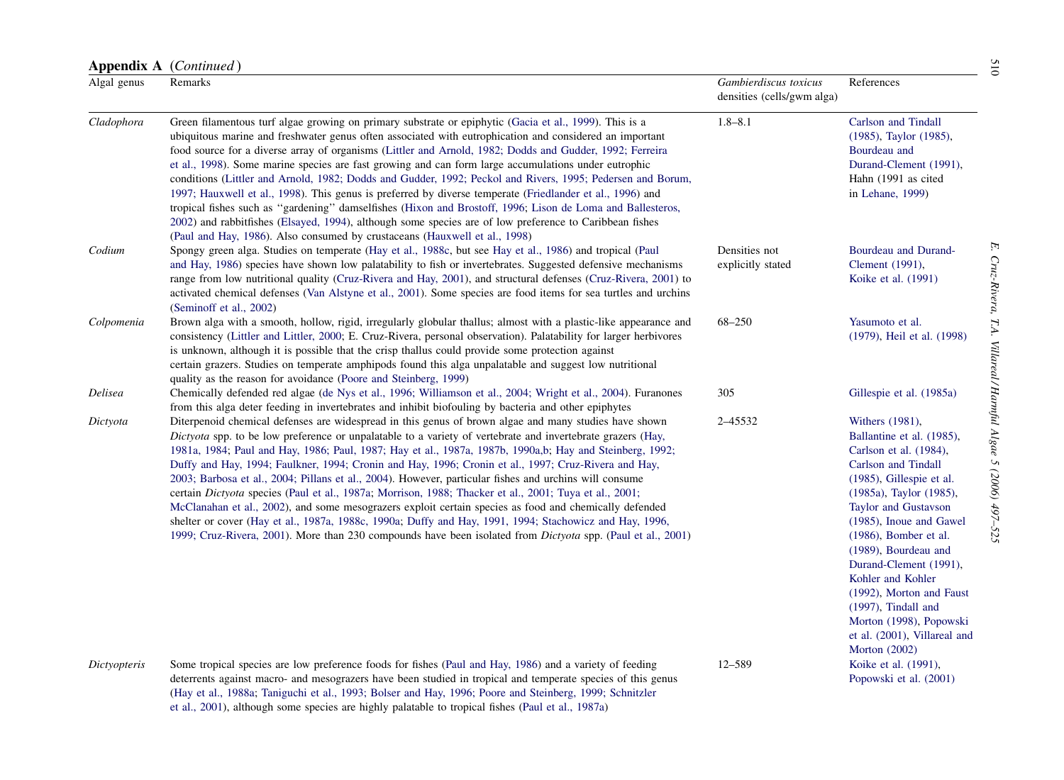**Appendix A** (*Continued*)

| Algal genus | Remarks | *Gambierdiscus toxicus* densities (cells/gwm alga) | References |
|---|---|---|---|
| *Cladophora* | Green filamentous turf algae growing on primary substrate or epiphytic (Gacia et al., 1999). This is a ubiquitous marine and freshwater genus often associated with eutrophication and considered an important food source for a diverse array of organisms (Littler and Arnold, 1982; Dodds and Gudder, 1992; Ferreira et al., 1998). Some marine species are fast growing and can form large accumulations under eutrophic conditions (Littler and Arnold, 1982; Dodds and Gudder, 1992; Peckol and Rivers, 1995; Pedersen and Borum, 1997; Hauxwell et al., 1998). This genus is preferred by diverse temperate (Friedlander et al., 1996) and tropical fishes such as ''gardening'' damselfishes (Hixon and Brostoff, 1996; Lison de Loma and Ballesteros, 2002) and rabbitfishes (Elsayed, 1994), although some species are of low preference to Caribbean fishes (Paul and Hay, 1986). Also consumed by crustaceans (Hauxwell et al., 1998) | 1.8–8.1 | Carlson and Tindall (1985), Taylor (1985), Bourdeau and Durand-Clement (1991), Hahn (1991 as cited in Lehane, 1999) |
| *Codium* | Spongy green alga. Studies on temperate (Hay et al., 1988c, but see Hay et al., 1986) and tropical (Paul and Hay, 1986) species have shown low palatability to fish or invertebrates. Suggested defensive mechanisms range from low nutritional quality (Cruz-Rivera and Hay, 2001), and structural defenses (Cruz-Rivera, 2001) to activated chemical defenses (Van Alstyne et al., 2001). Some species are food items for sea turtles and urchins (Seminoff et al., 2002) | Densities not explicitly stated | Bourdeau and Durand-Clement (1991), Koike et al. (1991) |
| *Colpomenia* | Brown alga with a smooth, hollow, rigid, irregularly globular thallus; almost with a plastic-like appearance and consistency (Littler and Littler, 2000; E. Cruz-Rivera, personal observation). Palatability for larger herbivores is unknown, although it is possible that the crisp thallus could provide some protection against certain grazers. Studies on temperate amphipods found this alga unpalatable and suggest low nutritional quality as the reason for avoidance (Poore and Steinberg, 1999) | 68–250 | Yasumoto et al. (1979), Heil et al. (1998) |
| *Delisea* | Chemically defended red algae (de Nys et al., 1996; Williamson et al., 2004; Wright et al., 2004). Furanones from this alga deter feeding in invertebrates and inhibit biofouling by bacteria and other epiphytes | 305 | Gillespie et al. (1985a) |
| *Dictyota* | Diterpenoid chemical defenses are widespread in this genus of brown algae and many studies have shown *Dictyota* spp. to be low preference or unpalatable to a variety of vertebrate and invertebrate grazers (Hay, 1981a, 1984; Paul and Hay, 1986; Paul, 1987; Hay et al., 1987a, 1987b, 1990a,b; Hay and Steinberg, 1992; Duffy and Hay, 1994; Faulkner, 1994; Cronin and Hay, 1996; Cronin et al., 1997; Cruz-Rivera and Hay, 2003; Barbosa et al., 2004; Pillans et al., 2004). However, particular fishes and urchins will consume certain *Dictyota* species (Paul et al., 1987a; Morrison, 1988; Thacker et al., 2001; Tuya et al., 2001; McClanahan et al., 2002), and some mesograzers exploit certain species as food and chemically defended shelter or cover (Hay et al., 1987a, 1988c, 1990a; Duffy and Hay, 1991, 1994; Stachowicz and Hay, 1996, 1999; Cruz-Rivera, 2001). More than 230 compounds have been isolated from *Dictyota* spp. (Paul et al., 2001) | 2–45532 | Withers (1981), Ballantine et al. (1985), Carlson et al. (1984), Carlson and Tindall (1985), Gillespie et al. (1985a), Taylor (1985), Taylor and Gustavson (1985), Inoue and Gawel (1986), Bomber et al. (1989), Bourdeau and Durand-Clement (1991), Kohler and Kohler (1992), Morton and Faust (1997), Tindall and Morton (1998), Popowski et al. (2001), Villareal and Morton (2002) |
| *Dictyopteris* | Some tropical species are low preference foods for fishes (Paul and Hay, 1986) and a variety of feeding deterrents against macro- and mesograzers have been studied in tropical and temperate species of this genus (Hay et al., 1988a; Taniguchi et al., 1993; Bolser and Hay, 1996; Poore and Steinberg, 1999; Schnitzler et al., 2001), although some species are highly palatable to tropical fishes (Paul et al., 1987a) | 12–589 | Koike et al. (1991), Popowski et al. (2001) |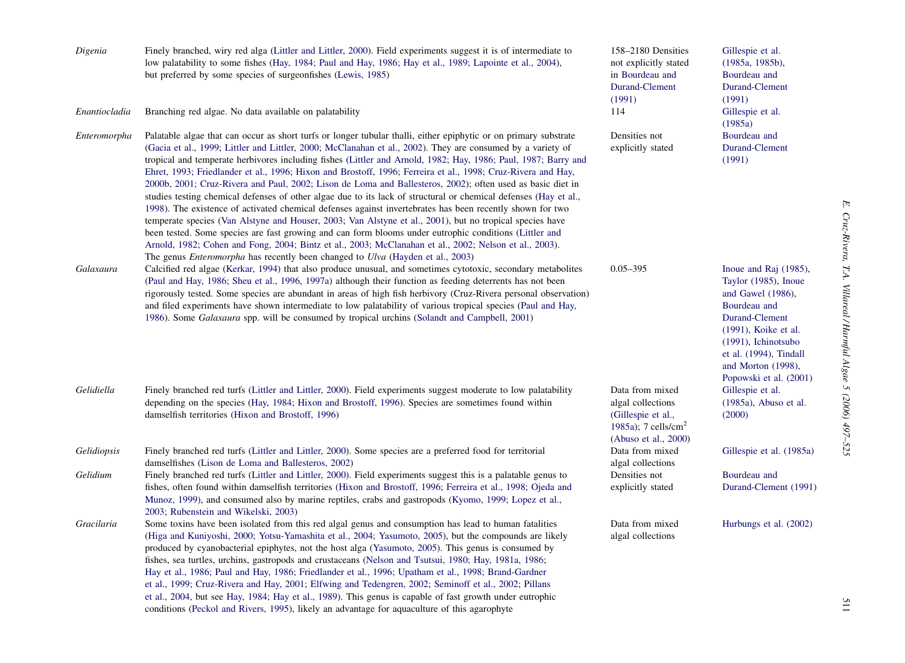| | | | |
|---|---|---|---|
| *Digenia* | Finely branched, wiry red alga (Littler and Littler, 2000). Field experiments suggest it is of intermediate to low palatability to some fishes (Hay, 1984; Paul and Hay, 1986; Hay et al., 1989; Lapointe et al., 2004), but preferred by some species of surgeonfishes (Lewis, 1985) | 158–2180 Densities not explicitly stated in Bourdeau and Durand-Clement (1991) | Gillespie et al. (1985a, 1985b), Bourdeau and Durand-Clement (1991) |
| *Enantiocladia* | Branching red algae. No data available on palatability | 114 | Gillespie et al. (1985a) |
| *Enteromorpha* | Palatable algae that can occur as short turfs or longer tubular thalli, either epiphytic or on primary substrate (Gacia et al., 1999; Littler and Littler, 2000; McClanahan et al., 2002). They are consumed by a variety of tropical and temperate herbivores including fishes (Littler and Arnold, 1982; Hay, 1986; Paul, 1987; Barry and Ehret, 1993; Friedlander et al., 1996; Hixon and Brostoff, 1996; Ferreira et al., 1998; Cruz-Rivera and Hay, 2000b, 2001; Cruz-Rivera and Paul, 2002; Lison de Loma and Ballesteros, 2002); often used as basic diet in studies testing chemical defenses of other algae due to its lack of structural or chemical defenses (Hay et al., 1998). The existence of activated chemical defenses against invertebrates has been recently shown for two temperate species (Van Alstyne and Houser, 2003; Van Alstyne et al., 2001), but no tropical species have been tested. Some species are fast growing and can form blooms under eutrophic conditions (Littler and Arnold, 1982; Cohen and Fong, 2004; Bintz et al., 2003; McClanahan et al., 2002; Nelson et al., 2003). The genus *Enteromorpha* has recently been changed to *Ulva* (Hayden et al., 2003) | Densities not explicitly stated | Bourdeau and Durand-Clement (1991) |
| *Galaxaura* | Calcified red algae (Kerkar, 1994) that also produce unusual, and sometimes cytotoxic, secondary metabolites (Paul and Hay, 1986; Sheu et al., 1996, 1997a) although their function as feeding deterrents has not been rigorously tested. Some species are abundant in areas of high fish herbivory (Cruz-Rivera personal observation) and filed experiments have shown intermediate to low palatability of various tropical species (Paul and Hay, 1986). Some *Galaxaura* spp. will be consumed by tropical urchins (Solandt and Campbell, 2001) | 0.05–395 | Inoue and Raj (1985), Taylor (1985), Inoue and Gawel (1986), Bourdeau and Durand-Clement (1991), Koike et al. (1991), Ichinotsubo et al. (1994), Tindall and Morton (1998), Popowski et al. (2001) |
| *Gelidiella* | Finely branched red turfs (Littler and Littler, 2000). Field experiments suggest moderate to low palatability depending on the species (Hay, 1984; Hixon and Brostoff, 1996). Species are sometimes found within damselfish territories (Hixon and Brostoff, 1996) | Data from mixed algal collections (Gillespie et al., 1985a); 7 cells/cm$^2$ (Abuso et al., 2000) | Gillespie et al. (1985a), Abuso et al. (2000) |
| *Gelidiopsis* | Finely branched red turfs (Littler and Littler, 2000). Some species are a preferred food for territorial damselfishes (Lison de Loma and Ballesteros, 2002) | Data from mixed algal collections | Gillespie et al. (1985a) |
| *Gelidium* | Finely branched red turfs (Littler and Littler, 2000). Field experiments suggest this is a palatable genus to fishes, often found within damselfish territories (Hixon and Brostoff, 1996; Ferreira et al., 1998; Ojeda and Munoz, 1999), and consumed also by marine reptiles, crabs and gastropods (Kyomo, 1999; Lopez et al., 2003; Rubenstein and Wikelski, 2003) | Densities not explicitly stated | Bourdeau and Durand-Clement (1991) |
| *Gracilaria* | Some toxins have been isolated from this red algal genus and consumption has lead to human fatalities (Higa and Kuniyoshi, 2000; Yotsu-Yamashita et al., 2004; Yasumoto, 2005), but the compounds are likely produced by cyanobacterial epiphytes, not the host alga (Yasumoto, 2005). This genus is consumed by fishes, sea turtles, urchins, gastropods and crustaceans (Nelson and Tsutsui, 1980; Hay, 1981a, 1986; Hay et al., 1986; Paul and Hay, 1986; Friedlander et al., 1996; Upatham et al., 1998; Brand-Gardner et al., 1999; Cruz-Rivera and Hay, 2001; Elfwing and Tedengren, 2002; Seminoff et al., 2002; Pillans et al., 2004, but see Hay, 1984; Hay et al., 1989). This genus is capable of fast growth under eutrophic conditions (Peckol and Rivers, 1995), likely an advantage for aquaculture of this agarophyte | Data from mixed algal collections | Hurbungs et al. (2002) |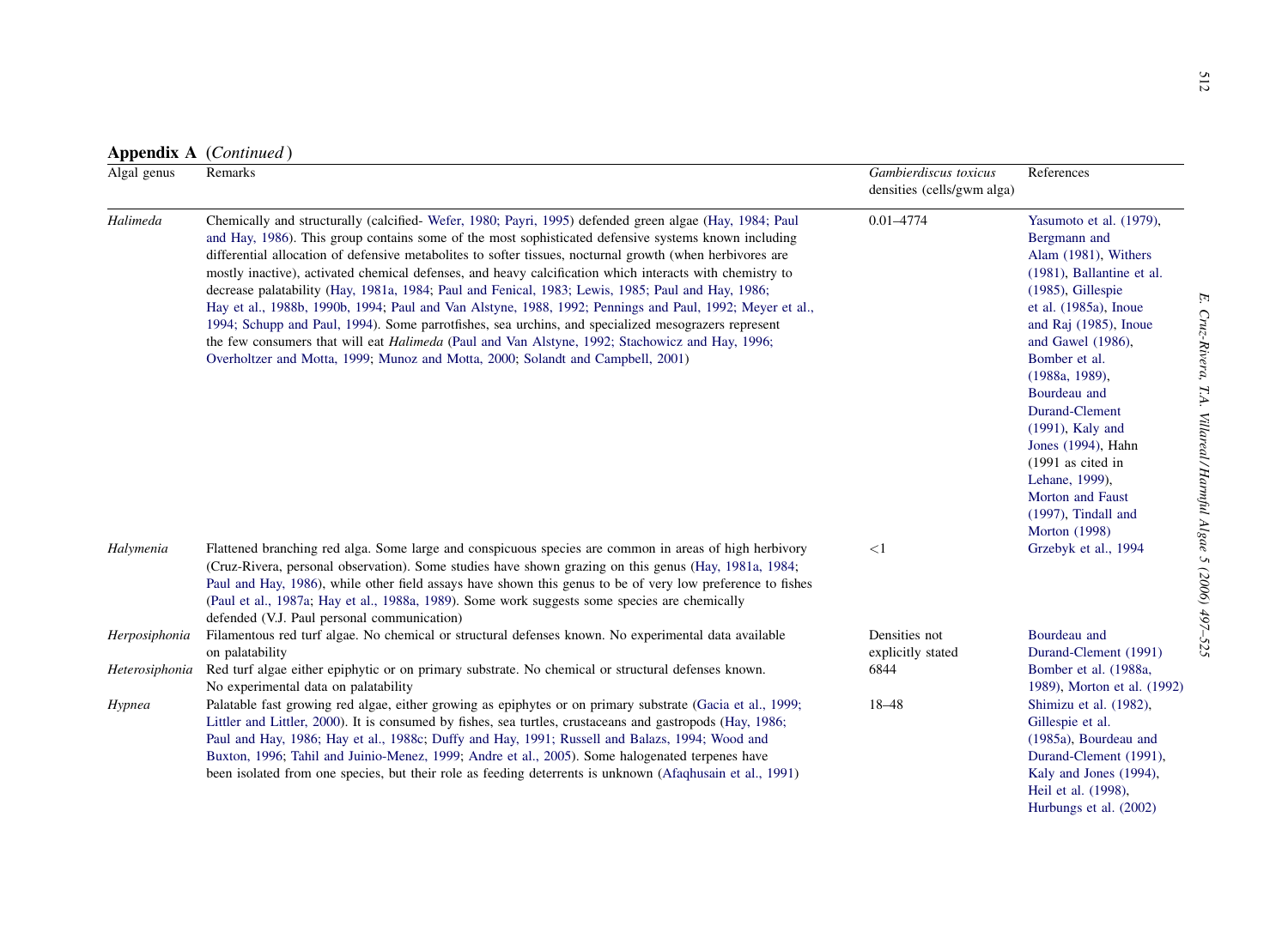**Appendix A** (*Continued*)

| Algal genus | Remarks | *Gambierdiscus toxicus* densities (cells/gwm alga) | References |
|---|---|---|---|
| *Halimeda* | Chemically and structurally (calcified- Wefer, 1980; Payri, 1995) defended green algae (Hay, 1984; Paul and Hay, 1986). This group contains some of the most sophisticated defensive systems known including differential allocation of defensive metabolites to softer tissues, nocturnal growth (when herbivores are mostly inactive), activated chemical defenses, and heavy calcification which interacts with chemistry to decrease palatability (Hay, 1981a, 1984; Paul and Fenical, 1983; Lewis, 1985; Paul and Hay, 1986; Hay et al., 1988b, 1990b, 1994; Paul and Van Alstyne, 1988, 1992; Pennings and Paul, 1992; Meyer et al., 1994; Schupp and Paul, 1994). Some parrotfishes, sea urchins, and specialized mesograzers represent the few consumers that will eat *Halimeda* (Paul and Van Alstyne, 1992; Stachowicz and Hay, 1996; Overholtzer and Motta, 1999; Munoz and Motta, 2000; Solandt and Campbell, 2001) | 0.01–4774 | Yasumoto et al. (1979), Bergmann and Alam (1981), Withers (1981), Ballantine et al. (1985), Gillespie et al. (1985a), Inoue and Raj (1985), Inoue and Gawel (1986), Bomber et al. (1988a, 1989), Bourdeau and Durand-Clement (1991), Kaly and Jones (1994), Hahn (1991 as cited in Lehane, 1999), Morton and Faust (1997), Tindall and Morton (1998) |
| *Halymenia* | Flattened branching red alga. Some large and conspicuous species are common in areas of high herbivory (Cruz-Rivera, personal observation). Some studies have shown grazing on this genus (Hay, 1981a, 1984; Paul and Hay, 1986), while other field assays have shown this genus to be of very low preference to fishes (Paul et al., 1987a; Hay et al., 1988a, 1989). Some work suggests some species are chemically defended (V.J. Paul personal communication) | <1 | Grzebyk et al., 1994 |
| *Herposiphonia* | Filamentous red turf algae. No chemical or structural defenses known. No experimental data available on palatability | Densities not explicitly stated | Bourdeau and Durand-Clement (1991) |
| *Heterosiphonia* | Red turf algae either epiphytic or on primary substrate. No chemical or structural defenses known. No experimental data on palatability | 6844 | Bomber et al. (1988a, 1989), Morton et al. (1992) |
| *Hypnea* | Palatable fast growing red algae, either growing as epiphytes or on primary substrate (Gacia et al., 1999; Littler and Littler, 2000). It is consumed by fishes, sea turtles, crustaceans and gastropods (Hay, 1986; Paul and Hay, 1986; Hay et al., 1988c; Duffy and Hay, 1991; Russell and Balazs, 1994; Wood and Buxton, 1996; Tahil and Juinio-Menez, 1999; Andre et al., 2005). Some halogenated terpenes have been isolated from one species, but their role as feeding deterrents is unknown (Afaqhusain et al., 1991) | 18–48 | Shimizu et al. (1982), Gillespie et al. (1985a), Bourdeau and Durand-Clement (1991), Kaly and Jones (1994), Heil et al. (1998), Hurbungs et al. (2002) |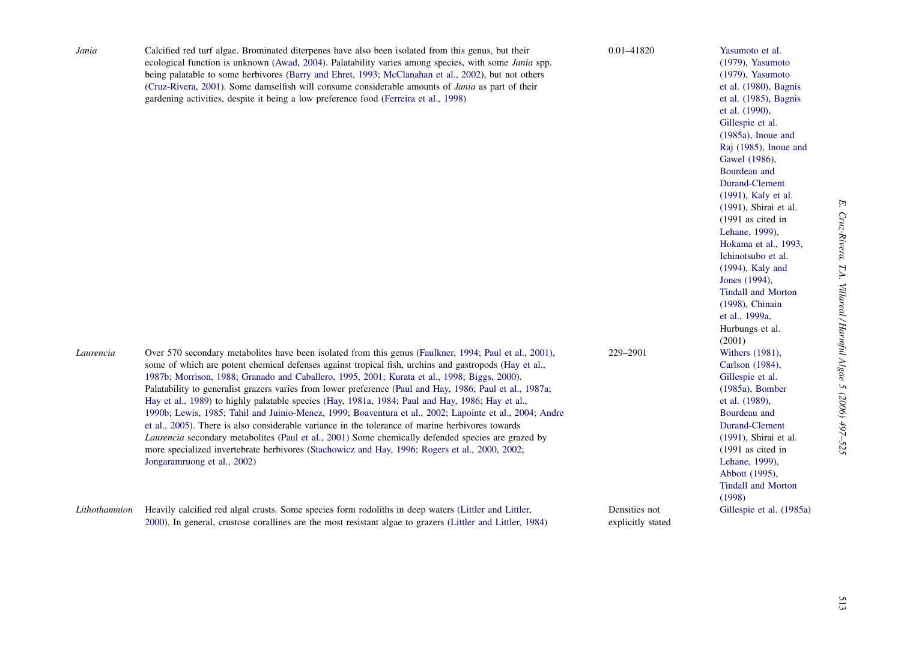| | | | |
|---|---|---|---|
| *Jania* | Calcified red turf algae. Brominated diterpenes have also been isolated from this genus, but their ecological function is unknown (Awad, 2004). Palatability varies among species, with some *Jania* spp. being palatable to some herbivores (Barry and Ehret, 1993; McClanahan et al., 2002), but not others (Cruz-Rivera, 2001). Some damselfish will consume considerable amounts of *Jania* as part of their gardening activities, despite it being a low preference food (Ferreira et al., 1998) | 0.01–41820 | Yasumoto et al. (1979), Yasumoto (1979), Yasumoto et al. (1980), Bagnis et al. (1985), Bagnis et al. (1990), Gillespie et al. (1985a), Inoue and Raj (1985), Inoue and Gawel (1986), Bourdeau and Durand-Clement (1991), Kaly et al. (1991), Shirai et al. (1991 as cited in Lehane, 1999), Hokama et al., 1993, Ichinotsubo et al. (1994), Kaly and Jones (1994), Tindall and Morton (1998), Chinain et al., 1999a, Hurbungs et al. (2001) |
| *Laurencia* | Over 570 secondary metabolites have been isolated from this genus (Faulkner, 1994; Paul et al., 2001), some of which are potent chemical defenses against tropical fish, urchins and gastropods (Hay et al., 1987b; Morrison, 1988; Granado and Caballero, 1995, 2001; Kurata et al., 1998; Biggs, 2000). Palatability to generalist grazers varies from lower preference (Paul and Hay, 1986; Paul et al., 1987a; Hay et al., 1989) to highly palatable species (Hay, 1981a, 1984; Paul and Hay, 1986; Hay et al., 1990b; Lewis, 1985; Tahil and Juinio-Menez, 1999; Boaventura et al., 2002; Lapointe et al., 2004; Andre et al., 2005). There is also considerable variance in the tolerance of marine herbivores towards *Laurencia* secondary metabolites (Paul et al., 2001) Some chemically defended species are grazed by more specialized invertebrate herbivores (Stachowicz and Hay, 1996; Rogers et al., 2000, 2002; Jongaramruong et al., 2002) | 229–2901 | Withers (1981), Carlson (1984), Gillespie et al. (1985a), Bomber et al. (1989), Bourdeau and Durand-Clement (1991), Shirai et al. (1991 as cited in Lehane, 1999), Abbott (1995), Tindall and Morton (1998) |
| *Lithothamnion* | Heavily calcified red algal crusts. Some species form rodoliths in deep waters (Littler and Littler, 2000). In general, crustose corallines are the most resistant algae to grazers (Littler and Littler, 1984) | Densities not explicitly stated | Gillespie et al. (1985a) |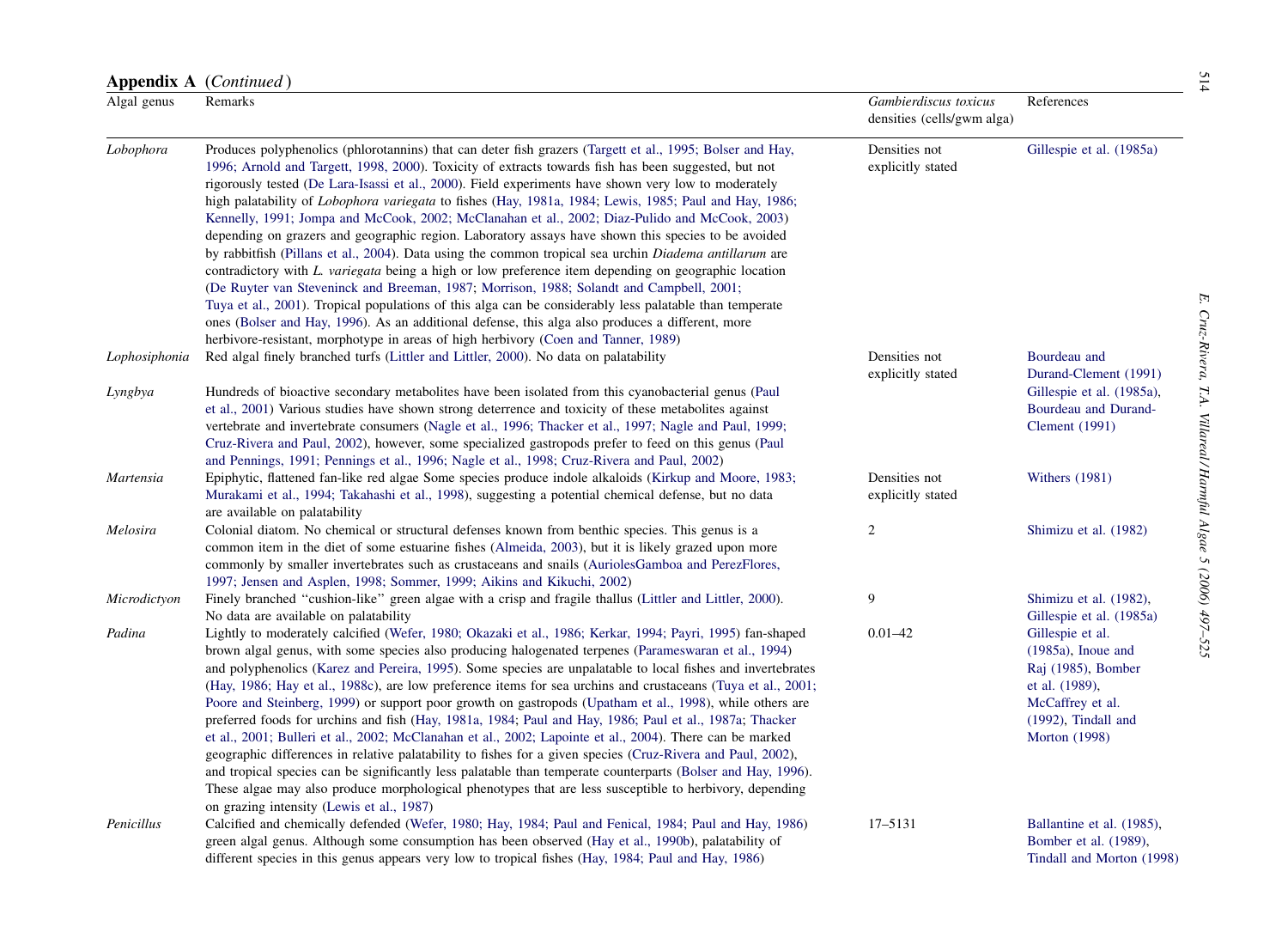**Appendix A** (*Continued*)

| Algal genus | Remarks | *Gambierdiscus toxicus* densities (cells/gwm alga) | References |
|---|---|---|---|
| *Lobophora* | Produces polyphenolics (phlorotannins) that can deter fish grazers (Targett et al., 1995; Bolser and Hay, 1996; Arnold and Targett, 1998, 2000). Toxicity of extracts towards fish has been suggested, but not rigorously tested (De Lara-Isassi et al., 2000). Field experiments have shown very low to moderately high palatability of *Lobophora variegata* to fishes (Hay, 1981a, 1984; Lewis, 1985; Paul and Hay, 1986; Kennelly, 1991; Jompa and McCook, 2002; McClanahan et al., 2002; Diaz-Pulido and McCook, 2003) depending on grazers and geographic region. Laboratory assays have shown this species to be avoided by rabbitfish (Pillans et al., 2004). Data using the common tropical sea urchin *Diadema antillarum* are contradictory with *L. variegata* being a high or low preference item depending on geographic location (De Ruyter van Steveninck and Breeman, 1987; Morrison, 1988; Solandt and Campbell, 2001; Tuya et al., 2001). Tropical populations of this alga can be considerably less palatable than temperate ones (Bolser and Hay, 1996). As an additional defense, this alga also produces a different, more herbivore-resistant, morphotype in areas of high herbivory (Coen and Tanner, 1989) | Densities not explicitly stated | Gillespie et al. (1985a) |
| *Lophosiphonia* | Red algal finely branched turfs (Littler and Littler, 2000). No data on palatability | Densities not explicitly stated | Bourdeau and Durand-Clement (1991) |
| *Lyngbya* | Hundreds of bioactive secondary metabolites have been isolated from this cyanobacterial genus (Paul et al., 2001) Various studies have shown strong deterrence and toxicity of these metabolites against vertebrate and invertebrate consumers (Nagle et al., 1996; Thacker et al., 1997; Nagle and Paul, 1999; Cruz-Rivera and Paul, 2002), however, some specialized gastropods prefer to feed on this genus (Paul and Pennings, 1991; Pennings et al., 1996; Nagle et al., 1998; Cruz-Rivera and Paul, 2002) | | Gillespie et al. (1985a), Bourdeau and Durand-Clement (1991) |
| *Martensia* | Epiphytic, flattened fan-like red algae Some species produce indole alkaloids (Kirkup and Moore, 1983; Murakami et al., 1994; Takahashi et al., 1998), suggesting a potential chemical defense, but no data are available on palatability | Densities not explicitly stated | Withers (1981) |
| *Melosira* | Colonial diatom. No chemical or structural defenses known from benthic species. This genus is a common item in the diet of some estuarine fishes (Almeida, 2003), but it is likely grazed upon more commonly by smaller invertebrates such as crustaceans and snails (AuriolesGamboa and PerezFlores, 1997; Jensen and Asplen, 1998; Sommer, 1999; Aikins and Kikuchi, 2002) | 2 | Shimizu et al. (1982) |
| *Microdictyon* | Finely branched "cushion-like" green algae with a crisp and fragile thallus (Littler and Littler, 2000). No data are available on palatability | 9 | Shimizu et al. (1982), Gillespie et al. (1985a) |
| *Padina* | Lightly to moderately calcified (Wefer, 1980; Okazaki et al., 1986; Kerkar, 1994; Payri, 1995) fan-shaped brown algal genus, with some species also producing halogenated terpenes (Parameswaran et al., 1994) and polyphenolics (Karez and Pereira, 1995). Some species are unpalatable to local fishes and invertebrates (Hay, 1986; Hay et al., 1988c), are low preference items for sea urchins and crustaceans (Tuya et al., 2001; Poore and Steinberg, 1999) or support poor growth on gastropods (Upatham et al., 1998), while others are preferred foods for urchins and fish (Hay, 1981a, 1984; Paul and Hay, 1986; Paul et al., 1987a; Thacker et al., 2001; Bulleri et al., 2002; McClanahan et al., 2002; Lapointe et al., 2004). There can be marked geographic differences in relative palatability to fishes for a given species (Cruz-Rivera and Paul, 2002), and tropical species can be significantly less palatable than temperate counterparts (Bolser and Hay, 1996). These algae may also produce morphological phenotypes that are less susceptible to herbivory, depending on grazing intensity (Lewis et al., 1987) | 0.01–42 | Gillespie et al. (1985a), Inoue and Raj (1985), Bomber et al. (1989), McCaffrey et al. (1992), Tindall and Morton (1998) |
| *Penicillus* | Calcified and chemically defended (Wefer, 1980; Hay, 1984; Paul and Fenical, 1984; Paul and Hay, 1986) green algal genus. Although some consumption has been observed (Hay et al., 1990b), palatability of different species in this genus appears very low to tropical fishes (Hay, 1984; Paul and Hay, 1986) | 17–5131 | Ballantine et al. (1985), Bomber et al. (1989), Tindall and Morton (1998) |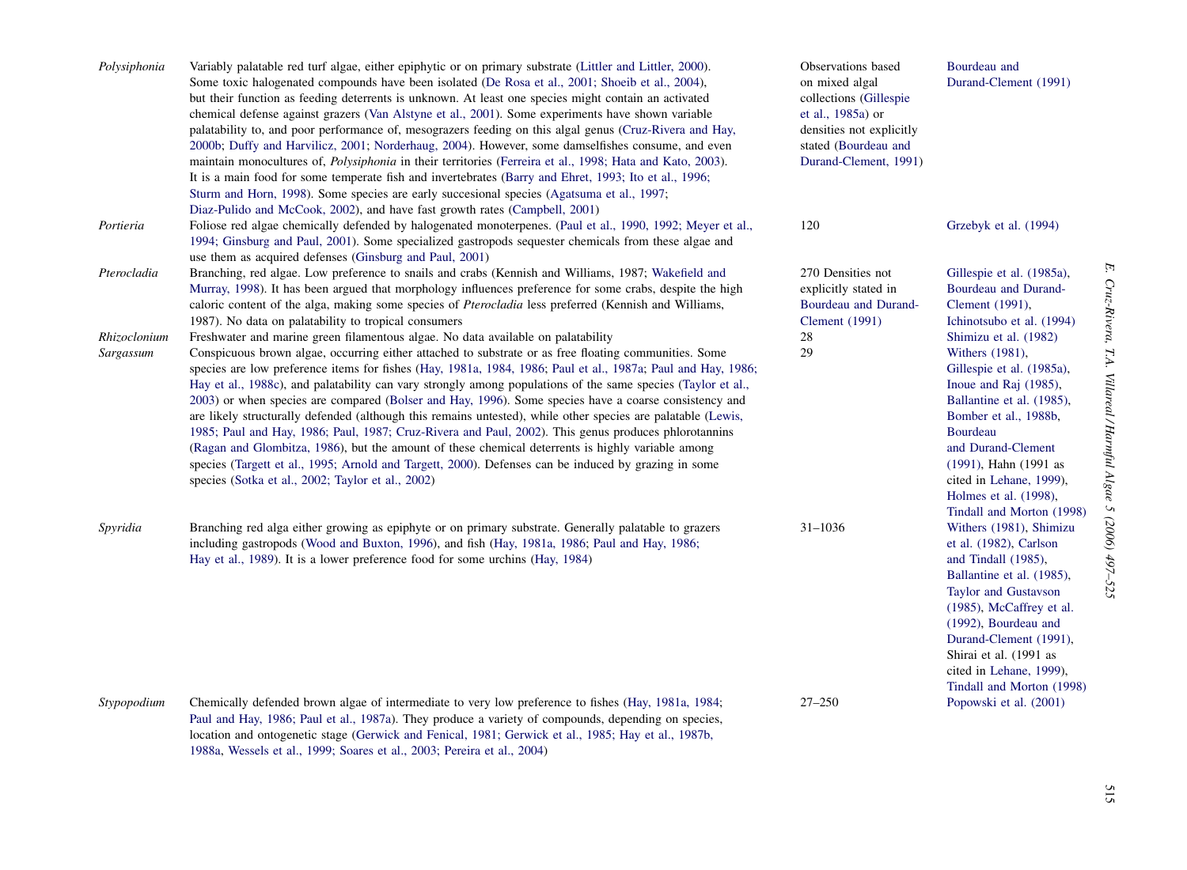| | | | |
|---|---|---|---|
| *Polysiphonia* | Variably palatable red turf algae, either epiphytic or on primary substrate (Littler and Littler, 2000). Some toxic halogenated compounds have been isolated (De Rosa et al., 2001; Shoeib et al., 2004), but their function as feeding deterrents is unknown. At least one species might contain an activated chemical defense against grazers (Van Alstyne et al., 2001). Some experiments have shown variable palatability to, and poor performance of, mesograzers feeding on this algal genus (Cruz-Rivera and Hay, 2000b; Duffy and Harvilicz, 2001; Norderhaug, 2004). However, some damselfishes consume, and even maintain monocultures of, *Polysiphonia* in their territories (Ferreira et al., 1998; Hata and Kato, 2003). It is a main food for some temperate fish and invertebrates (Barry and Ehret, 1993; Ito et al., 1996; Sturm and Horn, 1998). Some species are early succesional species (Agatsuma et al., 1997; Diaz-Pulido and McCook, 2002), and have fast growth rates (Campbell, 2001) | Observations based on mixed algal collections (Gillespie et al., 1985a) or densities not explicitly stated (Bourdeau and Durand-Clement, 1991) | Bourdeau and Durand-Clement (1991) |
| *Portieria* | Foliose red algae chemically defended by halogenated monoterpenes. (Paul et al., 1990, 1992; Meyer et al., 1994; Ginsburg and Paul, 2001). Some specialized gastropods sequester chemicals from these algae and use them as acquired defenses (Ginsburg and Paul, 2001) | 120 | Grzebyk et al. (1994) |
| *Pterocladia* | Branching, red algae. Low preference to snails and crabs (Kennish and Williams, 1987; Wakefield and Murray, 1998). It has been argued that morphology influences preference for some crabs, despite the high caloric content of the alga, making some species of *Pterocladia* less preferred (Kennish and Williams, 1987). No data on palatability to tropical consumers | 270 Densities not explicitly stated in Bourdeau and Durand-Clement (1991) | Gillespie et al. (1985a), Bourdeau and Durand-Clement (1991), Ichinotsubo et al. (1994) |
| *Rhizoclonium* | Freshwater and marine green filamentous algae. No data available on palatability | 28 | Shimizu et al. (1982) |
| *Sargassum* | Conspicuous brown algae, occurring either attached to substrate or as free floating communities. Some species are low preference items for fishes (Hay, 1981a, 1984, 1986; Paul et al., 1987a; Paul and Hay, 1986; Hay et al., 1988c), and palatability can vary strongly among populations of the same species (Taylor et al., 2003) or when species are compared (Bolser and Hay, 1996). Some species have a coarse consistency and are likely structurally defended (although this remains untested), while other species are palatable (Lewis, 1985; Paul and Hay, 1986; Paul, 1987; Cruz-Rivera and Paul, 2002). This genus produces phlorotannins (Ragan and Glombitza, 1986), but the amount of these chemical deterrents is highly variable among species (Targett et al., 1995; Arnold and Targett, 2000). Defenses can be induced by grazing in some species (Sotka et al., 2002; Taylor et al., 2002) | 29 | Withers (1981), Gillespie et al. (1985a), Inoue and Raj (1985), Ballantine et al. (1985), Bomber et al., 1988b, Bourdeau and Durand-Clement (1991), Hahn (1991 as cited in Lehane, 1999), Holmes et al. (1998), Tindall and Morton (1998) |
| *Spyridia* | Branching red alga either growing as epiphyte or on primary substrate. Generally palatable to grazers including gastropods (Wood and Buxton, 1996), and fish (Hay, 1981a, 1986; Paul and Hay, 1986; Hay et al., 1989). It is a lower preference food for some urchins (Hay, 1984) | 31–1036 | Withers (1981), Shimizu et al. (1982), Carlson and Tindall (1985), Ballantine et al. (1985), Taylor and Gustavson (1985), McCaffrey et al. (1992), Bourdeau and Durand-Clement (1991), Shirai et al. (1991 as cited in Lehane, 1999), Tindall and Morton (1998) |
| *Stypopodium* | Chemically defended brown algae of intermediate to very low preference to fishes (Hay, 1981a, 1984; Paul and Hay, 1986; Paul et al., 1987a). They produce a variety of compounds, depending on species, location and ontogenetic stage (Gerwick and Fenical, 1981; Gerwick et al., 1985; Hay et al., 1987b, 1988a, Wessels et al., 1999; Soares et al., 2003; Pereira et al., 2004) | 27–250 | Popowski et al. (2001) |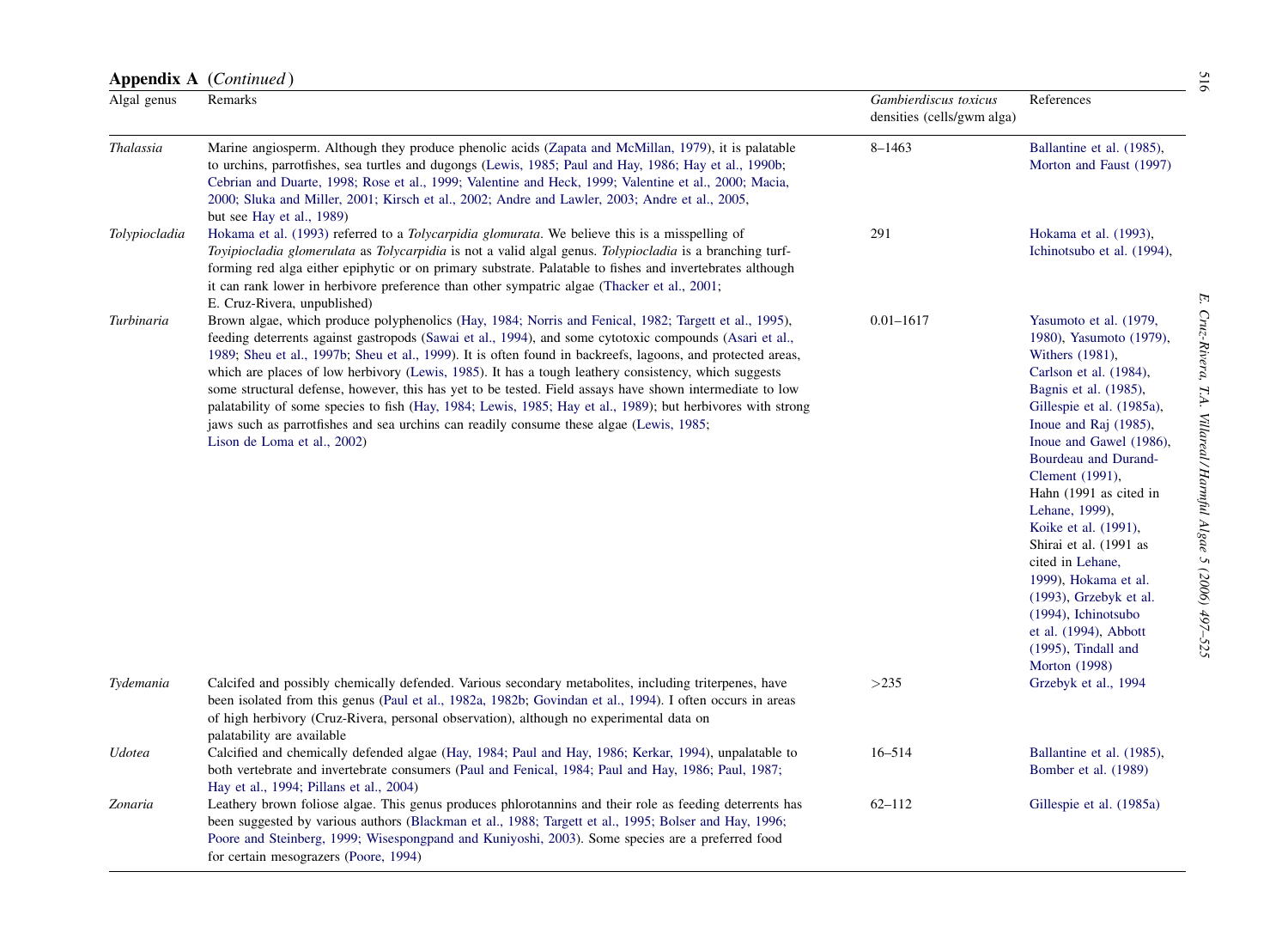**Appendix A** (*Continued*)

| Algal genus | Remarks | *Gambierdiscus toxicus* densities (cells/gwm alga) | References |
|---|---|---|---|
| *Thalassia* | Marine angiosperm. Although they produce phenolic acids (Zapata and McMillan, 1979), it is palatable to urchins, parrotfishes, sea turtles and dugongs (Lewis, 1985; Paul and Hay, 1986; Hay et al., 1990b; Cebrian and Duarte, 1998; Rose et al., 1999; Valentine and Heck, 1999; Valentine et al., 2000; Macia, 2000; Sluka and Miller, 2001; Kirsch et al., 2002; Andre and Lawler, 2003; Andre et al., 2005, but see Hay et al., 1989) | 8–1463 | Ballantine et al. (1985), Morton and Faust (1997) |
| *Tolypiocladia* | Hokama et al. (1993) referred to a *Tolycarpidia glomurata*. We believe this is a misspelling of *Toyipiocladia glomerulata* as *Tolycarpidia* is not a valid algal genus. *Tolypiocladia* is a branching turf-forming red alga either epiphytic or on primary substrate. Palatable to fishes and invertebrates although it can rank lower in herbivore preference than other sympatric algae (Thacker et al., 2001; E. Cruz-Rivera, unpublished) | 291 | Hokama et al. (1993), Ichinotsubo et al. (1994), |
| *Turbinaria* | Brown algae, which produce polyphenolics (Hay, 1984; Norris and Fenical, 1982; Targett et al., 1995), feeding deterrents against gastropods (Sawai et al., 1994), and some cytotoxic compounds (Asari et al., 1989; Sheu et al., 1997b; Sheu et al., 1999). It is often found in backreefs, lagoons, and protected areas, which are places of low herbivory (Lewis, 1985). It has a tough leathery consistency, which suggests some structural defense, however, this has yet to be tested. Field assays have shown intermediate to low palatability of some species to fish (Hay, 1984; Lewis, 1985; Hay et al., 1989); but herbivores with strong jaws such as parrotfishes and sea urchins can readily consume these algae (Lewis, 1985; Lison de Loma et al., 2002) | 0.01–1617 | Yasumoto et al. (1979, 1980), Yasumoto (1979), Withers (1981), Carlson et al. (1984), Bagnis et al. (1985), Gillespie et al. (1985a), Inoue and Raj (1985), Inoue and Gawel (1986), Bourdeau and Durand-Clement (1991), Hahn (1991 as cited in Lehane, 1999), Koike et al. (1991), Shirai et al. (1991 as cited in Lehane, 1999), Hokama et al. (1993), Grzebyk et al. (1994), Ichinotsubo et al. (1994), Abbott (1995), Tindall and Morton (1998) |
| *Tydemania* | Calcifed and possibly chemically defended. Various secondary metabolites, including triterpenes, have been isolated from this genus (Paul et al., 1982a, 1982b; Govindan et al., 1994). I often occurs in areas of high herbivory (Cruz-Rivera, personal observation), although no experimental data on palatability are available | >235 | Grzebyk et al., 1994 |
| *Udotea* | Calcified and chemically defended algae (Hay, 1984; Paul and Hay, 1986; Kerkar, 1994), unpalatable to both vertebrate and invertebrate consumers (Paul and Fenical, 1984; Paul and Hay, 1986; Paul, 1987; Hay et al., 1994; Pillans et al., 2004) | 16–514 | Ballantine et al. (1985), Bomber et al. (1989) |
| *Zonaria* | Leathery brown foliose algae. This genus produces phlorotannins and their role as feeding deterrents has been suggested by various authors (Blackman et al., 1988; Targett et al., 1995; Bolser and Hay, 1996; Poore and Steinberg, 1999; Wisespongpand and Kuniyoshi, 2003). Some species are a preferred food for certain mesograzers (Poore, 1994) | 62–112 | Gillespie et al. (1985a) |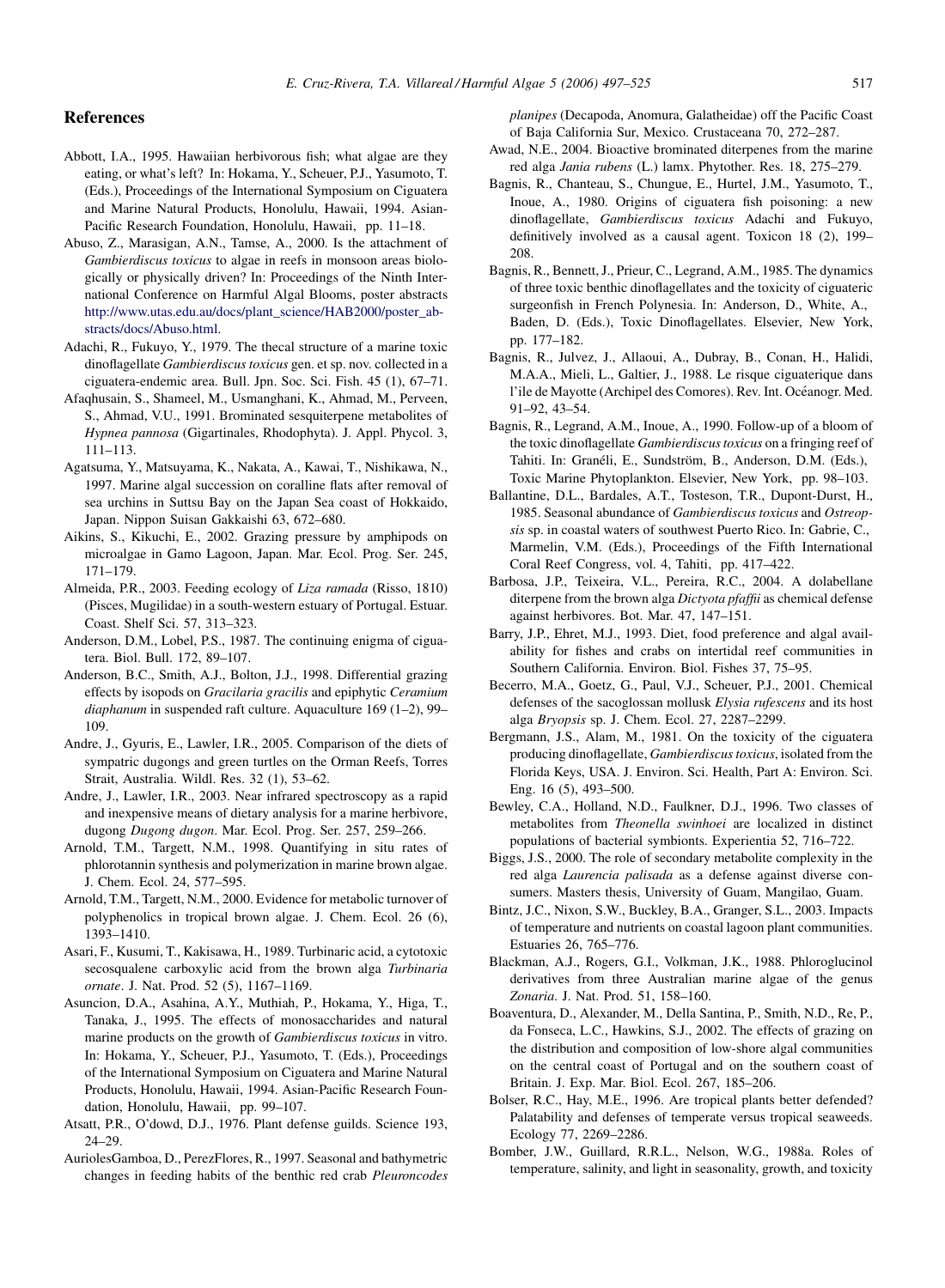## References

Abbott, I.A., 1995. Hawaiian herbivorous fish; what algae are they eating, or what's left? In: Hokama, Y., Scheuer, P.J., Yasumoto, T. (Eds.), Proceedings of the International Symposium on Ciguatera and Marine Natural Products, Honolulu, Hawaii, 1994. Asian-Pacific Research Foundation, Honolulu, Hawaii, pp. 11–18.

Abuso, Z., Marasigan, A.N., Tamse, A., 2000. Is the attachment of *Gambierdiscus toxicus* to algae in reefs in monsoon areas biologically or physically driven? In: Proceedings of the Ninth International Conference on Harmful Algal Blooms, poster abstracts http://www.utas.edu.au/docs/plant_science/HAB2000/poster_abstracts/docs/Abuso.html.

Adachi, R., Fukuyo, Y., 1979. The thecal structure of a marine toxic dinoflagellate *Gambierdiscus toxicus* gen. et sp. nov. collected in a ciguatera-endemic area. Bull. Jpn. Soc. Sci. Fish. 45 (1), 67–71.

Afaqhusain, S., Shameel, M., Usmanghani, K., Ahmad, M., Perveen, S., Ahmad, V.U., 1991. Brominated sesquiterpene metabolites of *Hypnea pannosa* (Gigartinales, Rhodophyta). J. Appl. Phycol. 3, 111–113.

Agatsuma, Y., Matsuyama, K., Nakata, A., Kawai, T., Nishikawa, N., 1997. Marine algal succession on coralline flats after removal of sea urchins in Suttsu Bay on the Japan Sea coast of Hokkaido, Japan. Nippon Suisan Gakkaishi 63, 672–680.

Aikins, S., Kikuchi, E., 2002. Grazing pressure by amphipods on microalgae in Gamo Lagoon, Japan. Mar. Ecol. Prog. Ser. 245, 171–179.

Almeida, P.R., 2003. Feeding ecology of *Liza ramada* (Risso, 1810) (Pisces, Mugilidae) in a south-western estuary of Portugal. Estuar. Coast. Shelf Sci. 57, 313–323.

Anderson, D.M., Lobel, P.S., 1987. The continuing enigma of ciguatera. Biol. Bull. 172, 89–107.

Anderson, B.C., Smith, A.J., Bolton, J.J., 1998. Differential grazing effects by isopods on *Gracilaria gracilis* and epiphytic *Ceramium diaphanum* in suspended raft culture. Aquaculture 169 (1–2), 99–109.

Andre, J., Gyuris, E., Lawler, I.R., 2005. Comparison of the diets of sympatric dugongs and green turtles on the Orman Reefs, Torres Strait, Australia. Wildl. Res. 32 (1), 53–62.

Andre, J., Lawler, I.R., 2003. Near infrared spectroscopy as a rapid and inexpensive means of dietary analysis for a marine herbivore, dugong *Dugong dugon*. Mar. Ecol. Prog. Ser. 257, 259–266.

Arnold, T.M., Targett, N.M., 1998. Quantifying in situ rates of phlorotannin synthesis and polymerization in marine brown algae. J. Chem. Ecol. 24, 577–595.

Arnold, T.M., Targett, N.M., 2000. Evidence for metabolic turnover of polyphenolics in tropical brown algae. J. Chem. Ecol. 26 (6), 1393–1410.

Asari, F., Kusumi, T., Kakisawa, H., 1989. Turbinaric acid, a cytotoxic secosqualene carboxylic acid from the brown alga *Turbinaria ornate*. J. Nat. Prod. 52 (5), 1167–1169.

Asuncion, D.A., Asahina, A.Y., Muthiah, P., Hokama, Y., Higa, T., Tanaka, J., 1995. The effects of monosaccharides and natural marine products on the growth of *Gambierdiscus toxicus* in vitro. In: Hokama, Y., Scheuer, P.J., Yasumoto, T. (Eds.), Proceedings of the International Symposium on Ciguatera and Marine Natural Products, Honolulu, Hawaii, 1994. Asian-Pacific Research Foundation, Honolulu, Hawaii, pp. 99–107.

Atsatt, P.R., O'dowd, D.J., 1976. Plant defense guilds. Science 193, 24–29.

AuriolesGamboa, D., PerezFlores, R., 1997. Seasonal and bathymetric changes in feeding habits of the benthic red crab *Pleuroncodes planipes* (Decapoda, Anomura, Galatheidae) off the Pacific Coast of Baja California Sur, Mexico. Crustaceana 70, 272–287.

Awad, N.E., 2004. Bioactive brominated diterpenes from the marine red alga *Jania rubens* (L.) lamx. Phytother. Res. 18, 275–279.

Bagnis, R., Chanteau, S., Chungue, E., Hurtel, J.M., Yasumoto, T., Inoue, A., 1980. Origins of ciguatera fish poisoning: a new dinoflagellate, *Gambierdiscus toxicus* Adachi and Fukuyo, definitively involved as a causal agent. Toxicon 18 (2), 199–208.

Bagnis, R., Bennett, J., Prieur, C., Legrand, A.M., 1985. The dynamics of three toxic benthic dinoflagellates and the toxicity of ciguateric surgeonfish in French Polynesia. In: Anderson, D., White, A., Baden, D. (Eds.), Toxic Dinoflagellates. Elsevier, New York, pp. 177–182.

Bagnis, R., Julvez, J., Allaoui, A., Dubray, B., Conan, H., Halidi, M.A.A., Mieli, L., Galtier, J., 1988. Le risque ciguaterique dans l'ile de Mayotte (Archipel des Comores). Rev. Int. Océanogr. Med. 91–92, 43–54.

Bagnis, R., Legrand, A.M., Inoue, A., 1990. Follow-up of a bloom of the toxic dinoflagellate *Gambierdiscus toxicus* on a fringing reef of Tahiti. In: Granéli, E., Sundström, B., Anderson, D.M. (Eds.), Toxic Marine Phytoplankton. Elsevier, New York, pp. 98–103.

Ballantine, D.L., Bardales, A.T., Tosteson, T.R., Dupont-Durst, H., 1985. Seasonal abundance of *Gambierdiscus toxicus* and *Ostreopsis* sp. in coastal waters of southwest Puerto Rico. In: Gabrie, C., Marmelin, V.M. (Eds.), Proceedings of the Fifth International Coral Reef Congress, vol. 4, Tahiti, pp. 417–422.

Barbosa, J.P., Teixeira, V.L., Pereira, R.C., 2004. A dolabellane diterpene from the brown alga *Dictyota pfaffii* as chemical defense against herbivores. Bot. Mar. 47, 147–151.

Barry, J.P., Ehret, M.J., 1993. Diet, food preference and algal availability for fishes and crabs on intertidal reef communities in Southern California. Environ. Biol. Fishes 37, 75–95.

Becerro, M.A., Goetz, G., Paul, V.J., Scheuer, P.J., 2001. Chemical defenses of the sacoglossan mollusk *Elysia rufescens* and its host alga *Bryopsis* sp. J. Chem. Ecol. 27, 2287–2299.

Bergmann, J.S., Alam, M., 1981. On the toxicity of the ciguatera producing dinoflagellate, *Gambierdiscus toxicus*, isolated from the Florida Keys, USA. J. Environ. Sci. Health, Part A: Environ. Sci. Eng. 16 (5), 493–500.

Bewley, C.A., Holland, N.D., Faulkner, D.J., 1996. Two classes of metabolites from *Theonella swinhoei* are localized in distinct populations of bacterial symbionts. Experientia 52, 716–722.

Biggs, J.S., 2000. The role of secondary metabolite complexity in the red alga *Laurencia palisada* as a defense against diverse consumers. Masters thesis, University of Guam, Mangilao, Guam.

Bintz, J.C., Nixon, S.W., Buckley, B.A., Granger, S.L., 2003. Impacts of temperature and nutrients on coastal lagoon plant communities. Estuaries 26, 765–776.

Blackman, A.J., Rogers, G.I., Volkman, J.K., 1988. Phloroglucinol derivatives from three Australian marine algae of the genus *Zonaria*. J. Nat. Prod. 51, 158–160.

Boaventura, D., Alexander, M., Della Santina, P., Smith, N.D., Re, P., da Fonseca, L.C., Hawkins, S.J., 2002. The effects of grazing on the distribution and composition of low-shore algal communities on the central coast of Portugal and on the southern coast of Britain. J. Exp. Mar. Biol. Ecol. 267, 185–206.

Bolser, R.C., Hay, M.E., 1996. Are tropical plants better defended? Palatability and defenses of temperate versus tropical seaweeds. Ecology 77, 2269–2286.

Bomber, J.W., Guillard, R.R.L., Nelson, W.G., 1988a. Roles of temperature, salinity, and light in seasonality, growth, and toxicity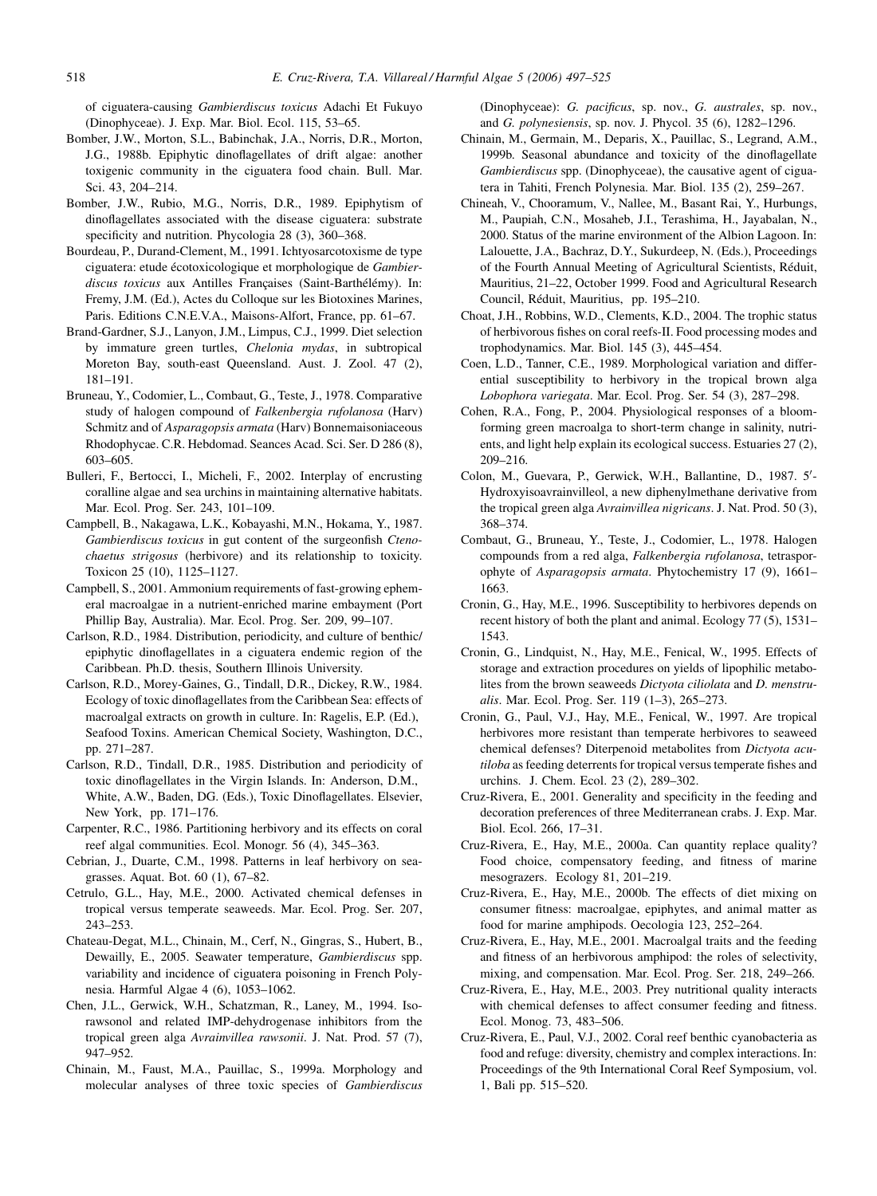of ciguatera-causing *Gambierdiscus toxicus* Adachi Et Fukuyo (Dinophyceae). J. Exp. Mar. Biol. Ecol. 115, 53–65.

Bomber, J.W., Morton, S.L., Babinchak, J.A., Norris, D.R., Morton, J.G., 1988b. Epiphytic dinoflagellates of drift algae: another toxigenic community in the ciguatera food chain. Bull. Mar. Sci. 43, 204–214.

Bomber, J.W., Rubio, M.G., Norris, D.R., 1989. Epiphytism of dinoflagellates associated with the disease ciguatera: substrate specificity and nutrition. Phycologia 28 (3), 360–368.

Bourdeau, P., Durand-Clement, M., 1991. Ichtyosarcotoxisme de type ciguatera: etude écotoxicologique et morphologique de *Gambierdiscus toxicus* aux Antilles Françaises (Saint-Barthélémy). In: Fremy, J.M. (Ed.), Actes du Colloque sur les Biotoxines Marines, Paris. Editions C.N.E.V.A., Maisons-Alfort, France, pp. 61–67.

Brand-Gardner, S.J., Lanyon, J.M., Limpus, C.J., 1999. Diet selection by immature green turtles, *Chelonia mydas*, in subtropical Moreton Bay, south-east Queensland. Aust. J. Zool. 47 (2), 181–191.

Bruneau, Y., Codomier, L., Combaut, G., Teste, J., 1978. Comparative study of halogen compound of *Falkenbergia rufolanosa* (Harv) Schmitz and of *Asparagopsis armata* (Harv) Bonnemaisoniaceous Rhodophycae. C.R. Hebdomad. Seances Acad. Sci. Ser. D 286 (8), 603–605.

Bulleri, F., Bertocci, I., Micheli, F., 2002. Interplay of encrusting coralline algae and sea urchins in maintaining alternative habitats. Mar. Ecol. Prog. Ser. 243, 101–109.

Campbell, B., Nakagawa, L.K., Kobayashi, M.N., Hokama, Y., 1987. *Gambierdiscus toxicus* in gut content of the surgeonfish *Ctenochaetus strigosus* (herbivore) and its relationship to toxicity. Toxicon 25 (10), 1125–1127.

Campbell, S., 2001. Ammonium requirements of fast-growing ephemeral macroalgae in a nutrient-enriched marine embayment (Port Phillip Bay, Australia). Mar. Ecol. Prog. Ser. 209, 99–107.

Carlson, R.D., 1984. Distribution, periodicity, and culture of benthic/epiphytic dinoflagellates in a ciguatera endemic region of the Caribbean. Ph.D. thesis, Southern Illinois University.

Carlson, R.D., Morey-Gaines, G., Tindall, D.R., Dickey, R.W., 1984. Ecology of toxic dinoflagellates from the Caribbean Sea: effects of macroalgal extracts on growth in culture. In: Ragelis, E.P. (Ed.), Seafood Toxins. American Chemical Society, Washington, D.C., pp. 271–287.

Carlson, R.D., Tindall, D.R., 1985. Distribution and periodicity of toxic dinoflagellates in the Virgin Islands. In: Anderson, D.M., White, A.W., Baden, DG. (Eds.), Toxic Dinoflagellates. Elsevier, New York, pp. 171–176.

Carpenter, R.C., 1986. Partitioning herbivory and its effects on coral reef algal communities. Ecol. Monogr. 56 (4), 345–363.

Cebrian, J., Duarte, C.M., 1998. Patterns in leaf herbivory on seagrasses. Aquat. Bot. 60 (1), 67–82.

Cetrulo, G.L., Hay, M.E., 2000. Activated chemical defenses in tropical versus temperate seaweeds. Mar. Ecol. Prog. Ser. 207, 243–253.

Chateau-Degat, M.L., Chinain, M., Cerf, N., Gingras, S., Hubert, B., Dewailly, E., 2005. Seawater temperature, *Gambierdiscus* spp. variability and incidence of ciguatera poisoning in French Polynesia. Harmful Algae 4 (6), 1053–1062.

Chen, J.L., Gerwick, W.H., Schatzman, R., Laney, M., 1994. Isorawsonol and related IMP-dehydrogenase inhibitors from the tropical green alga *Avrainvillea rawsonii*. J. Nat. Prod. 57 (7), 947–952.

Chinain, M., Faust, M.A., Pauillac, S., 1999a. Morphology and molecular analyses of three toxic species of *Gambierdiscus* (Dinophyceae): *G. pacificus*, sp. nov., *G. australes*, sp. nov., and *G. polynesiensis*, sp. nov. J. Phycol. 35 (6), 1282–1296.

Chinain, M., Germain, M., Deparis, X., Pauillac, S., Legrand, A.M., 1999b. Seasonal abundance and toxicity of the dinoflagellate *Gambierdiscus* spp. (Dinophyceae), the causative agent of ciguatera in Tahiti, French Polynesia. Mar. Biol. 135 (2), 259–267.

Chineah, V., Chooramum, V., Nallee, M., Basant Rai, Y., Hurbungs, M., Paupiah, C.N., Mosaheb, J.I., Terashima, H., Jayabalan, N., 2000. Status of the marine environment of the Albion Lagoon. In: Lalouette, J.A., Bachraz, D.Y., Sukurdeep, N. (Eds.), Proceedings of the Fourth Annual Meeting of Agricultural Scientists, Réduit, Mauritius, 21–22, October 1999. Food and Agricultural Research Council, Réduit, Mauritius, pp. 195–210.

Choat, J.H., Robbins, W.D., Clements, K.D., 2004. The trophic status of herbivorous fishes on coral reefs-II. Food processing modes and trophodynamics. Mar. Biol. 145 (3), 445–454.

Coen, L.D., Tanner, C.E., 1989. Morphological variation and differential susceptibility to herbivory in the tropical brown alga *Lobophora variegata*. Mar. Ecol. Prog. Ser. 54 (3), 287–298.

Cohen, R.A., Fong, P., 2004. Physiological responses of a bloom-forming green macroalga to short-term change in salinity, nutrients, and light help explain its ecological success. Estuaries 27 (2), 209–216.

Colon, M., Guevara, P., Gerwick, W.H., Ballantine, D., 1987. 5′-Hydroxyisoavrainvilleol, a new diphenylmethane derivative from the tropical green alga *Avrainvillea nigricans*. J. Nat. Prod. 50 (3), 368–374.

Combaut, G., Bruneau, Y., Teste, J., Codomier, L., 1978. Halogen compounds from a red alga, *Falkenbergia rufolanosa*, tetrasporophyte of *Asparagopsis armata*. Phytochemistry 17 (9), 1661–1663.

Cronin, G., Hay, M.E., 1996. Susceptibility to herbivores depends on recent history of both the plant and animal. Ecology 77 (5), 1531–1543.

Cronin, G., Lindquist, N., Hay, M.E., Fenical, W., 1995. Effects of storage and extraction procedures on yields of lipophilic metabolites from the brown seaweeds *Dictyota ciliolata* and *D. menstrualis*. Mar. Ecol. Prog. Ser. 119 (1–3), 265–273.

Cronin, G., Paul, V.J., Hay, M.E., Fenical, W., 1997. Are tropical herbivores more resistant than temperate herbivores to seaweed chemical defenses? Diterpenoid metabolites from *Dictyota acutiloba* as feeding deterrents for tropical versus temperate fishes and urchins. J. Chem. Ecol. 23 (2), 289–302.

Cruz-Rivera, E., 2001. Generality and specificity in the feeding and decoration preferences of three Mediterranean crabs. J. Exp. Mar. Biol. Ecol. 266, 17–31.

Cruz-Rivera, E., Hay, M.E., 2000a. Can quantity replace quality? Food choice, compensatory feeding, and fitness of marine mesograzers. Ecology 81, 201–219.

Cruz-Rivera, E., Hay, M.E., 2000b. The effects of diet mixing on consumer fitness: macroalgae, epiphytes, and animal matter as food for marine amphipods. Oecologia 123, 252–264.

Cruz-Rivera, E., Hay, M.E., 2001. Macroalgal traits and the feeding and fitness of an herbivorous amphipod: the roles of selectivity, mixing, and compensation. Mar. Ecol. Prog. Ser. 218, 249–266.

Cruz-Rivera, E., Hay, M.E., 2003. Prey nutritional quality interacts with chemical defenses to affect consumer feeding and fitness. Ecol. Monog. 73, 483–506.

Cruz-Rivera, E., Paul, V.J., 2002. Coral reef benthic cyanobacteria as food and refuge: diversity, chemistry and complex interactions. In: Proceedings of the 9th International Coral Reef Symposium, vol. 1, Bali pp. 515–520.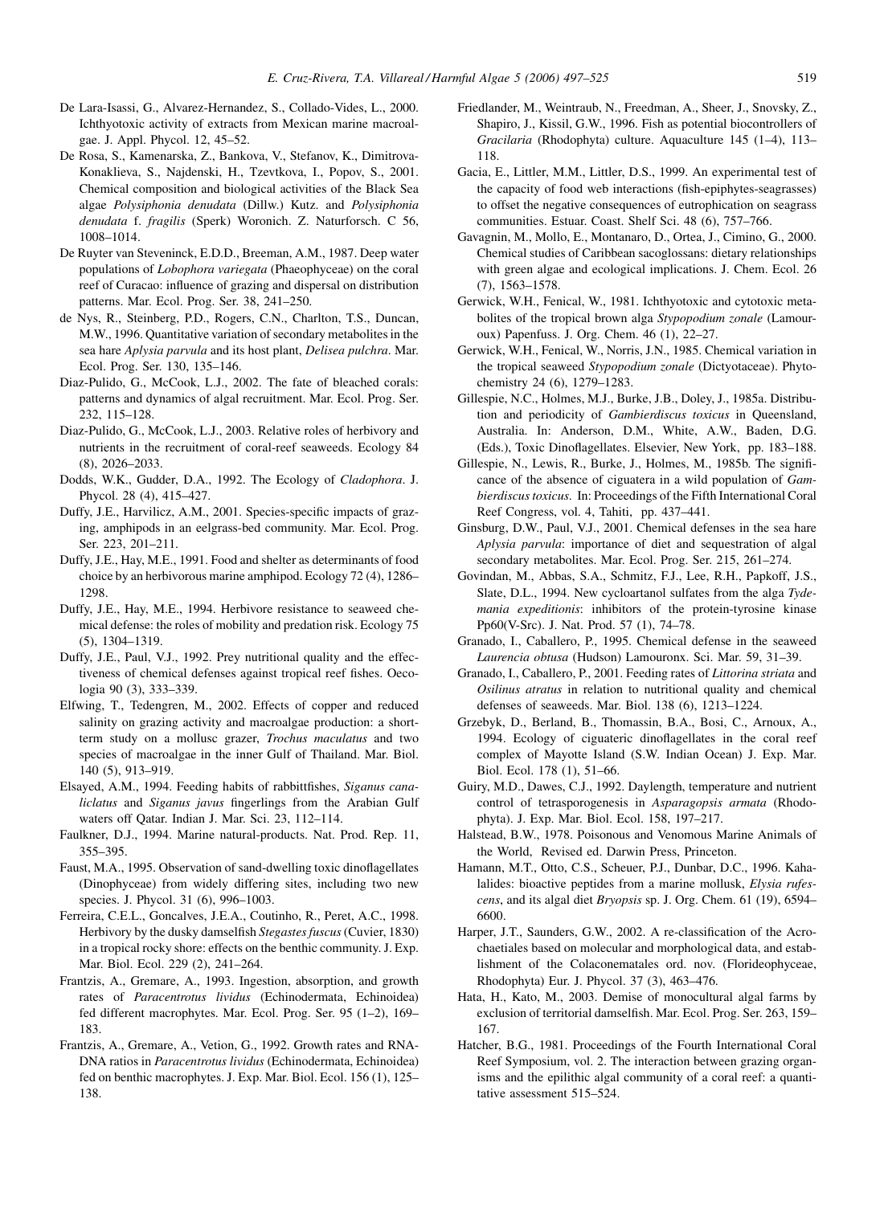De Lara-Isassi, G., Alvarez-Hernandez, S., Collado-Vides, L., 2000. Ichthyotoxic activity of extracts from Mexican marine macroalgae. J. Appl. Phycol. 12, 45–52.

De Rosa, S., Kamenarska, Z., Bankova, V., Stefanov, K., Dimitrova-Konaklieva, S., Najdenski, H., Tzevtkova, I., Popov, S., 2001. Chemical composition and biological activities of the Black Sea algae *Polysiphonia denudata* (Dillw.) Kutz. and *Polysiphonia denudata* f. *fragilis* (Sperk) Woronich. Z. Naturforsch. C 56, 1008–1014.

De Ruyter van Steveninck, E.D.D., Breeman, A.M., 1987. Deep water populations of *Lobophora variegata* (Phaeophyceae) on the coral reef of Curacao: influence of grazing and dispersal on distribution patterns. Mar. Ecol. Prog. Ser. 38, 241–250.

de Nys, R., Steinberg, P.D., Rogers, C.N., Charlton, T.S., Duncan, M.W., 1996. Quantitative variation of secondary metabolites in the sea hare *Aplysia parvula* and its host plant, *Delisea pulchra*. Mar. Ecol. Prog. Ser. 130, 135–146.

Diaz-Pulido, G., McCook, L.J., 2002. The fate of bleached corals: patterns and dynamics of algal recruitment. Mar. Ecol. Prog. Ser. 232, 115–128.

Diaz-Pulido, G., McCook, L.J., 2003. Relative roles of herbivory and nutrients in the recruitment of coral-reef seaweeds. Ecology 84 (8), 2026–2033.

Dodds, W.K., Gudder, D.A., 1992. The Ecology of *Cladophora*. J. Phycol. 28 (4), 415–427.

Duffy, J.E., Harvilicz, A.M., 2001. Species-specific impacts of grazing, amphipods in an eelgrass-bed community. Mar. Ecol. Prog. Ser. 223, 201–211.

Duffy, J.E., Hay, M.E., 1991. Food and shelter as determinants of food choice by an herbivorous marine amphipod. Ecology 72 (4), 1286–1298.

Duffy, J.E., Hay, M.E., 1994. Herbivore resistance to seaweed chemical defense: the roles of mobility and predation risk. Ecology 75 (5), 1304–1319.

Duffy, J.E., Paul, V.J., 1992. Prey nutritional quality and the effectiveness of chemical defenses against tropical reef fishes. Oecologia 90 (3), 333–339.

Elfwing, T., Tedengren, M., 2002. Effects of copper and reduced salinity on grazing activity and macroalgae production: a short-term study on a mollusc grazer, *Trochus maculatus* and two species of macroalgae in the inner Gulf of Thailand. Mar. Biol. 140 (5), 913–919.

Elsayed, A.M., 1994. Feeding habits of rabbittfishes, *Siganus canaliclatus* and *Siganus javus* fingerlings from the Arabian Gulf waters off Qatar. Indian J. Mar. Sci. 23, 112–114.

Faulkner, D.J., 1994. Marine natural-products. Nat. Prod. Rep. 11, 355–395.

Faust, M.A., 1995. Observation of sand-dwelling toxic dinoflagellates (Dinophyceae) from widely differing sites, including two new species. J. Phycol. 31 (6), 996–1003.

Ferreira, C.E.L., Goncalves, J.E.A., Coutinho, R., Peret, A.C., 1998. Herbivory by the dusky damselfish *Stegastes fuscus* (Cuvier, 1830) in a tropical rocky shore: effects on the benthic community. J. Exp. Mar. Biol. Ecol. 229 (2), 241–264.

Frantzis, A., Gremare, A., 1993. Ingestion, absorption, and growth rates of *Paracentrotus lividus* (Echinodermata, Echinoidea) fed different macrophytes. Mar. Ecol. Prog. Ser. 95 (1–2), 169–183.

Frantzis, A., Gremare, A., Vetion, G., 1992. Growth rates and RNA-DNA ratios in *Paracentrotus lividus* (Echinodermata, Echinoidea) fed on benthic macrophytes. J. Exp. Mar. Biol. Ecol. 156 (1), 125–138.

Friedlander, M., Weintraub, N., Freedman, A., Sheer, J., Snovsky, Z., Shapiro, J., Kissil, G.W., 1996. Fish as potential biocontrollers of *Gracilaria* (Rhodophyta) culture. Aquaculture 145 (1–4), 113–118.

Gacia, E., Littler, M.M., Littler, D.S., 1999. An experimental test of the capacity of food web interactions (fish-epiphytes-seagrasses) to offset the negative consequences of eutrophication on seagrass communities. Estuar. Coast. Shelf Sci. 48 (6), 757–766.

Gavagnin, M., Mollo, E., Montanaro, D., Ortea, J., Cimino, G., 2000. Chemical studies of Caribbean sacoglossans: dietary relationships with green algae and ecological implications. J. Chem. Ecol. 26 (7), 1563–1578.

Gerwick, W.H., Fenical, W., 1981. Ichthyotoxic and cytotoxic metabolites of the tropical brown alga *Stypopodium zonale* (Lamouroux) Papenfuss. J. Org. Chem. 46 (1), 22–27.

Gerwick, W.H., Fenical, W., Norris, J.N., 1985. Chemical variation in the tropical seaweed *Stypopodium zonale* (Dictyotaceae). Phytochemistry 24 (6), 1279–1283.

Gillespie, N.C., Holmes, M.J., Burke, J.B., Doley, J., 1985a. Distribution and periodicity of *Gambierdiscus toxicus* in Queensland, Australia. In: Anderson, D.M., White, A.W., Baden, D.G. (Eds.), Toxic Dinoflagellates. Elsevier, New York, pp. 183–188.

Gillespie, N., Lewis, R., Burke, J., Holmes, M., 1985b. The significance of the absence of ciguatera in a wild population of *Gambierdiscus toxicus*. In: Proceedings of the Fifth International Coral Reef Congress, vol. 4, Tahiti, pp. 437–441.

Ginsburg, D.W., Paul, V.J., 2001. Chemical defenses in the sea hare *Aplysia parvula*: importance of diet and sequestration of algal secondary metabolites. Mar. Ecol. Prog. Ser. 215, 261–274.

Govindan, M., Abbas, S.A., Schmitz, F.J., Lee, R.H., Papkoff, J.S., Slate, D.L., 1994. New cycloartanol sulfates from the alga *Tydemania expeditionis*: inhibitors of the protein-tyrosine kinase Pp60(V-Src). J. Nat. Prod. 57 (1), 74–78.

Granado, I., Caballero, P., 1995. Chemical defense in the seaweed *Laurencia obtusa* (Hudson) Lamouronx. Sci. Mar. 59, 31–39.

Granado, I., Caballero, P., 2001. Feeding rates of *Littorina striata* and *Osilinus atratus* in relation to nutritional quality and chemical defenses of seaweeds. Mar. Biol. 138 (6), 1213–1224.

Grzebyk, D., Berland, B., Thomassin, B.A., Bosi, C., Arnoux, A., 1994. Ecology of ciguateric dinoflagellates in the coral reef complex of Mayotte Island (S.W. Indian Ocean) J. Exp. Mar. Biol. Ecol. 178 (1), 51–66.

Guiry, M.D., Dawes, C.J., 1992. Daylength, temperature and nutrient control of tetrasporogenesis in *Asparagopsis armata* (Rhodophyta). J. Exp. Mar. Biol. Ecol. 158, 197–217.

Halstead, B.W., 1978. Poisonous and Venomous Marine Animals of the World, Revised ed. Darwin Press, Princeton.

Hamann, M.T., Otto, C.S., Scheuer, P.J., Dunbar, D.C., 1996. Kahalalides: bioactive peptides from a marine mollusk, *Elysia rufescens*, and its algal diet *Bryopsis* sp. J. Org. Chem. 61 (19), 6594–6600.

Harper, J.T., Saunders, G.W., 2002. A re-classification of the Acrochaetiales based on molecular and morphological data, and establishment of the Colaconematales ord. nov. (Florideophyceae, Rhodophyta) Eur. J. Phycol. 37 (3), 463–476.

Hata, H., Kato, M., 2003. Demise of monocultural algal farms by exclusion of territorial damselfish. Mar. Ecol. Prog. Ser. 263, 159–167.

Hatcher, B.G., 1981. Proceedings of the Fourth International Coral Reef Symposium, vol. 2. The interaction between grazing organisms and the epilithic algal community of a coral reef: a quantitative assessment 515–524.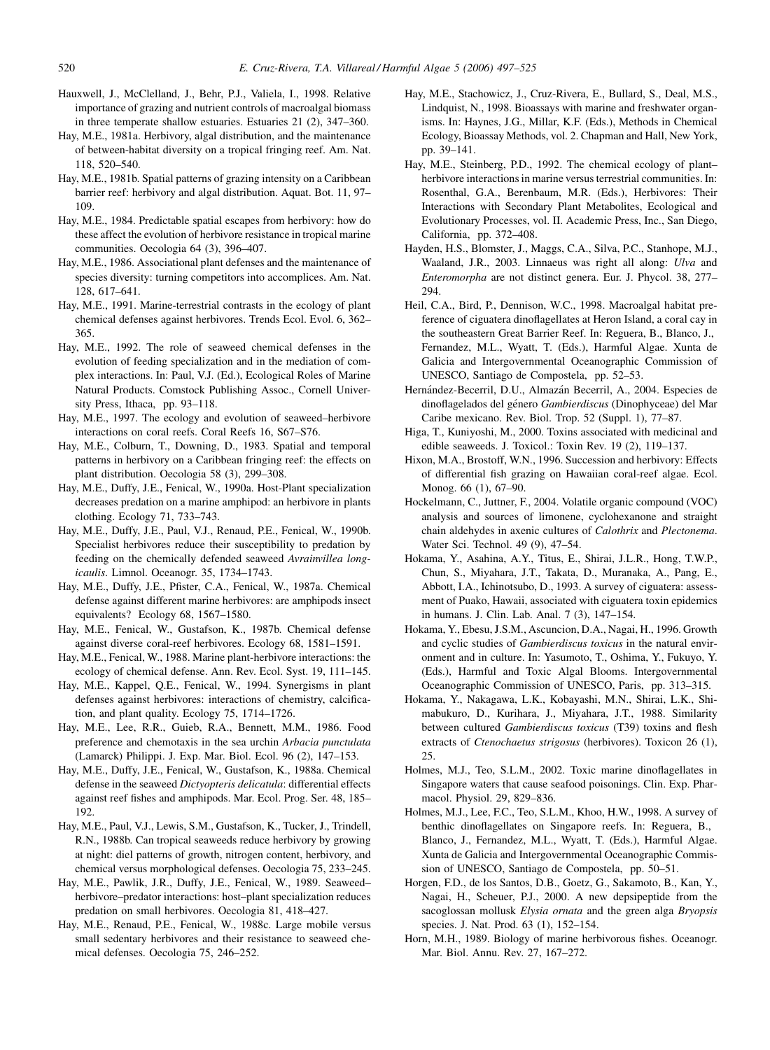Hauxwell, J., McClelland, J., Behr, P.J., Valiela, I., 1998. Relative importance of grazing and nutrient controls of macroalgal biomass in three temperate shallow estuaries. Estuaries 21 (2), 347–360.

Hay, M.E., 1981a. Herbivory, algal distribution, and the maintenance of between-habitat diversity on a tropical fringing reef. Am. Nat. 118, 520–540.

Hay, M.E., 1981b. Spatial patterns of grazing intensity on a Caribbean barrier reef: herbivory and algal distribution. Aquat. Bot. 11, 97–109.

Hay, M.E., 1984. Predictable spatial escapes from herbivory: how do these affect the evolution of herbivore resistance in tropical marine communities. Oecologia 64 (3), 396–407.

Hay, M.E., 1986. Associational plant defenses and the maintenance of species diversity: turning competitors into accomplices. Am. Nat. 128, 617–641.

Hay, M.E., 1991. Marine-terrestrial contrasts in the ecology of plant chemical defenses against herbivores. Trends Ecol. Evol. 6, 362–365.

Hay, M.E., 1992. The role of seaweed chemical defenses in the evolution of feeding specialization and in the mediation of complex interactions. In: Paul, V.J. (Ed.), Ecological Roles of Marine Natural Products. Comstock Publishing Assoc., Cornell University Press, Ithaca, pp. 93–118.

Hay, M.E., 1997. The ecology and evolution of seaweed–herbivore interactions on coral reefs. Coral Reefs 16, S67–S76.

Hay, M.E., Colburn, T., Downing, D., 1983. Spatial and temporal patterns in herbivory on a Caribbean fringing reef: the effects on plant distribution. Oecologia 58 (3), 299–308.

Hay, M.E., Duffy, J.E., Fenical, W., 1990a. Host-Plant specialization decreases predation on a marine amphipod: an herbivore in plants clothing. Ecology 71, 733–743.

Hay, M.E., Duffy, J.E., Paul, V.J., Renaud, P.E., Fenical, W., 1990b. Specialist herbivores reduce their susceptibility to predation by feeding on the chemically defended seaweed *Avrainvillea longicaulis*. Limnol. Oceanogr. 35, 1734–1743.

Hay, M.E., Duffy, J.E., Pfister, C.A., Fenical, W., 1987a. Chemical defense against different marine herbivores: are amphipods insect equivalents? Ecology 68, 1567–1580.

Hay, M.E., Fenical, W., Gustafson, K., 1987b. Chemical defense against diverse coral-reef herbivores. Ecology 68, 1581–1591.

Hay, M.E., Fenical, W., 1988. Marine plant-herbivore interactions: the ecology of chemical defense. Ann. Rev. Ecol. Syst. 19, 111–145.

Hay, M.E., Kappel, Q.E., Fenical, W., 1994. Synergisms in plant defenses against herbivores: interactions of chemistry, calcification, and plant quality. Ecology 75, 1714–1726.

Hay, M.E., Lee, R.R., Guieb, R.A., Bennett, M.M., 1986. Food preference and chemotaxis in the sea urchin *Arbacia punctulata* (Lamarck) Philippi. J. Exp. Mar. Biol. Ecol. 96 (2), 147–153.

Hay, M.E., Duffy, J.E., Fenical, W., Gustafson, K., 1988a. Chemical defense in the seaweed *Dictyopteris delicatula*: differential effects against reef fishes and amphipods. Mar. Ecol. Prog. Ser. 48, 185–192.

Hay, M.E., Paul, V.J., Lewis, S.M., Gustafson, K., Tucker, J., Trindell, R.N., 1988b. Can tropical seaweeds reduce herbivory by growing at night: diel patterns of growth, nitrogen content, herbivory, and chemical versus morphological defenses. Oecologia 75, 233–245.

Hay, M.E., Pawlik, J.R., Duffy, J.E., Fenical, W., 1989. Seaweed–herbivore–predator interactions: host–plant specialization reduces predation on small herbivores. Oecologia 81, 418–427.

Hay, M.E., Renaud, P.E., Fenical, W., 1988c. Large mobile versus small sedentary herbivores and their resistance to seaweed chemical defenses. Oecologia 75, 246–252.

Hay, M.E., Stachowicz, J., Cruz-Rivera, E., Bullard, S., Deal, M.S., Lindquist, N., 1998. Bioassays with marine and freshwater organisms. In: Haynes, J.G., Millar, K.F. (Eds.), Methods in Chemical Ecology, Bioassay Methods, vol. 2. Chapman and Hall, New York, pp. 39–141.

Hay, M.E., Steinberg, P.D., 1992. The chemical ecology of plant–herbivore interactions in marine versus terrestrial communities. In: Rosenthal, G.A., Berenbaum, M.R. (Eds.), Herbivores: Their Interactions with Secondary Plant Metabolites, Ecological and Evolutionary Processes, vol. II. Academic Press, Inc., San Diego, California, pp. 372–408.

Hayden, H.S., Blomster, J., Maggs, C.A., Silva, P.C., Stanhope, M.J., Waaland, J.R., 2003. Linnaeus was right all along: *Ulva* and *Enteromorpha* are not distinct genera. Eur. J. Phycol. 38, 277–294.

Heil, C.A., Bird, P., Dennison, W.C., 1998. Macroalgal habitat preference of ciguatera dinoflagellates at Heron Island, a coral cay in the southeastern Great Barrier Reef. In: Reguera, B., Blanco, J., Fernandez, M.L., Wyatt, T. (Eds.), Harmful Algae. Xunta de Galicia and Intergovernmental Oceanographic Commission of UNESCO, Santiago de Compostela, pp. 52–53.

Hernández-Becerril, D.U., Almazán Becerril, A., 2004. Especies de dinoflagelados del género *Gambierdiscus* (Dinophyceae) del Mar Caribe mexicano. Rev. Biol. Trop. 52 (Suppl. 1), 77–87.

Higa, T., Kuniyoshi, M., 2000. Toxins associated with medicinal and edible seaweeds. J. Toxicol.: Toxin Rev. 19 (2), 119–137.

Hixon, M.A., Brostoff, W.N., 1996. Succession and herbivory: Effects of differential fish grazing on Hawaiian coral-reef algae. Ecol. Monog. 66 (1), 67–90.

Hockelmann, C., Juttner, F., 2004. Volatile organic compound (VOC) analysis and sources of limonene, cyclohexanone and straight chain aldehydes in axenic cultures of *Calothrix* and *Plectonema*. Water Sci. Technol. 49 (9), 47–54.

Hokama, Y., Asahina, A.Y., Titus, E., Shirai, J.L.R., Hong, T.W.P., Chun, S., Miyahara, J.T., Takata, D., Muranaka, A., Pang, E., Abbott, I.A., Ichinotsubo, D., 1993. A survey of ciguatera: assessment of Puako, Hawaii, associated with ciguatera toxin epidemics in humans. J. Clin. Lab. Anal. 7 (3), 147–154.

Hokama, Y., Ebesu, J.S.M., Ascuncion, D.A., Nagai, H., 1996. Growth and cyclic studies of *Gambierdiscus toxicus* in the natural environment and in culture. In: Yasumoto, T., Oshima, Y., Fukuyo, Y. (Eds.), Harmful and Toxic Algal Blooms. Intergovernmental Oceanographic Commission of UNESCO, Paris, pp. 313–315.

Hokama, Y., Nakagawa, L.K., Kobayashi, M.N., Shirai, L.K., Shimabukuro, D., Kurihara, J., Miyahara, J.T., 1988. Similarity between cultured *Gambierdiscus toxicus* (T39) toxins and flesh extracts of *Ctenochaetus strigosus* (herbivores). Toxicon 26 (1), 25.

Holmes, M.J., Teo, S.L.M., 2002. Toxic marine dinoflagellates in Singapore waters that cause seafood poisonings. Clin. Exp. Pharmacol. Physiol. 29, 829–836.

Holmes, M.J., Lee, F.C., Teo, S.L.M., Khoo, H.W., 1998. A survey of benthic dinoflagellates on Singapore reefs. In: Reguera, B., Blanco, J., Fernandez, M.L., Wyatt, T. (Eds.), Harmful Algae. Xunta de Galicia and Intergovernmental Oceanographic Commission of UNESCO, Santiago de Compostela, pp. 50–51.

Horgen, F.D., de los Santos, D.B., Goetz, G., Sakamoto, B., Kan, Y., Nagai, H., Scheuer, P.J., 2000. A new depsipeptide from the sacoglossan mollusk *Elysia ornata* and the green alga *Bryopsis* species. J. Nat. Prod. 63 (1), 152–154.

Horn, M.H., 1989. Biology of marine herbivorous fishes. Oceanogr. Mar. Biol. Annu. Rev. 27, 167–272.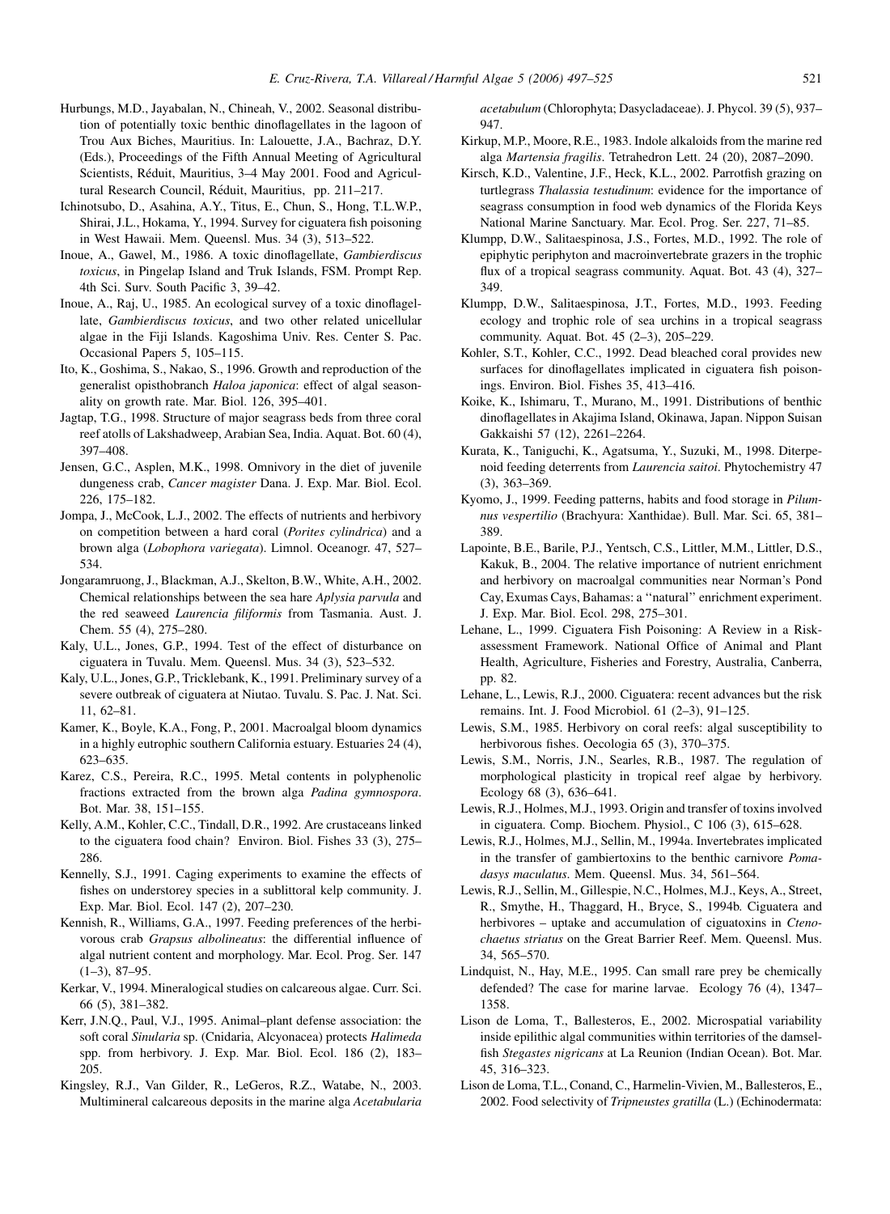Hurbungs, M.D., Jayabalan, N., Chineah, V., 2002. Seasonal distribution of potentially toxic benthic dinoflagellates in the lagoon of Trou Aux Biches, Mauritius. In: Lalouette, J.A., Bachraz, D.Y. (Eds.), Proceedings of the Fifth Annual Meeting of Agricultural Scientists, Réduit, Mauritius, 3–4 May 2001. Food and Agricultural Research Council, Réduit, Mauritius, pp. 211–217.

Ichinotsubo, D., Asahina, A.Y., Titus, E., Chun, S., Hong, T.L.W.P., Shirai, J.L., Hokama, Y., 1994. Survey for ciguatera fish poisoning in West Hawaii. Mem. Queensl. Mus. 34 (3), 513–522.

Inoue, A., Gawel, M., 1986. A toxic dinoflagellate, *Gambierdiscus toxicus*, in Pingelap Island and Truk Islands, FSM. Prompt Rep. 4th Sci. Surv. South Pacific 3, 39–42.

Inoue, A., Raj, U., 1985. An ecological survey of a toxic dinoflagellate, *Gambierdiscus toxicus*, and two other related unicellular algae in the Fiji Islands. Kagoshima Univ. Res. Center S. Pac. Occasional Papers 5, 105–115.

Ito, K., Goshima, S., Nakao, S., 1996. Growth and reproduction of the generalist opisthobranch *Haloa japonica*: effect of algal seasonality on growth rate. Mar. Biol. 126, 395–401.

Jagtap, T.G., 1998. Structure of major seagrass beds from three coral reef atolls of Lakshadweep, Arabian Sea, India. Aquat. Bot. 60 (4), 397–408.

Jensen, G.C., Asplen, M.K., 1998. Omnivory in the diet of juvenile dungeness crab, *Cancer magister* Dana. J. Exp. Mar. Biol. Ecol. 226, 175–182.

Jompa, J., McCook, L.J., 2002. The effects of nutrients and herbivory on competition between a hard coral (*Porites cylindrica*) and a brown alga (*Lobophora variegata*). Limnol. Oceanogr. 47, 527–534.

Jongaramruong, J., Blackman, A.J., Skelton, B.W., White, A.H., 2002. Chemical relationships between the sea hare *Aplysia parvula* and the red seaweed *Laurencia filiformis* from Tasmania. Aust. J. Chem. 55 (4), 275–280.

Kaly, U.L., Jones, G.P., 1994. Test of the effect of disturbance on ciguatera in Tuvalu. Mem. Queensl. Mus. 34 (3), 523–532.

Kaly, U.L., Jones, G.P., Tricklebank, K., 1991. Preliminary survey of a severe outbreak of ciguatera at Niutao. Tuvalu. S. Pac. J. Nat. Sci. 11, 62–81.

Kamer, K., Boyle, K.A., Fong, P., 2001. Macroalgal bloom dynamics in a highly eutrophic southern California estuary. Estuaries 24 (4), 623–635.

Karez, C.S., Pereira, R.C., 1995. Metal contents in polyphenolic fractions extracted from the brown alga *Padina gymnospora*. Bot. Mar. 38, 151–155.

Kelly, A.M., Kohler, C.C., Tindall, D.R., 1992. Are crustaceans linked to the ciguatera food chain? Environ. Biol. Fishes 33 (3), 275–286.

Kennelly, S.J., 1991. Caging experiments to examine the effects of fishes on understorey species in a sublittoral kelp community. J. Exp. Mar. Biol. Ecol. 147 (2), 207–230.

Kennish, R., Williams, G.A., 1997. Feeding preferences of the herbivorous crab *Grapsus albolineatus*: the differential influence of algal nutrient content and morphology. Mar. Ecol. Prog. Ser. 147 (1–3), 87–95.

Kerkar, V., 1994. Mineralogical studies on calcareous algae. Curr. Sci. 66 (5), 381–382.

Kerr, J.N.Q., Paul, V.J., 1995. Animal–plant defense association: the soft coral *Sinularia* sp. (Cnidaria, Alcyonacea) protects *Halimeda* spp. from herbivory. J. Exp. Mar. Biol. Ecol. 186 (2), 183–205.

Kingsley, R.J., Van Gilder, R., LeGeros, R.Z., Watabe, N., 2003. Multimineral calcareous deposits in the marine alga *Acetabularia acetabulum* (Chlorophyta; Dasycladaceae). J. Phycol. 39 (5), 937–947.

Kirkup, M.P., Moore, R.E., 1983. Indole alkaloids from the marine red alga *Martensia fragilis*. Tetrahedron Lett. 24 (20), 2087–2090.

Kirsch, K.D., Valentine, J.F., Heck, K.L., 2002. Parrotfish grazing on turtlegrass *Thalassia testudinum*: evidence for the importance of seagrass consumption in food web dynamics of the Florida Keys National Marine Sanctuary. Mar. Ecol. Prog. Ser. 227, 71–85.

Klumpp, D.W., Salitaespinosa, J.S., Fortes, M.D., 1992. The role of epiphytic periphyton and macroinvertebrate grazers in the trophic flux of a tropical seagrass community. Aquat. Bot. 43 (4), 327–349.

Klumpp, D.W., Salitaespinosa, J.T., Fortes, M.D., 1993. Feeding ecology and trophic role of sea urchins in a tropical seagrass community. Aquat. Bot. 45 (2–3), 205–229.

Kohler, S.T., Kohler, C.C., 1992. Dead bleached coral provides new surfaces for dinoflagellates implicated in ciguatera fish poisonings. Environ. Biol. Fishes 35, 413–416.

Koike, K., Ishimaru, T., Murano, M., 1991. Distributions of benthic dinoflagellates in Akajima Island, Okinawa, Japan. Nippon Suisan Gakkaishi 57 (12), 2261–2264.

Kurata, K., Taniguchi, K., Agatsuma, Y., Suzuki, M., 1998. Diterpenoid feeding deterrents from *Laurencia saitoi*. Phytochemistry 47 (3), 363–369.

Kyomo, J., 1999. Feeding patterns, habits and food storage in *Pilumnus vespertilio* (Brachyura: Xanthidae). Bull. Mar. Sci. 65, 381–389.

Lapointe, B.E., Barile, P.J., Yentsch, C.S., Littler, M.M., Littler, D.S., Kakuk, B., 2004. The relative importance of nutrient enrichment and herbivory on macroalgal communities near Norman's Pond Cay, Exumas Cays, Bahamas: a "natural" enrichment experiment. J. Exp. Mar. Biol. Ecol. 298, 275–301.

Lehane, L., 1999. Ciguatera Fish Poisoning: A Review in a Risk-assessment Framework. National Office of Animal and Plant Health, Agriculture, Fisheries and Forestry, Australia, Canberra, pp. 82.

Lehane, L., Lewis, R.J., 2000. Ciguatera: recent advances but the risk remains. Int. J. Food Microbiol. 61 (2–3), 91–125.

Lewis, S.M., 1985. Herbivory on coral reefs: algal susceptibility to herbivorous fishes. Oecologia 65 (3), 370–375.

Lewis, S.M., Norris, J.N., Searles, R.B., 1987. The regulation of morphological plasticity in tropical reef algae by herbivory. Ecology 68 (3), 636–641.

Lewis, R.J., Holmes, M.J., 1993. Origin and transfer of toxins involved in ciguatera. Comp. Biochem. Physiol., C 106 (3), 615–628.

Lewis, R.J., Holmes, M.J., Sellin, M., 1994a. Invertebrates implicated in the transfer of gambiertoxins to the benthic carnivore *Pomadasys maculatus*. Mem. Queensl. Mus. 34, 561–564.

Lewis, R.J., Sellin, M., Gillespie, N.C., Holmes, M.J., Keys, A., Street, R., Smythe, H., Thaggard, H., Bryce, S., 1994b. Ciguatera and herbivores – uptake and accumulation of ciguatoxins in *Ctenochaetus striatus* on the Great Barrier Reef. Mem. Queensl. Mus. 34, 565–570.

Lindquist, N., Hay, M.E., 1995. Can small rare prey be chemically defended? The case for marine larvae. Ecology 76 (4), 1347–1358.

Lison de Loma, T., Ballesteros, E., 2002. Microspatial variability inside epilithic algal communities within territories of the damselfish *Stegastes nigricans* at La Reunion (Indian Ocean). Bot. Mar. 45, 316–323.

Lison de Loma, T.L., Conand, C., Harmelin-Vivien, M., Ballesteros, E., 2002. Food selectivity of *Tripneustes gratilla* (L.) (Echinodermata: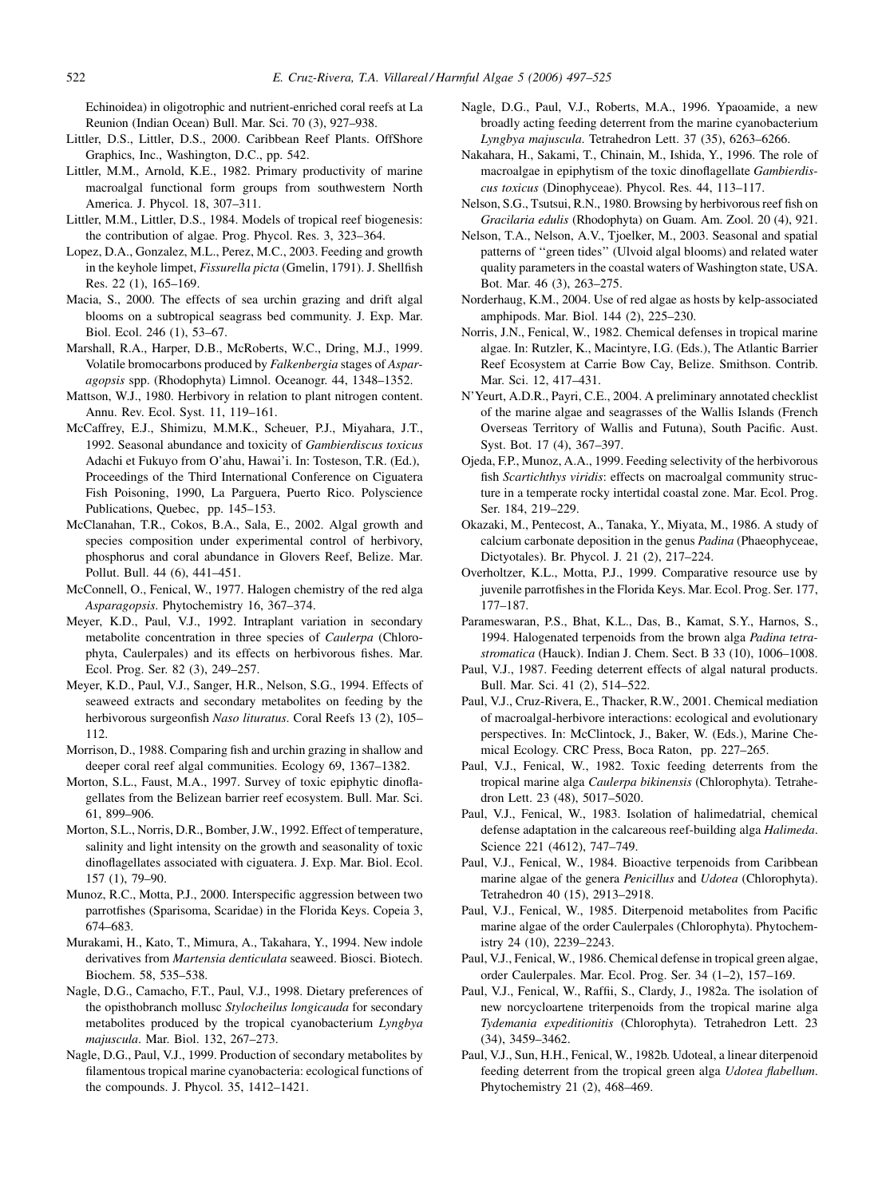Echinoidea) in oligotrophic and nutrient-enriched coral reefs at La Reunion (Indian Ocean) Bull. Mar. Sci. 70 (3), 927–938.

Littler, D.S., Littler, D.S., 2000. Caribbean Reef Plants. OffShore Graphics, Inc., Washington, D.C., pp. 542.

Littler, M.M., Arnold, K.E., 1982. Primary productivity of marine macroalgal functional form groups from southwestern North America. J. Phycol. 18, 307–311.

Littler, M.M., Littler, D.S., 1984. Models of tropical reef biogenesis: the contribution of algae. Prog. Phycol. Res. 3, 323–364.

Lopez, D.A., Gonzalez, M.L., Perez, M.C., 2003. Feeding and growth in the keyhole limpet, *Fissurella picta* (Gmelin, 1791). J. Shellfish Res. 22 (1), 165–169.

Macia, S., 2000. The effects of sea urchin grazing and drift algal blooms on a subtropical seagrass bed community. J. Exp. Mar. Biol. Ecol. 246 (1), 53–67.

Marshall, R.A., Harper, D.B., McRoberts, W.C., Dring, M.J., 1999. Volatile bromocarbons produced by *Falkenbergia* stages of *Asparagopsis* spp. (Rhodophyta) Limnol. Oceanogr. 44, 1348–1352.

Mattson, W.J., 1980. Herbivory in relation to plant nitrogen content. Annu. Rev. Ecol. Syst. 11, 119–161.

McCaffrey, E.J., Shimizu, M.M.K., Scheuer, P.J., Miyahara, J.T., 1992. Seasonal abundance and toxicity of *Gambierdiscus toxicus* Adachi et Fukuyo from O'ahu, Hawai'i. In: Tosteson, T.R. (Ed.), Proceedings of the Third International Conference on Ciguatera Fish Poisoning, 1990, La Parguera, Puerto Rico. Polyscience Publications, Quebec, pp. 145–153.

McClanahan, T.R., Cokos, B.A., Sala, E., 2002. Algal growth and species composition under experimental control of herbivory, phosphorus and coral abundance in Glovers Reef, Belize. Mar. Pollut. Bull. 44 (6), 441–451.

McConnell, O., Fenical, W., 1977. Halogen chemistry of the red alga *Asparagopsis*. Phytochemistry 16, 367–374.

Meyer, K.D., Paul, V.J., 1992. Intraplant variation in secondary metabolite concentration in three species of *Caulerpa* (Chlorophyta, Caulerpales) and its effects on herbivorous fishes. Mar. Ecol. Prog. Ser. 82 (3), 249–257.

Meyer, K.D., Paul, V.J., Sanger, H.R., Nelson, S.G., 1994. Effects of seaweed extracts and secondary metabolites on feeding by the herbivorous surgeonfish *Naso lituratus*. Coral Reefs 13 (2), 105–112.

Morrison, D., 1988. Comparing fish and urchin grazing in shallow and deeper coral reef algal communities. Ecology 69, 1367–1382.

Morton, S.L., Faust, M.A., 1997. Survey of toxic epiphytic dinoflagellates from the Belizean barrier reef ecosystem. Bull. Mar. Sci. 61, 899–906.

Morton, S.L., Norris, D.R., Bomber, J.W., 1992. Effect of temperature, salinity and light intensity on the growth and seasonality of toxic dinoflagellates associated with ciguatera. J. Exp. Mar. Biol. Ecol. 157 (1), 79–90.

Munoz, R.C., Motta, P.J., 2000. Interspecific aggression between two parrotfishes (Sparisoma, Scaridae) in the Florida Keys. Copeia 3, 674–683.

Murakami, H., Kato, T., Mimura, A., Takahara, Y., 1994. New indole derivatives from *Martensia denticulata* seaweed. Biosci. Biotech. Biochem. 58, 535–538.

Nagle, D.G., Camacho, F.T., Paul, V.J., 1998. Dietary preferences of the opisthobranch mollusc *Stylocheilus longicauda* for secondary metabolites produced by the tropical cyanobacterium *Lyngbya majuscula*. Mar. Biol. 132, 267–273.

Nagle, D.G., Paul, V.J., 1999. Production of secondary metabolites by filamentous tropical marine cyanobacteria: ecological functions of the compounds. J. Phycol. 35, 1412–1421.

Nagle, D.G., Paul, V.J., Roberts, M.A., 1996. Ypaoamide, a new broadly acting feeding deterrent from the marine cyanobacterium *Lyngbya majuscula*. Tetrahedron Lett. 37 (35), 6263–6266.

Nakahara, H., Sakami, T., Chinain, M., Ishida, Y., 1996. The role of macroalgae in epiphytism of the toxic dinoflagellate *Gambierdiscus toxicus* (Dinophyceae). Phycol. Res. 44, 113–117.

Nelson, S.G., Tsutsui, R.N., 1980. Browsing by herbivorous reef fish on *Gracilaria edulis* (Rhodophyta) on Guam. Am. Zool. 20 (4), 921.

Nelson, T.A., Nelson, A.V., Tjoelker, M., 2003. Seasonal and spatial patterns of "green tides" (Ulvoid algal blooms) and related water quality parameters in the coastal waters of Washington state, USA. Bot. Mar. 46 (3), 263–275.

Norderhaug, K.M., 2004. Use of red algae as hosts by kelp-associated amphipods. Mar. Biol. 144 (2), 225–230.

Norris, J.N., Fenical, W., 1982. Chemical defenses in tropical marine algae. In: Rutzler, K., Macintyre, I.G. (Eds.), The Atlantic Barrier Reef Ecosystem at Carrie Bow Cay, Belize. Smithson. Contrib. Mar. Sci. 12, 417–431.

N'Yeurt, A.D.R., Payri, C.E., 2004. A preliminary annotated checklist of the marine algae and seagrasses of the Wallis Islands (French Overseas Territory of Wallis and Futuna), South Pacific. Aust. Syst. Bot. 17 (4), 367–397.

Ojeda, F.P., Munoz, A.A., 1999. Feeding selectivity of the herbivorous fish *Scartichthys viridis*: effects on macroalgal community structure in a temperate rocky intertidal coastal zone. Mar. Ecol. Prog. Ser. 184, 219–229.

Okazaki, M., Pentecost, A., Tanaka, Y., Miyata, M., 1986. A study of calcium carbonate deposition in the genus *Padina* (Phaeophyceae, Dictyotales). Br. Phycol. J. 21 (2), 217–224.

Overholtzer, K.L., Motta, P.J., 1999. Comparative resource use by juvenile parrotfishes in the Florida Keys. Mar. Ecol. Prog. Ser. 177, 177–187.

Parameswaran, P.S., Bhat, K.L., Das, B., Kamat, S.Y., Harnos, S., 1994. Halogenated terpenoids from the brown alga *Padina tetrastromatica* (Hauck). Indian J. Chem. Sect. B 33 (10), 1006–1008.

Paul, V.J., 1987. Feeding deterrent effects of algal natural products. Bull. Mar. Sci. 41 (2), 514–522.

Paul, V.J., Cruz-Rivera, E., Thacker, R.W., 2001. Chemical mediation of macroalgal-herbivore interactions: ecological and evolutionary perspectives. In: McClintock, J., Baker, W. (Eds.), Marine Chemical Ecology. CRC Press, Boca Raton, pp. 227–265.

Paul, V.J., Fenical, W., 1982. Toxic feeding deterrents from the tropical marine alga *Caulerpa bikinensis* (Chlorophyta). Tetrahedron Lett. 23 (48), 5017–5020.

Paul, V.J., Fenical, W., 1983. Isolation of halimedatrial, chemical defense adaptation in the calcareous reef-building alga *Halimeda*. Science 221 (4612), 747–749.

Paul, V.J., Fenical, W., 1984. Bioactive terpenoids from Caribbean marine algae of the genera *Penicillus* and *Udotea* (Chlorophyta). Tetrahedron 40 (15), 2913–2918.

Paul, V.J., Fenical, W., 1985. Diterpenoid metabolites from Pacific marine algae of the order Caulerpales (Chlorophyta). Phytochemistry 24 (10), 2239–2243.

Paul, V.J., Fenical, W., 1986. Chemical defense in tropical green algae, order Caulerpales. Mar. Ecol. Prog. Ser. 34 (1–2), 157–169.

Paul, V.J., Fenical, W., Raffii, S., Clardy, J., 1982a. The isolation of new norcycloartene triterpenoids from the tropical marine alga *Tydemania expeditionitis* (Chlorophyta). Tetrahedron Lett. 23 (34), 3459–3462.

Paul, V.J., Sun, H.H., Fenical, W., 1982b. Udoteal, a linear diterpenoid feeding deterrent from the tropical green alga *Udotea flabellum*. Phytochemistry 21 (2), 468–469.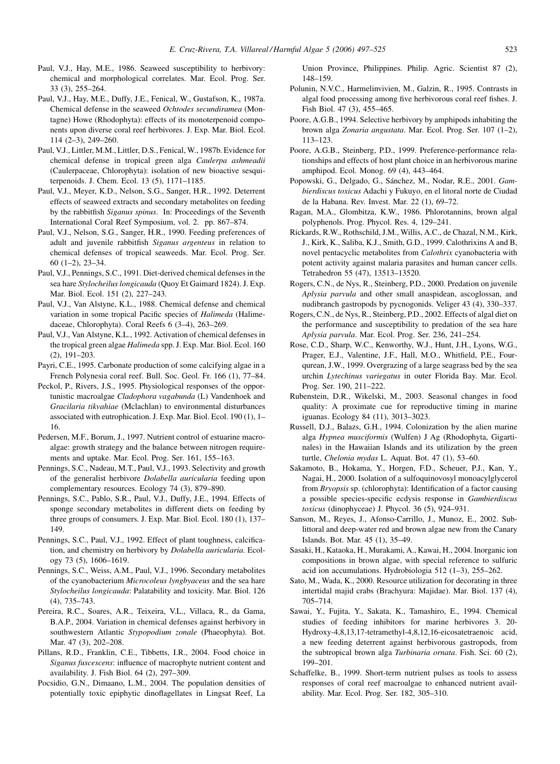Paul, V.J., Hay, M.E., 1986. Seaweed susceptibility to herbivory: chemical and morphological correlates. Mar. Ecol. Prog. Ser. 33 (3), 255–264.

Paul, V.J., Hay, M.E., Duffy, J.E., Fenical, W., Gustafson, K., 1987a. Chemical defense in the seaweed *Ochtodes secundiramea* (Montagne) Howe (Rhodophyta): effects of its monoterpenoid components upon diverse coral reef herbivores. J. Exp. Mar. Biol. Ecol. 114 (2–3), 249–260.

Paul, V.J., Littler, M.M., Littler, D.S., Fenical, W., 1987b. Evidence for chemical defense in tropical green alga *Caulerpa ashmeadii* (Caulerpaceae, Chlorophyta): isolation of new bioactive sesquiterpenoids. J. Chem. Ecol. 13 (5), 1171–1185.

Paul, V.J., Meyer, K.D., Nelson, S.G., Sanger, H.R., 1992. Deterrent effects of seaweed extracts and secondary metabolites on feeding by the rabbitfish *Siganus spinus*. In: Proceedings of the Seventh International Coral Reef Symposium, vol. 2. pp. 867–874.

Paul, V.J., Nelson, S.G., Sanger, H.R., 1990. Feeding preferences of adult and juvenile rabbitfish *Siganus argenteus* in relation to chemical defenses of tropical seaweeds. Mar. Ecol. Prog. Ser. 60 (1–2), 23–34.

Paul, V.J., Pennings, S.C., 1991. Diet-derived chemical defenses in the sea hare *Stylocheilus longicauda* (Quoy Et Gaimard 1824). J. Exp. Mar. Biol. Ecol. 151 (2), 227–243.

Paul, V.J., Van Alstyne, K.L., 1988. Chemical defense and chemical variation in some tropical Pacific species of *Halimeda* (Halimedaceae, Chlorophyta). Coral Reefs 6 (3–4), 263–269.

Paul, V.J., Van Alstyne, K.L., 1992. Activation of chemical defenses in the tropical green algae *Halimeda* spp. J. Exp. Mar. Biol. Ecol. 160 (2), 191–203.

Payri, C.E., 1995. Carbonate production of some calcifying algae in a French Polynesia coral reef. Bull. Soc. Geol. Fr. 166 (1), 77–84.

Peckol, P., Rivers, J.S., 1995. Physiological responses of the opportunistic macroalgae *Cladophora vagabunda* (L) Vandenhoek and *Gracilaria tikvahiae* (Mclachlan) to environmental disturbances associated with eutrophication. J. Exp. Mar. Biol. Ecol. 190 (1), 1–16.

Pedersen, M.F., Borum, J., 1997. Nutrient control of estuarine macroalgae: growth strategy and the balance between nitrogen requirements and uptake. Mar. Ecol. Prog. Ser. 161, 155–163.

Pennings, S.C., Nadeau, M.T., Paul, V.J., 1993. Selectivity and growth of the generalist herbivore *Dolabella auricularia* feeding upon complementary resources. Ecology 74 (3), 879–890.

Pennings, S.C., Pablo, S.R., Paul, V.J., Duffy, J.E., 1994. Effects of sponge secondary metabolites in different diets on feeding by three groups of consumers. J. Exp. Mar. Biol. Ecol. 180 (1), 137–149.

Pennings, S.C., Paul, V.J., 1992. Effect of plant toughness, calcification, and chemistry on herbivory by *Dolabella auricularia*. Ecology 73 (5), 1606–1619.

Pennings, S.C., Weiss, A.M., Paul, V.J., 1996. Secondary metabolites of the cyanobacterium *Microcoleus lyngbyaceus* and the sea hare *Stylocheilus longicauda*: Palatability and toxicity. Mar. Biol. 126 (4), 735–743.

Pereira, R.C., Soares, A.R., Teixeira, V.L., Villaca, R., da Gama, B.A.P., 2004. Variation in chemical defenses against herbivory in southwestern Atlantic *Stypopodium zonale* (Phaeophyta). Bot. Mar. 47 (3), 202–208.

Pillans, R.D., Franklin, C.E., Tibbetts, I.R., 2004. Food choice in *Siganus fuscescens*: influence of macrophyte nutrient content and availability. J. Fish Biol. 64 (2), 297–309.

Pocsidio, G.N., Dimaano, L.M., 2004. The population densities of potentially toxic epiphytic dinoflagellates in Lingsat Reef, La Union Province, Philippines. Philip. Agric. Scientist 87 (2), 148–159.

Polunin, N.V.C., Harmelinvivien, M., Galzin, R., 1995. Contrasts in algal food processing among five herbivorous coral reef fishes. J. Fish Biol. 47 (3), 455–465.

Poore, A.G.B., 1994. Selective herbivory by amphipods inhabiting the brown alga *Zonaria angustata*. Mar. Ecol. Prog. Ser. 107 (1–2), 113–123.

Poore, A.G.B., Steinberg, P.D., 1999. Preference-performance relationships and effects of host plant choice in an herbivorous marine amphipod. Ecol. Monog. 69 (4), 443–464.

Popowski, G., Delgado, G., Sánchez, M., Nodar, R.E., 2001. *Gambierdiscus toxicus* Adachi y Fukuyo, en el litoral norte de Ciudad de la Habana. Rev. Invest. Mar. 22 (1), 69–72.

Ragan, M.A., Glombitza, K.W., 1986. Phlorotannins, brown algal polyphenols. Prog. Phycol. Res. 4, 129–241.

Rickards, R.W., Rothschild, J.M., Willis, A.C., de Chazal, N.M., Kirk, J., Kirk, K., Saliba, K.J., Smith, G.D., 1999. Calothrixins A and B, novel pentacyclic metabolites from *Calothrix* cyanobacteria with potent activity against malaria parasites and human cancer cells. Tetrahedron 55 (47), 13513–13520.

Rogers, C.N., de Nys, R., Steinberg, P.D., 2000. Predation on juvenile *Aplysia parvula* and other small anaspidean, ascoglossan, and nudibranch gastropods by pycnogonids. Veliger 43 (4), 330–337.

Rogers, C.N., de Nys, R., Steinberg, P.D., 2002. Effects of algal diet on the performance and susceptibility to predation of the sea hare *Aplysia parvula*. Mar. Ecol. Prog. Ser. 236, 241–254.

Rose, C.D., Sharp, W.C., Kenworthy, W.J., Hunt, J.H., Lyons, W.G., Prager, E.J., Valentine, J.F., Hall, M.O., Whitfield, P.E., Fourqurean, J.W., 1999. Overgrazing of a large seagrass bed by the sea urchin *Lytechinus variegatus* in outer Florida Bay. Mar. Ecol. Prog. Ser. 190, 211–222.

Rubenstein, D.R., Wikelski, M., 2003. Seasonal changes in food quality: A proximate cue for reproductive timing in marine iguanas. Ecology 84 (11), 3013–3023.

Russell, D.J., Balazs, G.H., 1994. Colonization by the alien marine alga *Hypnea musciformis* (Wulfen) J Ag (Rhodophyta, Gigartinales) in the Hawaiian Islands and its utilization by the green turtle, *Chelonia mydas* L. Aquat. Bot. 47 (1), 53–60.

Sakamoto, B., Hokama, Y., Horgen, F.D., Scheuer, P.J., Kan, Y., Nagai, H., 2000. Isolation of a sulfoquinovosyl monoacylglycerol from *Bryopsis* sp. (chlorophyta): Identification of a factor causing a possible species-specific ecdysis response in *Gambierdiscus toxicus* (dinophyceae) J. Phycol. 36 (5), 924–931.

Sanson, M., Reyes, J., Afonso-Carrillo, J., Munoz, E., 2002. Sublittoral and deep-water red and brown algae new from the Canary Islands. Bot. Mar. 45 (1), 35–49.

Sasaki, H., Kataoka, H., Murakami, A., Kawai, H., 2004. Inorganic ion compositions in brown algae, with special reference to sulfuric acid ion accumulations. Hydrobiologia 512 (1–3), 255–262.

Sato, M., Wada, K., 2000. Resource utilization for decorating in three intertidal majid crabs (Brachyura: Majidae). Mar. Biol. 137 (4), 705–714.

Sawai, Y., Fujita, Y., Sakata, K., Tamashiro, E., 1994. Chemical studies of feeding inhibitors for marine herbivores 3. 20-Hydroxy-4,8,13,17-tetramethyl-4,8,12,16-eicosatetraenoic acid, a new feeding deterrent against herbivorous gastropods, from the subtropical brown alga *Turbinaria ornata*. Fish. Sci. 60 (2), 199–201.

Schaffelke, B., 1999. Short-term nutrient pulses as tools to assess responses of coral reef macroalgae to enhanced nutrient availability. Mar. Ecol. Prog. Ser. 182, 305–310.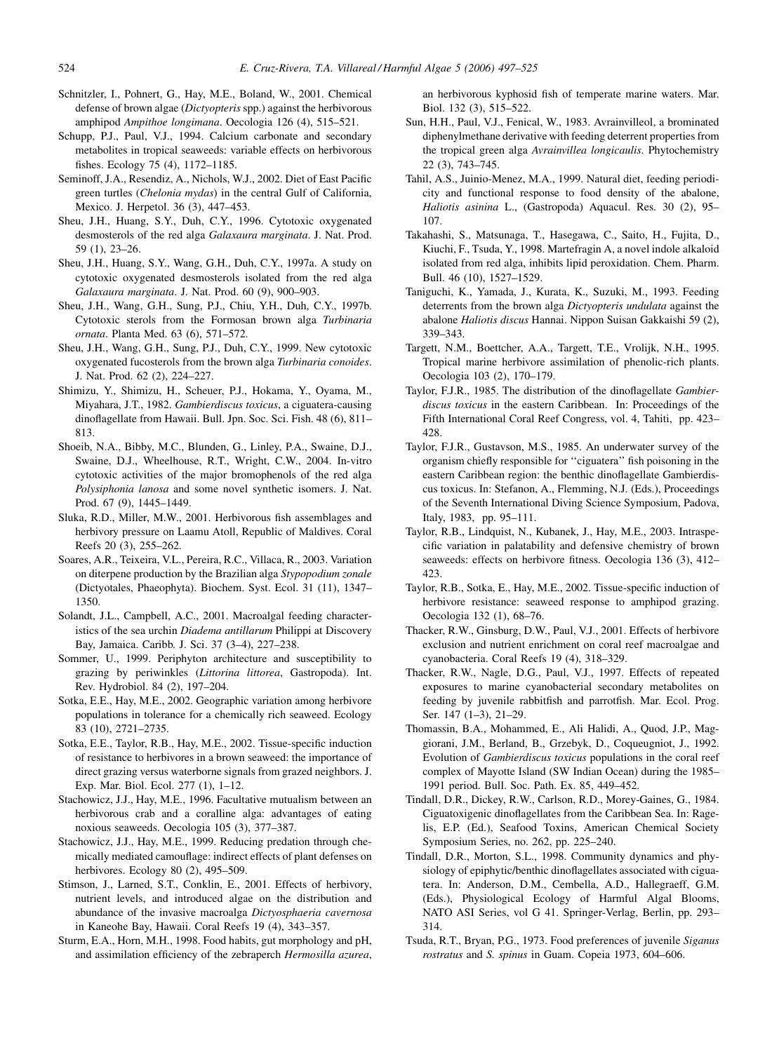Schnitzler, I., Pohnert, G., Hay, M.E., Boland, W., 2001. Chemical defense of brown algae (*Dictyopteris* spp.) against the herbivorous amphipod *Ampithoe longimana*. Oecologia 126 (4), 515–521.

Schupp, P.J., Paul, V.J., 1994. Calcium carbonate and secondary metabolites in tropical seaweeds: variable effects on herbivorous fishes. Ecology 75 (4), 1172–1185.

Seminoff, J.A., Resendiz, A., Nichols, W.J., 2002. Diet of East Pacific green turtles (*Chelonia mydas*) in the central Gulf of California, Mexico. J. Herpetol. 36 (3), 447–453.

Sheu, J.H., Huang, S.Y., Duh, C.Y., 1996. Cytotoxic oxygenated desmosterols of the red alga *Galaxaura marginata*. J. Nat. Prod. 59 (1), 23–26.

Sheu, J.H., Huang, S.Y., Wang, G.H., Duh, C.Y., 1997a. A study on cytotoxic oxygenated desmosterols isolated from the red alga *Galaxaura marginata*. J. Nat. Prod. 60 (9), 900–903.

Sheu, J.H., Wang, G.H., Sung, P.J., Chiu, Y.H., Duh, C.Y., 1997b. Cytotoxic sterols from the Formosan brown alga *Turbinaria ornata*. Planta Med. 63 (6), 571–572.

Sheu, J.H., Wang, G.H., Sung, P.J., Duh, C.Y., 1999. New cytotoxic oxygenated fucosterols from the brown alga *Turbinaria conoides*. J. Nat. Prod. 62 (2), 224–227.

Shimizu, Y., Shimizu, H., Scheuer, P.J., Hokama, Y., Oyama, M., Miyahara, J.T., 1982. *Gambierdiscus toxicus*, a ciguatera-causing dinoflagellate from Hawaii. Bull. Jpn. Soc. Sci. Fish. 48 (6), 811–813.

Shoeib, N.A., Bibby, M.C., Blunden, G., Linley, P.A., Swaine, D.J., Swaine, D.J., Wheelhouse, R.T., Wright, C.W., 2004. In-vitro cytotoxic activities of the major bromophenols of the red alga *Polysiphonia lanosa* and some novel synthetic isomers. J. Nat. Prod. 67 (9), 1445–1449.

Sluka, R.D., Miller, M.W., 2001. Herbivorous fish assemblages and herbivory pressure on Laamu Atoll, Republic of Maldives. Coral Reefs 20 (3), 255–262.

Soares, A.R., Teixeira, V.L., Pereira, R.C., Villaca, R., 2003. Variation on diterpene production by the Brazilian alga *Stypopodium zonale* (Dictyotales, Phaeophyta). Biochem. Syst. Ecol. 31 (11), 1347–1350.

Solandt, J.L., Campbell, A.C., 2001. Macroalgal feeding characteristics of the sea urchin *Diadema antillarum* Philippi at Discovery Bay, Jamaica. Caribb. J. Sci. 37 (3–4), 227–238.

Sommer, U., 1999. Periphyton architecture and susceptibility to grazing by periwinkles (*Littorina littorea*, Gastropoda). Int. Rev. Hydrobiol. 84 (2), 197–204.

Sotka, E.E., Hay, M.E., 2002. Geographic variation among herbivore populations in tolerance for a chemically rich seaweed. Ecology 83 (10), 2721–2735.

Sotka, E.E., Taylor, R.B., Hay, M.E., 2002. Tissue-specific induction of resistance to herbivores in a brown seaweed: the importance of direct grazing versus waterborne signals from grazed neighbors. J. Exp. Mar. Biol. Ecol. 277 (1), 1–12.

Stachowicz, J.J., Hay, M.E., 1996. Facultative mutualism between an herbivorous crab and a coralline alga: advantages of eating noxious seaweeds. Oecologia 105 (3), 377–387.

Stachowicz, J.J., Hay, M.E., 1999. Reducing predation through chemically mediated camouflage: indirect effects of plant defenses on herbivores. Ecology 80 (2), 495–509.

Stimson, J., Larned, S.T., Conklin, E., 2001. Effects of herbivory, nutrient levels, and introduced algae on the distribution and abundance of the invasive macroalga *Dictyosphaeria cavernosa* in Kaneohe Bay, Hawaii. Coral Reefs 19 (4), 343–357.

Sturm, E.A., Horn, M.H., 1998. Food habits, gut morphology and pH, and assimilation efficiency of the zebraperch *Hermosilla azurea*, an herbivorous kyphosid fish of temperate marine waters. Mar. Biol. 132 (3), 515–522.

Sun, H.H., Paul, V.J., Fenical, W., 1983. Avrainvilleol, a brominated diphenylmethane derivative with feeding deterrent properties from the tropical green alga *Avrainvillea longicaulis*. Phytochemistry 22 (3), 743–745.

Tahil, A.S., Juinio-Menez, M.A., 1999. Natural diet, feeding periodicity and functional response to food density of the abalone, *Haliotis asinina* L., (Gastropoda) Aquacul. Res. 30 (2), 95–107.

Takahashi, S., Matsunaga, T., Hasegawa, C., Saito, H., Fujita, D., Kiuchi, F., Tsuda, Y., 1998. Martefragin A, a novel indole alkaloid isolated from red alga, inhibits lipid peroxidation. Chem. Pharm. Bull. 46 (10), 1527–1529.

Taniguchi, K., Yamada, J., Kurata, K., Suzuki, M., 1993. Feeding deterrents from the brown alga *Dictyopteris undulata* against the abalone *Haliotis discus* Hannai. Nippon Suisan Gakkaishi 59 (2), 339–343.

Targett, N.M., Boettcher, A.A., Targett, T.E., Vrolijk, N.H., 1995. Tropical marine herbivore assimilation of phenolic-rich plants. Oecologia 103 (2), 170–179.

Taylor, F.J.R., 1985. The distribution of the dinoflagellate *Gambierdiscus toxicus* in the eastern Caribbean. In: Proceedings of the Fifth International Coral Reef Congress, vol. 4, Tahiti, pp. 423–428.

Taylor, F.J.R., Gustavson, M.S., 1985. An underwater survey of the organism chiefly responsible for ''ciguatera'' fish poisoning in the eastern Caribbean region: the benthic dinoflagellate Gambierdiscus toxicus. In: Stefanon, A., Flemming, N.J. (Eds.), Proceedings of the Seventh International Diving Science Symposium, Padova, Italy, 1983, pp. 95–111.

Taylor, R.B., Lindquist, N., Kubanek, J., Hay, M.E., 2003. Intraspecific variation in palatability and defensive chemistry of brown seaweeds: effects on herbivore fitness. Oecologia 136 (3), 412–423.

Taylor, R.B., Sotka, E., Hay, M.E., 2002. Tissue-specific induction of herbivore resistance: seaweed response to amphipod grazing. Oecologia 132 (1), 68–76.

Thacker, R.W., Ginsburg, D.W., Paul, V.J., 2001. Effects of herbivore exclusion and nutrient enrichment on coral reef macroalgae and cyanobacteria. Coral Reefs 19 (4), 318–329.

Thacker, R.W., Nagle, D.G., Paul, V.J., 1997. Effects of repeated exposures to marine cyanobacterial secondary metabolites on feeding by juvenile rabbitfish and parrotfish. Mar. Ecol. Prog. Ser. 147 (1–3), 21–29.

Thomassin, B.A., Mohammed, E., Ali Halidi, A., Quod, J.P., Maggiorani, J.M., Berland, B., Grzebyk, D., Coqueugniot, J., 1992. Evolution of *Gambierdiscus toxicus* populations in the coral reef complex of Mayotte Island (SW Indian Ocean) during the 1985–1991 period. Bull. Soc. Path. Ex. 85, 449–452.

Tindall, D.R., Dickey, R.W., Carlson, R.D., Morey-Gaines, G., 1984. Ciguatoxigenic dinoflagellates from the Caribbean Sea. In: Ragelis, E.P. (Ed.), Seafood Toxins, American Chemical Society Symposium Series, no. 262, pp. 225–240.

Tindall, D.R., Morton, S.L., 1998. Community dynamics and physiology of epiphytic/benthic dinoflagellates associated with ciguatera. In: Anderson, D.M., Cembella, A.D., Hallegraeff, G.M. (Eds.), Physiological Ecology of Harmful Algal Blooms, NATO ASI Series, vol G 41. Springer-Verlag, Berlin, pp. 293–314.

Tsuda, R.T., Bryan, P.G., 1973. Food preferences of juvenile *Siganus rostratus* and *S. spinus* in Guam. Copeia 1973, 604–606.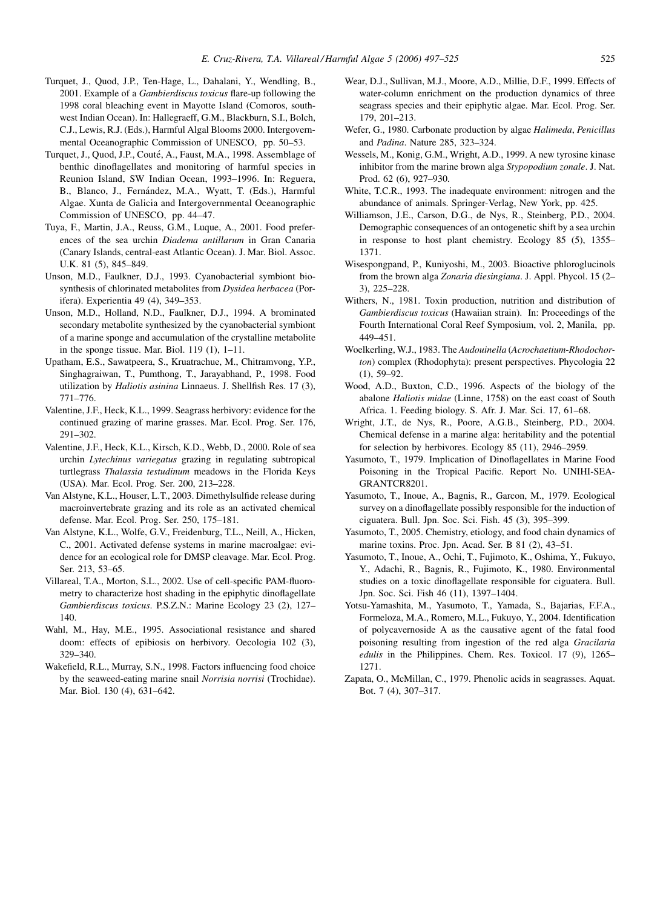Turquet, J., Quod, J.P., Ten-Hage, L., Dahalani, Y., Wendling, B., 2001. Example of a *Gambierdiscus toxicus* flare-up following the 1998 coral bleaching event in Mayotte Island (Comoros, southwest Indian Ocean). In: Hallegraeff, G.M., Blackburn, S.I., Bolch, C.J., Lewis, R.J. (Eds.), Harmful Algal Blooms 2000. Intergovernmental Oceanographic Commission of UNESCO, pp. 50–53.

Turquet, J., Quod, J.P., Couté, A., Faust, M.A., 1998. Assemblage of benthic dinoflagellates and monitoring of harmful species in Reunion Island, SW Indian Ocean, 1993–1996. In: Reguera, B., Blanco, J., Fernández, M.A., Wyatt, T. (Eds.), Harmful Algae. Xunta de Galicia and Intergovernmental Oceanographic Commission of UNESCO, pp. 44–47.

Tuya, F., Martin, J.A., Reuss, G.M., Luque, A., 2001. Food preferences of the sea urchin *Diadema antillarum* in Gran Canaria (Canary Islands, central-east Atlantic Ocean). J. Mar. Biol. Assoc. U.K. 81 (5), 845–849.

Unson, M.D., Faulkner, D.J., 1993. Cyanobacterial symbiont biosynthesis of chlorinated metabolites from *Dysidea herbacea* (Porifera). Experientia 49 (4), 349–353.

Unson, M.D., Holland, N.D., Faulkner, D.J., 1994. A brominated secondary metabolite synthesized by the cyanobacterial symbiont of a marine sponge and accumulation of the crystalline metabolite in the sponge tissue. Mar. Biol. 119 (1), 1–11.

Upatham, E.S., Sawatpeera, S., Kruatrachue, M., Chitramvong, Y.P., Singhagraiwan, T., Pumthong, T., Jarayabhand, P., 1998. Food utilization by *Haliotis asinina* Linnaeus. J. Shellfish Res. 17 (3), 771–776.

Valentine, J.F., Heck, K.L., 1999. Seagrass herbivory: evidence for the continued grazing of marine grasses. Mar. Ecol. Prog. Ser. 176, 291–302.

Valentine, J.F., Heck, K.L., Kirsch, K.D., Webb, D., 2000. Role of sea urchin *Lytechinus variegatus* grazing in regulating subtropical turtlegrass *Thalassia testudinum* meadows in the Florida Keys (USA). Mar. Ecol. Prog. Ser. 200, 213–228.

Van Alstyne, K.L., Houser, L.T., 2003. Dimethylsulfide release during macroinvertebrate grazing and its role as an activated chemical defense. Mar. Ecol. Prog. Ser. 250, 175–181.

Van Alstyne, K.L., Wolfe, G.V., Freidenburg, T.L., Neill, A., Hicken, C., 2001. Activated defense systems in marine macroalgae: evidence for an ecological role for DMSP cleavage. Mar. Ecol. Prog. Ser. 213, 53–65.

Villareal, T.A., Morton, S.L., 2002. Use of cell-specific PAM-fluorometry to characterize host shading in the epiphytic dinoflagellate *Gambierdiscus toxicus*. P.S.Z.N.: Marine Ecology 23 (2), 127–140.

Wahl, M., Hay, M.E., 1995. Associational resistance and shared doom: effects of epibiosis on herbivory. Oecologia 102 (3), 329–340.

Wakefield, R.L., Murray, S.N., 1998. Factors influencing food choice by the seaweed-eating marine snail *Norrisia norrisi* (Trochidae). Mar. Biol. 130 (4), 631–642.

Wear, D.J., Sullivan, M.J., Moore, A.D., Millie, D.F., 1999. Effects of water-column enrichment on the production dynamics of three seagrass species and their epiphytic algae. Mar. Ecol. Prog. Ser. 179, 201–213.

Wefer, G., 1980. Carbonate production by algae *Halimeda*, *Penicillus* and *Padina*. Nature 285, 323–324.

Wessels, M., Konig, G.M., Wright, A.D., 1999. A new tyrosine kinase inhibitor from the marine brown alga *Stypopodium zonale*. J. Nat. Prod. 62 (6), 927–930.

White, T.C.R., 1993. The inadequate environment: nitrogen and the abundance of animals. Springer-Verlag, New York, pp. 425.

Williamson, J.E., Carson, D.G., de Nys, R., Steinberg, P.D., 2004. Demographic consequences of an ontogenetic shift by a sea urchin in response to host plant chemistry. Ecology 85 (5), 1355–1371.

Wisespongpand, P., Kuniyoshi, M., 2003. Bioactive phloroglucinols from the brown alga *Zonaria diesingiana*. J. Appl. Phycol. 15 (2–3), 225–228.

Withers, N., 1981. Toxin production, nutrition and distribution of *Gambierdiscus toxicus* (Hawaiian strain). In: Proceedings of the Fourth International Coral Reef Symposium, vol. 2, Manila, pp. 449–451.

Woelkerling, W.J., 1983. The *Audouinella* (*Acrochaetium-Rhodochorton*) complex (Rhodophyta): present perspectives. Phycologia 22 (1), 59–92.

Wood, A.D., Buxton, C.D., 1996. Aspects of the biology of the abalone *Haliotis midae* (Linne, 1758) on the east coast of South Africa. 1. Feeding biology. S. Afr. J. Mar. Sci. 17, 61–68.

Wright, J.T., de Nys, R., Poore, A.G.B., Steinberg, P.D., 2004. Chemical defense in a marine alga: heritability and the potential for selection by herbivores. Ecology 85 (11), 2946–2959.

Yasumoto, T., 1979. Implication of Dinoflagellates in Marine Food Poisoning in the Tropical Pacific. Report No. UNIHI-SEA-GRANTCR8201.

Yasumoto, T., Inoue, A., Bagnis, R., Garcon, M., 1979. Ecological survey on a dinoflagellate possibly responsible for the induction of ciguatera. Bull. Jpn. Soc. Sci. Fish. 45 (3), 395–399.

Yasumoto, T., 2005. Chemistry, etiology, and food chain dynamics of marine toxins. Proc. Jpn. Acad. Ser. B 81 (2), 43–51.

Yasumoto, T., Inoue, A., Ochi, T., Fujimoto, K., Oshima, Y., Fukuyo, Y., Adachi, R., Bagnis, R., Fujimoto, K., 1980. Environmental studies on a toxic dinoflagellate responsible for ciguatera. Bull. Jpn. Soc. Sci. Fish 46 (11), 1397–1404.

Yotsu-Yamashita, M., Yasumoto, T., Yamada, S., Bajarias, F.F.A., Formeloza, M.A., Romero, M.L., Fukuyo, Y., 2004. Identification of polycavernoside A as the causative agent of the fatal food poisoning resulting from ingestion of the red alga *Gracilaria edulis* in the Philippines. Chem. Res. Toxicol. 17 (9), 1265–1271.

Zapata, O., McMillan, C., 1979. Phenolic acids in seagrasses. Aquat. Bot. 7 (4), 307–317.